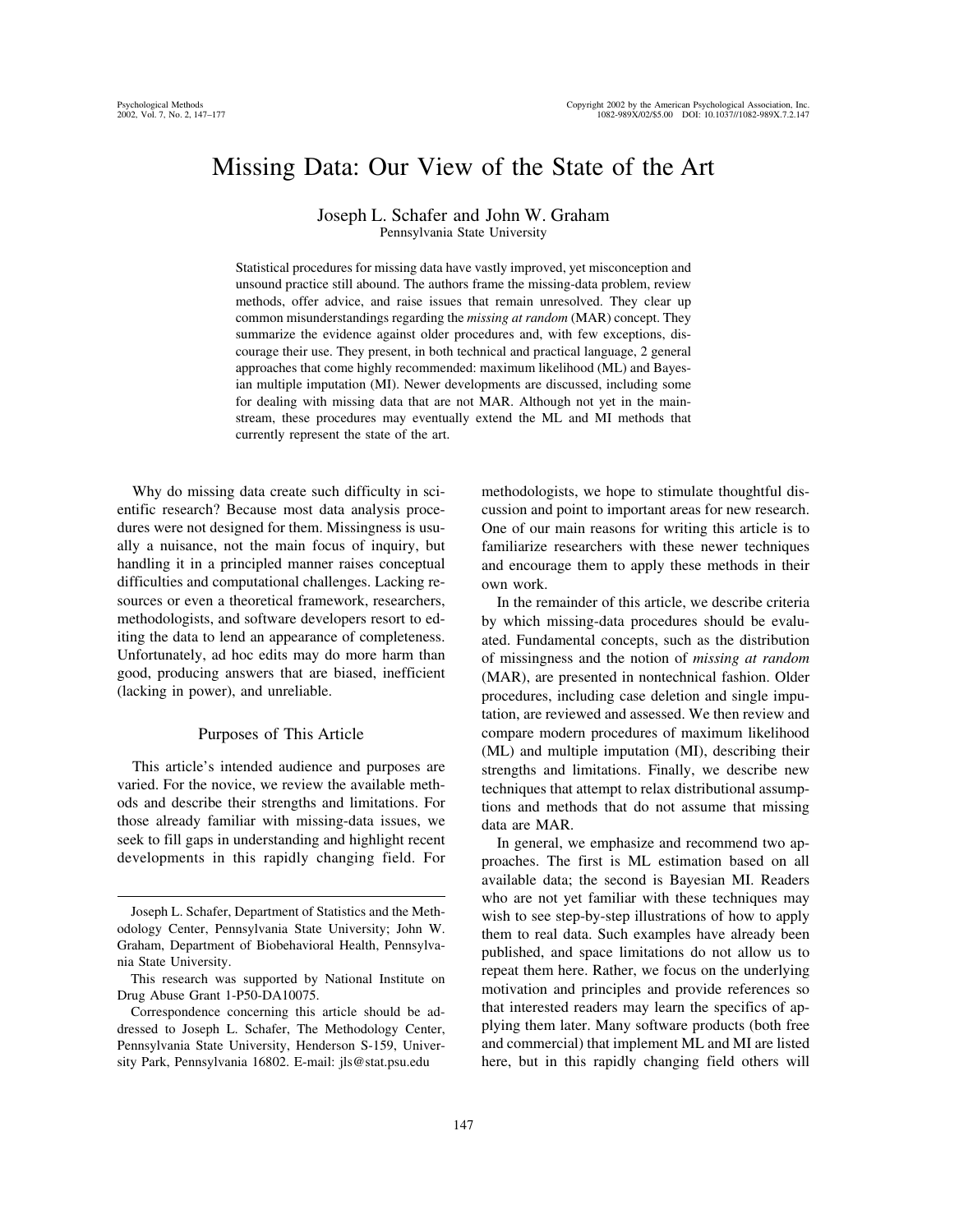# Missing Data: Our View of the State of the Art

Joseph L. Schafer and John W. Graham
Pennsylvania State University

Statistical procedures for missing data have vastly improved, yet misconception and unsound practice still abound. The authors frame the missing-data problem, review methods, offer advice, and raise issues that remain unresolved. They clear up common misunderstandings regarding the *missing at random* (MAR) concept. They summarize the evidence against older procedures and, with few exceptions, discourage their use. They present, in both technical and practical language, 2 general approaches that come highly recommended: maximum likelihood (ML) and Bayesian multiple imputation (MI). Newer developments are discussed, including some for dealing with missing data that are not MAR. Although not yet in the mainstream, these procedures may eventually extend the ML and MI methods that currently represent the state of the art.

Why do missing data create such difficulty in scientific research? Because most data analysis procedures were not designed for them. Missingness is usually a nuisance, not the main focus of inquiry, but handling it in a principled manner raises conceptual difficulties and computational challenges. Lacking resources or even a theoretical framework, researchers, methodologists, and software developers resort to editing the data to lend an appearance of completeness. Unfortunately, ad hoc edits may do more harm than good, producing answers that are biased, inefficient (lacking in power), and unreliable.

## Purposes of This Article

This article's intended audience and purposes are varied. For the novice, we review the available methods and describe their strengths and limitations. For those already familiar with missing-data issues, we seek to fill gaps in understanding and highlight recent developments in this rapidly changing field. For methodologists, we hope to stimulate thoughtful discussion and point to important areas for new research. One of our main reasons for writing this article is to familiarize researchers with these newer techniques and encourage them to apply these methods in their own work.

In the remainder of this article, we describe criteria by which missing-data procedures should be evaluated. Fundamental concepts, such as the distribution of missingness and the notion of *missing at random* (MAR), are presented in nontechnical fashion. Older procedures, including case deletion and single imputation, are reviewed and assessed. We then review and compare modern procedures of maximum likelihood (ML) and multiple imputation (MI), describing their strengths and limitations. Finally, we describe new techniques that attempt to relax distributional assumptions and methods that do not assume that missing data are MAR.

In general, we emphasize and recommend two approaches. The first is ML estimation based on all available data; the second is Bayesian MI. Readers who are not yet familiar with these techniques may wish to see step-by-step illustrations of how to apply them to real data. Such examples have already been published, and space limitations do not allow us to repeat them here. Rather, we focus on the underlying motivation and principles and provide references so that interested readers may learn the specifics of applying them later. Many software products (both free and commercial) that implement ML and MI are listed here, but in this rapidly changing field others will

---

Joseph L. Schafer, Department of Statistics and the Methodology Center, Pennsylvania State University; John W. Graham, Department of Biobehavioral Health, Pennsylvania State University.

This research was supported by National Institute on Drug Abuse Grant 1-P50-DA10075.

Correspondence concerning this article should be addressed to Joseph L. Schafer, The Methodology Center, Pennsylvania State University, Henderson S-159, University Park, Pennsylvania 16802. E-mail: jls@stat.psu.edu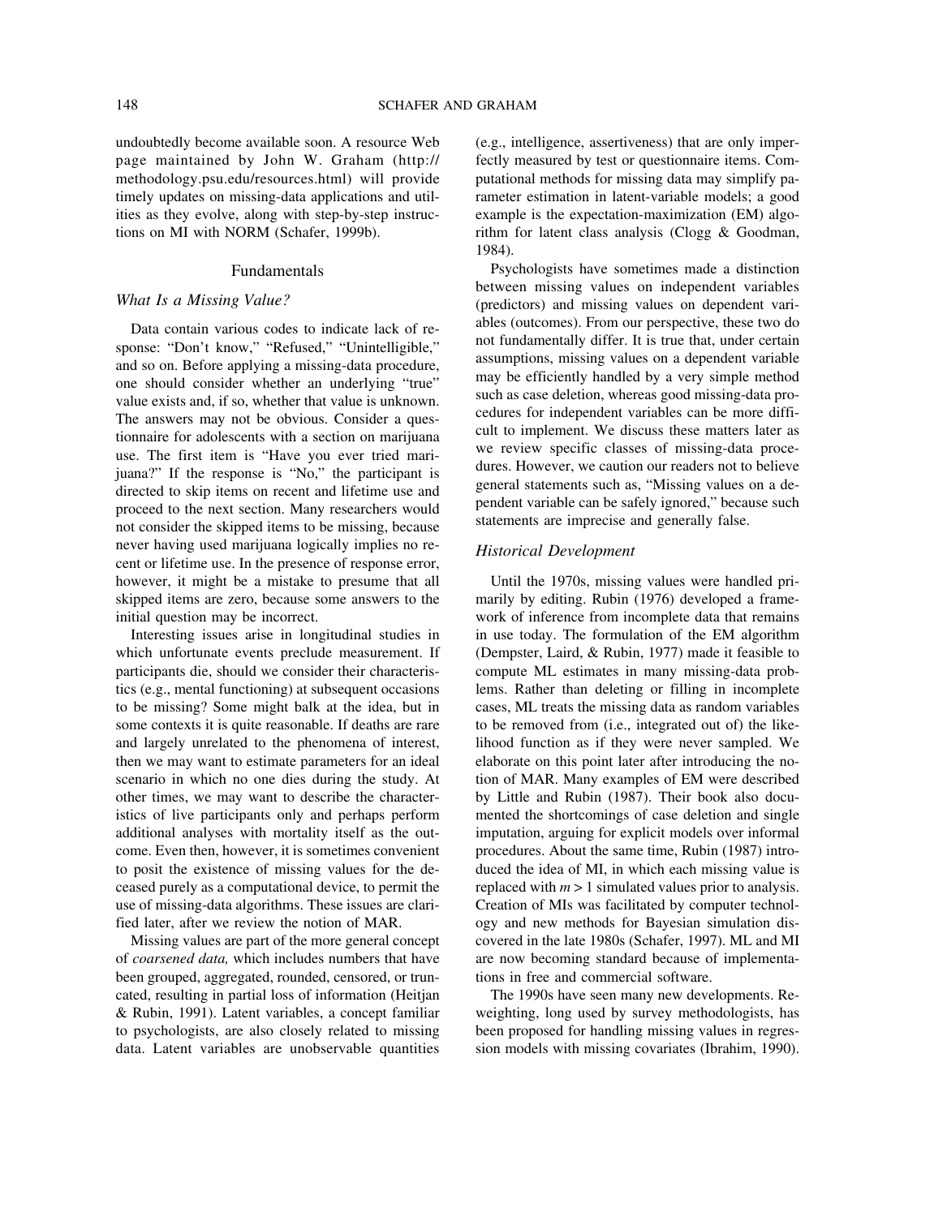undoubtedly become available soon. A resource Web page maintained by John W. Graham (http://methodology.psu.edu/resources.html) will provide timely updates on missing-data applications and utilities as they evolve, along with step-by-step instructions on MI with NORM (Schafer, 1999b).

## Fundamentals

### *What Is a Missing Value?*

Data contain various codes to indicate lack of response: "Don't know," "Refused," "Unintelligible," and so on. Before applying a missing-data procedure, one should consider whether an underlying "true" value exists and, if so, whether that value is unknown. The answers may not be obvious. Consider a questionnaire for adolescents with a section on marijuana use. The first item is "Have you ever tried marijuana?" If the response is "No," the participant is directed to skip items on recent and lifetime use and proceed to the next section. Many researchers would not consider the skipped items to be missing, because never having used marijuana logically implies no recent or lifetime use. In the presence of response error, however, it might be a mistake to presume that all skipped items are zero, because some answers to the initial question may be incorrect.

Interesting issues arise in longitudinal studies in which unfortunate events preclude measurement. If participants die, should we consider their characteristics (e.g., mental functioning) at subsequent occasions to be missing? Some might balk at the idea, but in some contexts it is quite reasonable. If deaths are rare and largely unrelated to the phenomena of interest, then we may want to estimate parameters for an ideal scenario in which no one dies during the study. At other times, we may want to describe the characteristics of live participants only and perhaps perform additional analyses with mortality itself as the outcome. Even then, however, it is sometimes convenient to posit the existence of missing values for the deceased purely as a computational device, to permit the use of missing-data algorithms. These issues are clarified later, after we review the notion of MAR.

Missing values are part of the more general concept of *coarsened data,* which includes numbers that have been grouped, aggregated, rounded, censored, or truncated, resulting in partial loss of information (Heitjan & Rubin, 1991). Latent variables, a concept familiar to psychologists, are also closely related to missing data. Latent variables are unobservable quantities (e.g., intelligence, assertiveness) that are only imperfectly measured by test or questionnaire items. Computational methods for missing data may simplify parameter estimation in latent-variable models; a good example is the expectation-maximization (EM) algorithm for latent class analysis (Clogg & Goodman, 1984).

Psychologists have sometimes made a distinction between missing values on independent variables (predictors) and missing values on dependent variables (outcomes). From our perspective, these two do not fundamentally differ. It is true that, under certain assumptions, missing values on a dependent variable may be efficiently handled by a very simple method such as case deletion, whereas good missing-data procedures for independent variables can be more difficult to implement. We discuss these matters later as we review specific classes of missing-data procedures. However, we caution our readers not to believe general statements such as, "Missing values on a dependent variable can be safely ignored," because such statements are imprecise and generally false.

### *Historical Development*

Until the 1970s, missing values were handled primarily by editing. Rubin (1976) developed a framework of inference from incomplete data that remains in use today. The formulation of the EM algorithm (Dempster, Laird, & Rubin, 1977) made it feasible to compute ML estimates in many missing-data problems. Rather than deleting or filling in incomplete cases, ML treats the missing data as random variables to be removed from (i.e., integrated out of) the likelihood function as if they were never sampled. We elaborate on this point later after introducing the notion of MAR. Many examples of EM were described by Little and Rubin (1987). Their book also documented the shortcomings of case deletion and single imputation, arguing for explicit models over informal procedures. About the same time, Rubin (1987) introduced the idea of MI, in which each missing value is replaced with $m > 1$ simulated values prior to analysis. Creation of MIs was facilitated by computer technology and new methods for Bayesian simulation discovered in the late 1980s (Schafer, 1997). ML and MI are now becoming standard because of implementations in free and commercial software.

The 1990s have seen many new developments. Reweighting, long used by survey methodologists, has been proposed for handling missing values in regression models with missing covariates (Ibrahim, 1990).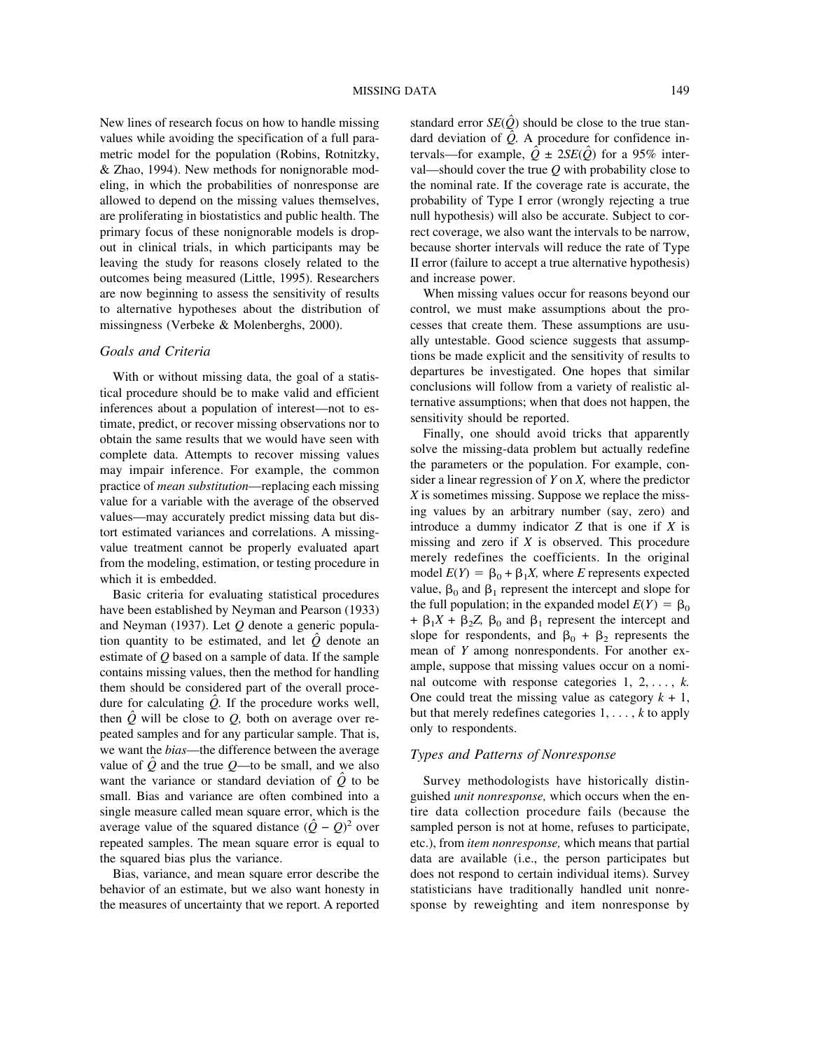New lines of research focus on how to handle missing values while avoiding the specification of a full parametric model for the population (Robins, Rotnitzky, & Zhao, 1994). New methods for nonignorable modeling, in which the probabilities of nonresponse are allowed to depend on the missing values themselves, are proliferating in biostatistics and public health. The primary focus of these nonignorable models is dropout in clinical trials, in which participants may be leaving the study for reasons closely related to the outcomes being measured (Little, 1995). Researchers are now beginning to assess the sensitivity of results to alternative hypotheses about the distribution of missingness (Verbeke & Molenberghs, 2000).

### Goals and Criteria

With or without missing data, the goal of a statistical procedure should be to make valid and efficient inferences about a population of interest—not to estimate, predict, or recover missing observations nor to obtain the same results that we would have seen with complete data. Attempts to recover missing values may impair inference. For example, the common practice of *mean substitution*—replacing each missing value for a variable with the average of the observed values—may accurately predict missing data but distort estimated variances and correlations. A missing-value treatment cannot be properly evaluated apart from the modeling, estimation, or testing procedure in which it is embedded.

Basic criteria for evaluating statistical procedures have been established by Neyman and Pearson (1933) and Neyman (1937). Let $Q$ denote a generic population quantity to be estimated, and let $\hat{Q}$ denote an estimate of $Q$ based on a sample of data. If the sample contains missing values, then the method for handling them should be considered part of the overall procedure for calculating $\hat{Q}$. If the procedure works well, then $\hat{Q}$ will be close to $Q$, both on average over repeated samples and for any particular sample. That is, we want the *bias*—the difference between the average value of $\hat{Q}$ and the true $Q$—to be small, and we also want the variance or standard deviation of $\hat{Q}$ to be small. Bias and variance are often combined into a single measure called mean square error, which is the average value of the squared distance $(\hat{Q} - Q)^2$ over repeated samples. The mean square error is equal to the squared bias plus the variance.

Bias, variance, and mean square error describe the behavior of an estimate, but we also want honesty in the measures of uncertainty that we report. A reported standard error $SE(\hat{Q})$ should be close to the true standard deviation of $\hat{Q}$. A procedure for confidence intervals—for example, $\hat{Q} \pm 2SE(\hat{Q})$ for a 95% interval—should cover the true $Q$ with probability close to the nominal rate. If the coverage rate is accurate, the probability of Type I error (wrongly rejecting a true null hypothesis) will also be accurate. Subject to correct coverage, we also want the intervals to be narrow, because shorter intervals will reduce the rate of Type II error (failure to accept a true alternative hypothesis) and increase power.

When missing values occur for reasons beyond our control, we must make assumptions about the processes that create them. These assumptions are usually untestable. Good science suggests that assumptions be made explicit and the sensitivity of results to departures be investigated. One hopes that similar conclusions will follow from a variety of realistic alternative assumptions; when that does not happen, the sensitivity should be reported.

Finally, one should avoid tricks that apparently solve the missing-data problem but actually redefine the parameters or the population. For example, consider a linear regression of $Y$ on $X$, where the predictor $X$ is sometimes missing. Suppose we replace the missing values by an arbitrary number (say, zero) and introduce a dummy indicator $Z$ that is one if $X$ is missing and zero if $X$ is observed. This procedure merely redefines the coefficients. In the original model $E(Y) = \beta_0 + \beta_1 X$, where $E$ represents expected value, $\beta_0$ and $\beta_1$ represent the intercept and slope for the full population; in the expanded model $E(Y) = \beta_0 + \beta_1 X + \beta_2 Z$, $\beta_0$ and $\beta_1$ represent the intercept and slope for respondents, and $\beta_0 + \beta_2$ represents the mean of $Y$ among nonrespondents. For another example, suppose that missing values occur on a nominal outcome with response categories $1, 2, \ldots, k$. One could treat the missing value as category $k + 1$, but that merely redefines categories $1, \ldots, k$ to apply only to respondents.

### Types and Patterns of Nonresponse

Survey methodologists have historically distinguished *unit nonresponse,* which occurs when the entire data collection procedure fails (because the sampled person is not at home, refuses to participate, etc.), from *item nonresponse,* which means that partial data are available (i.e., the person participates but does not respond to certain individual items). Survey statisticians have traditionally handled unit nonresponse by reweighting and item nonresponse by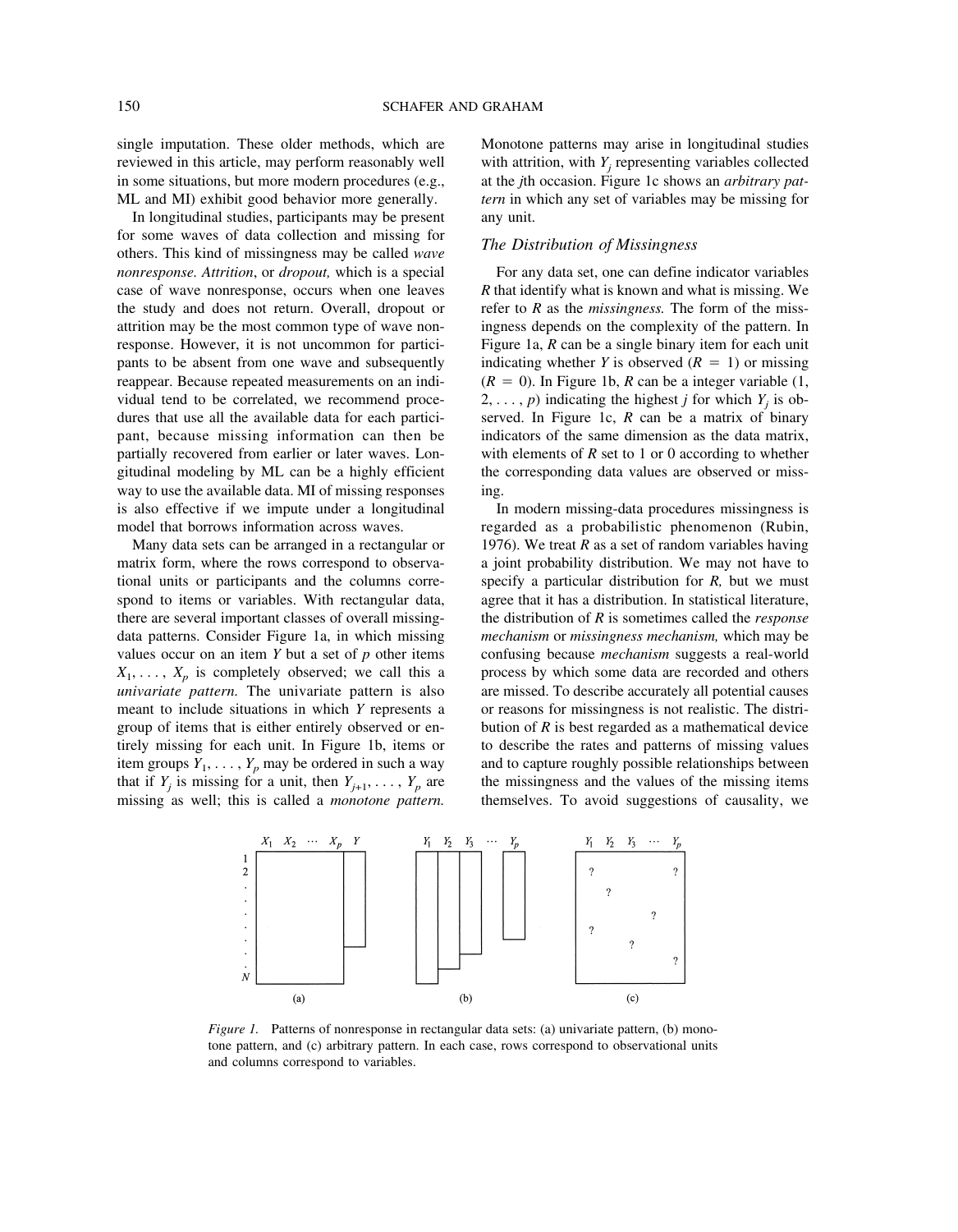single imputation. These older methods, which are reviewed in this article, may perform reasonably well in some situations, but more modern procedures (e.g., ML and MI) exhibit good behavior more generally.

In longitudinal studies, participants may be present for some waves of data collection and missing for others. This kind of missingness may be called *wave nonresponse. Attrition*, or *dropout,* which is a special case of wave nonresponse, occurs when one leaves the study and does not return. Overall, dropout or attrition may be the most common type of wave nonresponse. However, it is not uncommon for participants to be absent from one wave and subsequently reappear. Because repeated measurements on an individual tend to be correlated, we recommend procedures that use all the available data for each participant, because missing information can then be partially recovered from earlier or later waves. Longitudinal modeling by ML can be a highly efficient way to use the available data. MI of missing responses is also effective if we impute under a longitudinal model that borrows information across waves.

Many data sets can be arranged in a rectangular or matrix form, where the rows correspond to observational units or participants and the columns correspond to items or variables. With rectangular data, there are several important classes of overall missing-data patterns. Consider Figure 1a, in which missing values occur on an item $Y$ but a set of $p$ other items $X_1, \ldots, X_p$ is completely observed; we call this a *univariate pattern.* The univariate pattern is also meant to include situations in which $Y$ represents a group of items that is either entirely observed or entirely missing for each unit. In Figure 1b, items or item groups $Y_1, \ldots, Y_p$ may be ordered in such a way that if $Y_j$ is missing for a unit, then $Y_{j+1}, \ldots, Y_p$ are missing as well; this is called a *monotone pattern.* Monotone patterns may arise in longitudinal studies with attrition, with $Y_j$ representing variables collected at the $j$th occasion. Figure 1c shows an *arbitrary pattern* in which any set of variables may be missing for any unit.

### The Distribution of Missingness

For any data set, one can define indicator variables $R$ that identify what is known and what is missing. We refer to $R$ as the *missingness.* The form of the missingness depends on the complexity of the pattern. In Figure 1a, $R$ can be a single binary item for each unit indicating whether $Y$ is observed ($R = 1$) or missing ($R = 0$). In Figure 1b, $R$ can be a integer variable ($1, 2, \ldots, p$) indicating the highest $j$ for which $Y_j$ is observed. In Figure 1c, $R$ can be a matrix of binary indicators of the same dimension as the data matrix, with elements of $R$ set to 1 or 0 according to whether the corresponding data values are observed or missing.

In modern missing-data procedures missingness is regarded as a probabilistic phenomenon (Rubin, 1976). We treat $R$ as a set of random variables having a joint probability distribution. We may not have to specify a particular distribution for $R,$ but we must agree that it has a distribution. In statistical literature, the distribution of $R$ is sometimes called the *response mechanism* or *missingness mechanism,* which may be confusing because *mechanism* suggests a real-world process by which some data are recorded and others are missed. To describe accurately all potential causes or reasons for missingness is not realistic. The distribution of $R$ is best regarded as a mathematical device to describe the rates and patterns of missing values and to capture roughly possible relationships between the missingness and the values of the missing items themselves. To avoid suggestions of causality, we

*Figure 1.* Patterns of nonresponse in rectangular data sets: (a) univariate pattern, (b) monotone pattern, and (c) arbitrary pattern. In each case, rows correspond to observational units and columns correspond to variables.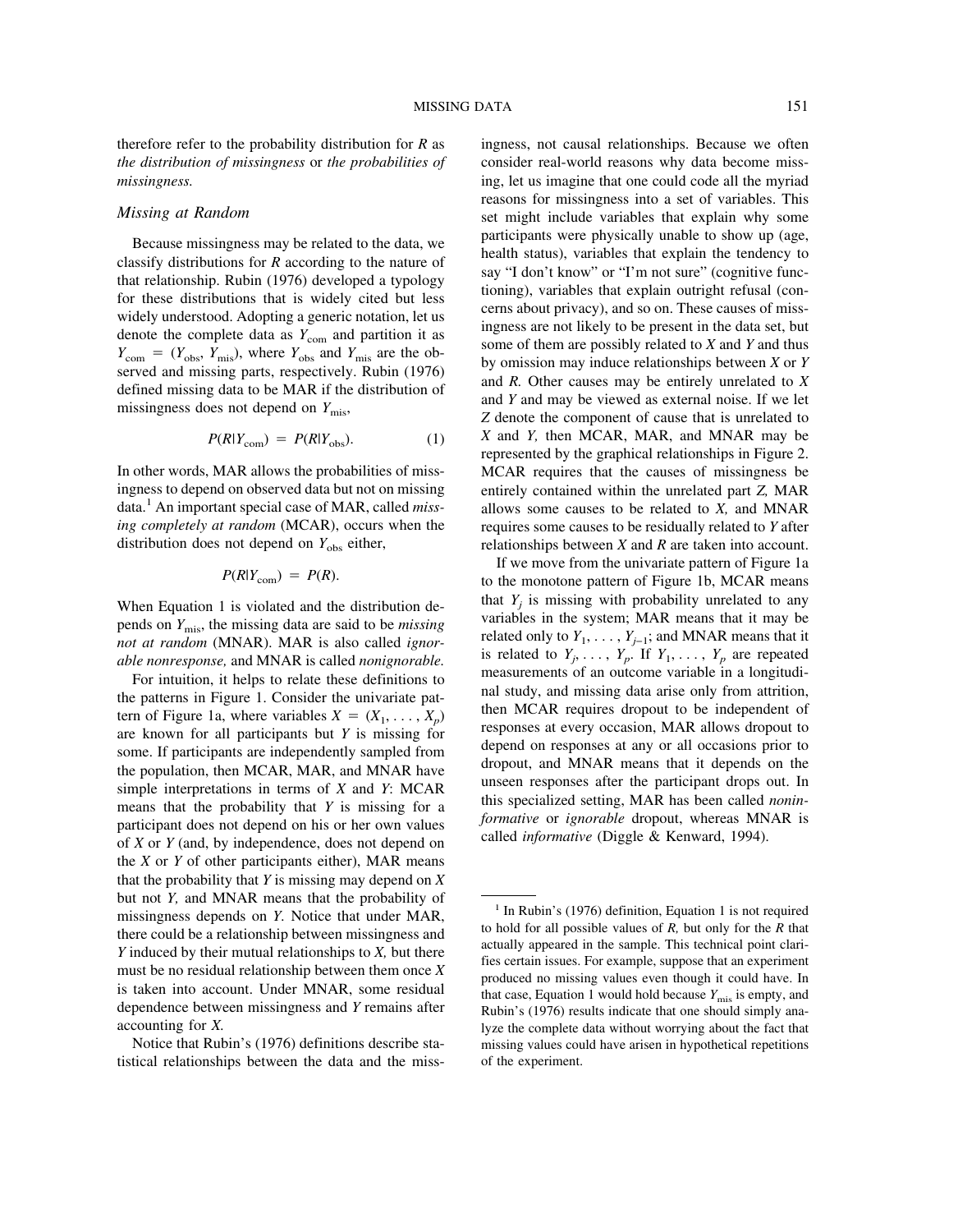therefore refer to the probability distribution for $R$ as *the distribution of missingness* or *the probabilities of missingness.*

### Missing at Random

Because missingness may be related to the data, we classify distributions for $R$ according to the nature of that relationship. Rubin (1976) developed a typology for these distributions that is widely cited but less widely understood. Adopting a generic notation, let us denote the complete data as $Y_{\text{com}}$ and partition it as $Y_{\text{com}} = (Y_{\text{obs}}, Y_{\text{mis}})$, where $Y_{\text{obs}}$ and $Y_{\text{mis}}$ are the observed and missing parts, respectively. Rubin (1976) defined missing data to be MAR if the distribution of missingness does not depend on $Y_{\text{mis}}$,

$$P(R|Y_{\text{com}}) = P(R|Y_{\text{obs}}). \tag{1}$$

In other words, MAR allows the probabilities of missingness to depend on observed data but not on missing data.[1] An important special case of MAR, called *missing completely at random* (MCAR), occurs when the distribution does not depend on $Y_{\text{obs}}$ either,

$$P(R|Y_{\text{com}}) = P(R).$$

When Equation 1 is violated and the distribution depends on $Y_{\text{mis}}$, the missing data are said to be *missing not at random* (MNAR). MAR is also called *ignorable nonresponse,* and MNAR is called *nonignorable.*

For intuition, it helps to relate these definitions to the patterns in Figure 1. Consider the univariate pattern of Figure 1a, where variables $X = (X_1, \ldots, X_p)$ are known for all participants but $Y$ is missing for some. If participants are independently sampled from the population, then MCAR, MAR, and MNAR have simple interpretations in terms of $X$ and $Y$: MCAR means that the probability that $Y$ is missing for a participant does not depend on his or her own values of $X$ or $Y$ (and, by independence, does not depend on the $X$ or $Y$ of other participants either), MAR means that the probability that $Y$ is missing may depend on $X$ but not $Y$, and MNAR means that the probability of missingness depends on $Y$. Notice that under MAR, there could be a relationship between missingness and $Y$ induced by their mutual relationships to $X$, but there must be no residual relationship between them once $X$ is taken into account. Under MNAR, some residual dependence between missingness and $Y$ remains after accounting for $X$.

Notice that Rubin's (1976) definitions describe statistical relationships between the data and the missingness, not causal relationships. Because we often consider real-world reasons why data become missing, let us imagine that one could code all the myriad reasons for missingness into a set of variables. This set might include variables that explain why some participants were physically unable to show up (age, health status), variables that explain the tendency to say "I don't know" or "I'm not sure" (cognitive functioning), variables that explain outright refusal (concerns about privacy), and so on. These causes of missingness are not likely to be present in the data set, but some of them are possibly related to $X$ and $Y$ and thus by omission may induce relationships between $X$ or $Y$ and $R$. Other causes may be entirely unrelated to $X$ and $Y$ and may be viewed as external noise. If we let $Z$ denote the component of cause that is unrelated to $X$ and $Y$, then MCAR, MAR, and MNAR may be represented by the graphical relationships in Figure 2. MCAR requires that the causes of missingness be entirely contained within the unrelated part $Z$, MAR allows some causes to be related to $X$, and MNAR requires some causes to be residually related to $Y$ after relationships between $X$ and $R$ are taken into account.

If we move from the univariate pattern of Figure 1a to the monotone pattern of Figure 1b, MCAR means that $Y_j$ is missing with probability unrelated to any variables in the system; MAR means that it may be related only to $Y_1, \ldots, Y_{j-1}$; and MNAR means that it is related to $Y_j, \ldots, Y_p$. If $Y_1, \ldots, Y_p$ are repeated measurements of an outcome variable in a longitudinal study, and missing data arise only from attrition, then MCAR requires dropout to be independent of responses at every occasion, MAR allows dropout to depend on responses at any or all occasions prior to dropout, and MNAR means that it depends on the unseen responses after the participant drops out. In this specialized setting, MAR has been called *noninformative* or *ignorable* dropout, whereas MNAR is called *informative* (Diggle & Kenward, 1994).

---

[1] In Rubin's (1976) definition, Equation 1 is not required to hold for all possible values of $R$, but only for the $R$ that actually appeared in the sample. This technical point clarifies certain issues. For example, suppose that an experiment produced no missing values even though it could have. In that case, Equation 1 would hold because $Y_{\text{mis}}$ is empty, and Rubin's (1976) results indicate that one should simply analyze the complete data without worrying about the fact that missing values could have arisen in hypothetical repetitions of the experiment.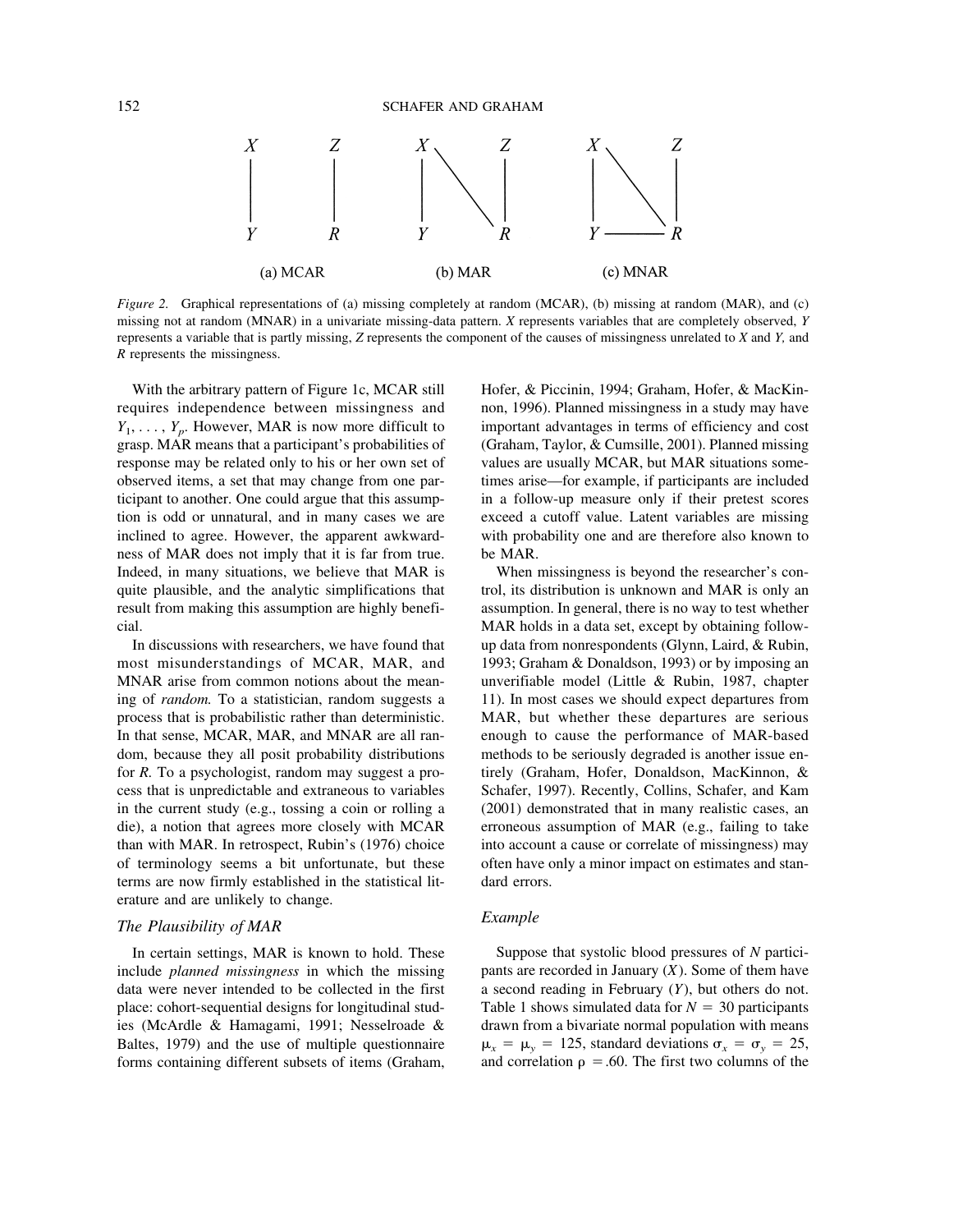X Z X Z X Z

Y R Y R Y R

(a) MCAR (b) MAR (c) MNAR

*Figure 2.* Graphical representations of (a) missing completely at random (MCAR), (b) missing at random (MAR), and (c) missing not at random (MNAR) in a univariate missing-data pattern. *X* represents variables that are completely observed, *Y* represents a variable that is partly missing, *Z* represents the component of the causes of missingness unrelated to *X* and *Y*, and *R* represents the missingness.

With the arbitrary pattern of Figure 1c, MCAR still requires independence between missingness and $Y_1, \ldots, Y_p$. However, MAR is now more difficult to grasp. MAR means that a participant's probabilities of response may be related only to his or her own set of observed items, a set that may change from one participant to another. One could argue that this assumption is odd or unnatural, and in many cases we are inclined to agree. However, the apparent awkwardness of MAR does not imply that it is far from true. Indeed, in many situations, we believe that MAR is quite plausible, and the analytic simplifications that result from making this assumption are highly beneficial.

In discussions with researchers, we have found that most misunderstandings of MCAR, MAR, and MNAR arise from common notions about the meaning of *random.* To a statistician, random suggests a process that is probabilistic rather than deterministic. In that sense, MCAR, MAR, and MNAR are all random, because they all posit probability distributions for *R.* To a psychologist, random may suggest a process that is unpredictable and extraneous to variables in the current study (e.g., tossing a coin or rolling a die), a notion that agrees more closely with MCAR than with MAR. In retrospect, Rubin's (1976) choice of terminology seems a bit unfortunate, but these terms are now firmly established in the statistical literature and are unlikely to change.

### The Plausibility of MAR

In certain settings, MAR is known to hold. These include *planned missingness* in which the missing data were never intended to be collected in the first place: cohort-sequential designs for longitudinal studies (McArdle & Hamagami, 1991; Nesselroade & Baltes, 1979) and the use of multiple questionnaire forms containing different subsets of items (Graham, Hofer, & Piccinin, 1994; Graham, Hofer, & MacKinnon, 1996). Planned missingness in a study may have important advantages in terms of efficiency and cost (Graham, Taylor, & Cumsille, 2001). Planned missing values are usually MCAR, but MAR situations sometimes arise—for example, if participants are included in a follow-up measure only if their pretest scores exceed a cutoff value. Latent variables are missing with probability one and are therefore also known to be MAR.

When missingness is beyond the researcher's control, its distribution is unknown and MAR is only an assumption. In general, there is no way to test whether MAR holds in a data set, except by obtaining follow-up data from nonrespondents (Glynn, Laird, & Rubin, 1993; Graham & Donaldson, 1993) or by imposing an unverifiable model (Little & Rubin, 1987, chapter 11). In most cases we should expect departures from MAR, but whether these departures are serious enough to cause the performance of MAR-based methods to be seriously degraded is another issue entirely (Graham, Hofer, Donaldson, MacKinnon, & Schafer, 1997). Recently, Collins, Schafer, and Kam (2001) demonstrated that in many realistic cases, an erroneous assumption of MAR (e.g., failing to take into account a cause or correlate of missingness) may often have only a minor impact on estimates and standard errors.

### Example

Suppose that systolic blood pressures of *N* participants are recorded in January (*X*). Some of them have a second reading in February (*Y*), but others do not. Table 1 shows simulated data for $N = 30$ participants drawn from a bivariate normal population with means $\mu_x = \mu_y = 125$, standard deviations $\sigma_x = \sigma_y = 25$, and correlation $\rho = .60$. The first two columns of the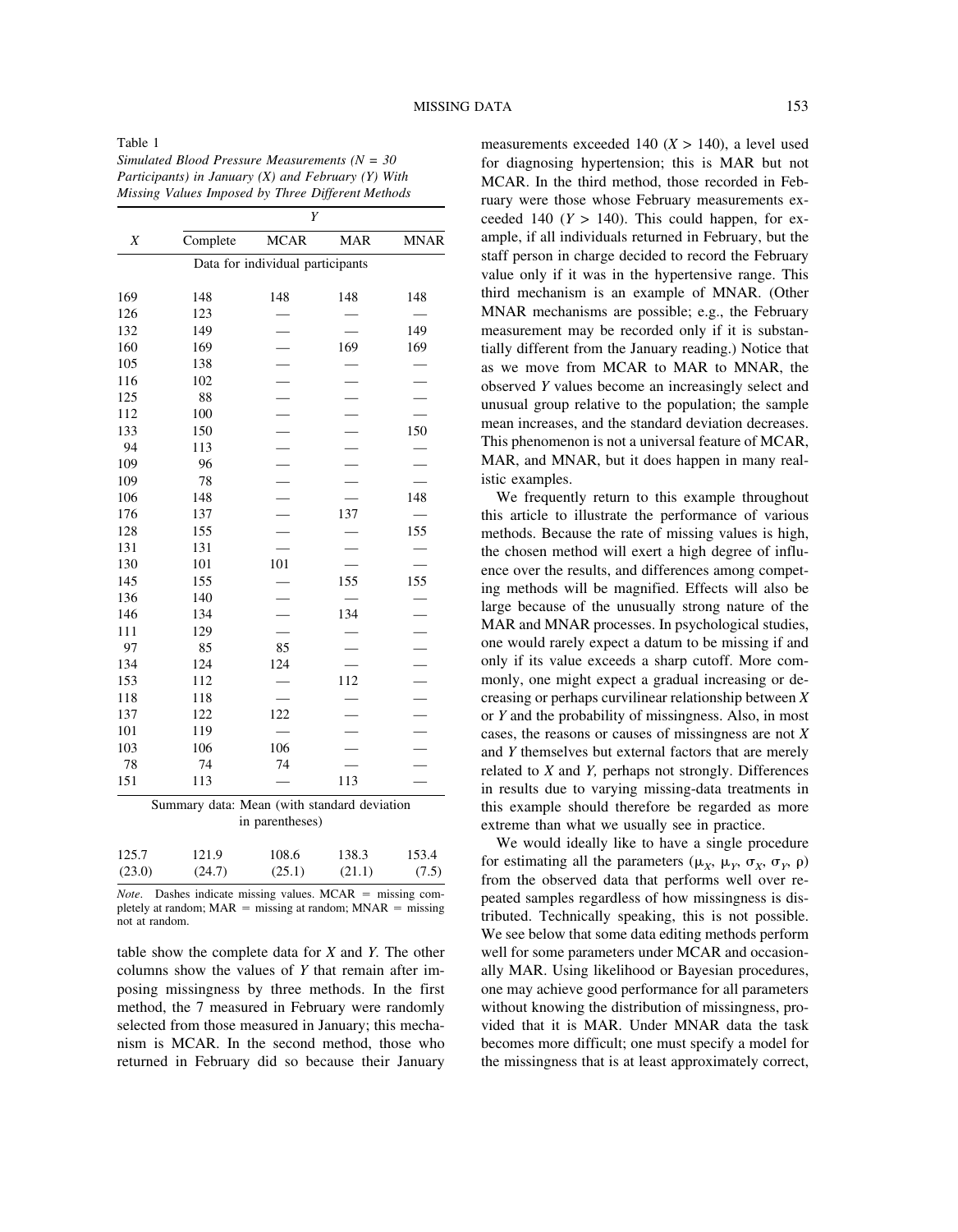Table 1
*Simulated Blood Pressure Measurements (N = 30 Participants) in January (X) and February (Y) With Missing Values Imposed by Three Different Methods*

| | Y | | | |
|---|---|---|---|---|
| X | Complete | MCAR | MAR | MNAR |
| | Data for individual participants | | | |
| 169 | 148 | 148 | 148 | 148 |
| 126 | 123 | — | — | — |
| 132 | 149 | — | — | 149 |
| 160 | 169 | — | 169 | 169 |
| 105 | 138 | — | — | — |
| 116 | 102 | — | — | — |
| 125 | 88 | — | — | — |
| 112 | 100 | — | — | — |
| 133 | 150 | — | — | 150 |
| 94 | 113 | — | — | — |
| 109 | 96 | — | — | — |
| 109 | 78 | — | — | — |
| 106 | 148 | — | — | 148 |
| 176 | 137 | — | 137 | — |
| 128 | 155 | — | — | 155 |
| 131 | 131 | — | — | — |
| 130 | 101 | 101 | — | — |
| 145 | 155 | — | 155 | 155 |
| 136 | 140 | — | — | — |
| 146 | 134 | — | 134 | — |
| 111 | 129 | — | — | — |
| 97 | 85 | 85 | — | — |
| 134 | 124 | 124 | — | — |
| 153 | 112 | — | 112 | — |
| 118 | 118 | — | — | — |
| 137 | 122 | 122 | — | — |
| 101 | 119 | — | — | — |
| 103 | 106 | 106 | — | — |
| 78 | 74 | 74 | — | — |
| 151 | 113 | — | 113 | — |
| | Summary data: Mean (with standard deviation in parentheses) | | | |
| 125.7 | 121.9 | 108.6 | 138.3 | 153.4 |
| (23.0) | (24.7) | (25.1) | (21.1) | (7.5) |

*Note*. Dashes indicate missing values. MCAR = missing completely at random; MAR = missing at random; MNAR = missing not at random.

table show the complete data for $X$ and $Y$. The other columns show the values of $Y$ that remain after imposing missingness by three methods. In the first method, the 7 measured in February were randomly selected from those measured in January; this mechanism is MCAR. In the second method, those who returned in February did so because their January measurements exceeded 140 ($X > 140$), a level used for diagnosing hypertension; this is MAR but not MCAR. In the third method, those recorded in February were those whose February measurements exceeded 140 ($Y > 140$). This could happen, for example, if all individuals returned in February, but the staff person in charge decided to record the February value only if it was in the hypertensive range. This third mechanism is an example of MNAR. (Other MNAR mechanisms are possible; e.g., the February measurement may be recorded only if it is substantially different from the January reading.) Notice that as we move from MCAR to MAR to MNAR, the observed $Y$ values become an increasingly select and unusual group relative to the population; the sample mean increases, and the standard deviation decreases. This phenomenon is not a universal feature of MCAR, MAR, and MNAR, but it does happen in many realistic examples.

We frequently return to this example throughout this article to illustrate the performance of various methods. Because the rate of missing values is high, the chosen method will exert a high degree of influence over the results, and differences among competing methods will be magnified. Effects will also be large because of the unusually strong nature of the MAR and MNAR processes. In psychological studies, one would rarely expect a datum to be missing if and only if its value exceeds a sharp cutoff. More commonly, one might expect a gradual increasing or decreasing or perhaps curvilinear relationship between $X$ or $Y$ and the probability of missingness. Also, in most cases, the reasons or causes of missingness are not $X$ and $Y$ themselves but external factors that are merely related to $X$ and $Y$, perhaps not strongly. Differences in results due to varying missing-data treatments in this example should therefore be regarded as more extreme than what we usually see in practice.

We would ideally like to have a single procedure for estimating all the parameters ($\mu_X$, $\mu_Y$, $\sigma_X$, $\sigma_Y$, $\rho$) from the observed data that performs well over repeated samples regardless of how missingness is distributed. Technically speaking, this is not possible. We see below that some data editing methods perform well for some parameters under MCAR and occasionally MAR. Using likelihood or Bayesian procedures, one may achieve good performance for all parameters without knowing the distribution of missingness, provided that it is MAR. Under MNAR data the task becomes more difficult; one must specify a model for the missingness that is at least approximately correct,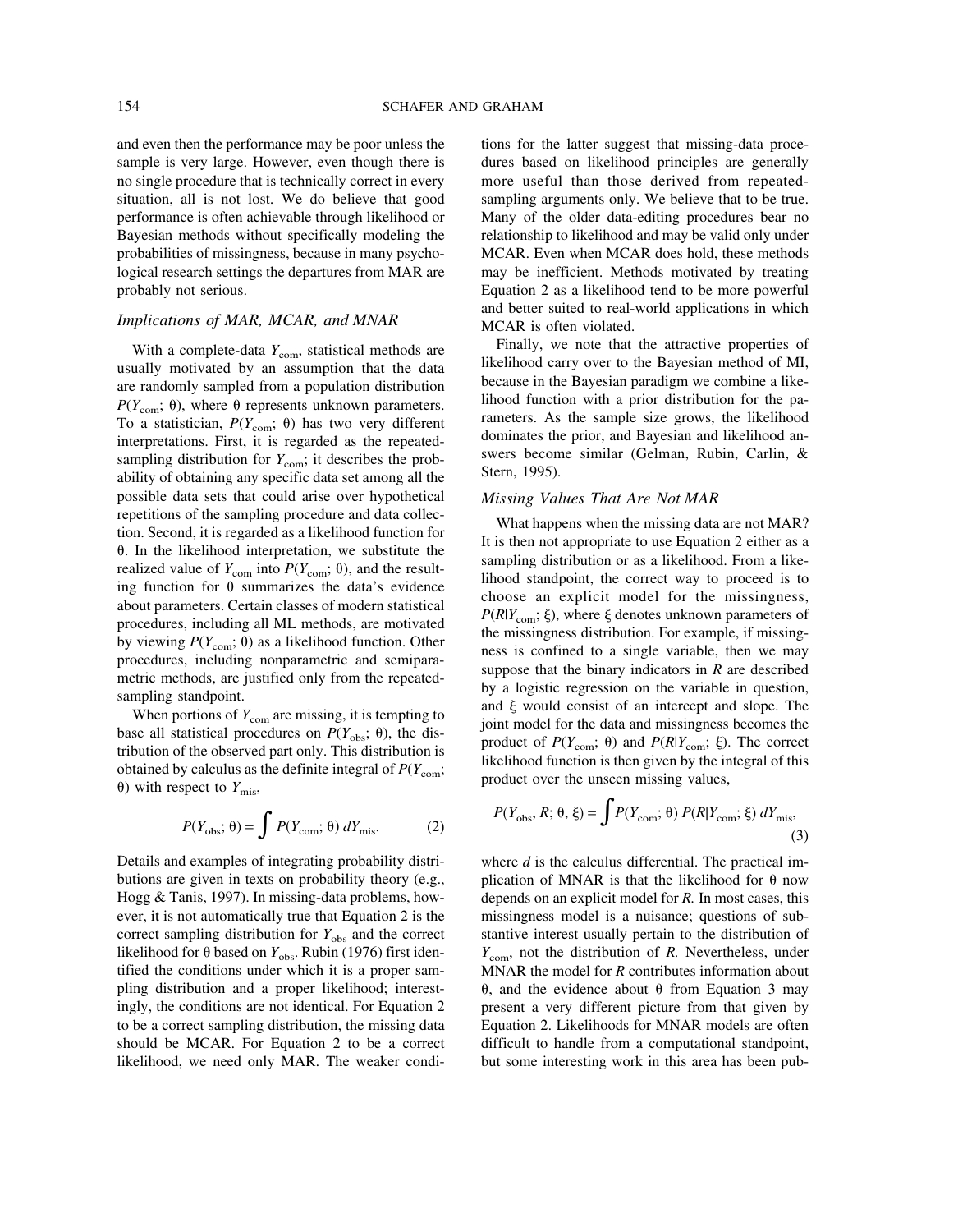and even then the performance may be poor unless the sample is very large. However, even though there is no single procedure that is technically correct in every situation, all is not lost. We do believe that good performance is often achievable through likelihood or Bayesian methods without specifically modeling the probabilities of missingness, because in many psychological research settings the departures from MAR are probably not serious.

### *Implications of MAR, MCAR, and MNAR*

With a complete-data $Y_{\text{com}}$, statistical methods are usually motivated by an assumption that the data are randomly sampled from a population distribution $P(Y_{\text{com}}; \theta)$, where $\theta$ represents unknown parameters. To a statistician, $P(Y_{\text{com}}; \theta)$ has two very different interpretations. First, it is regarded as the repeated-sampling distribution for $Y_{\text{com}}$; it describes the probability of obtaining any specific data set among all the possible data sets that could arise over hypothetical repetitions of the sampling procedure and data collection. Second, it is regarded as a likelihood function for $\theta$. In the likelihood interpretation, we substitute the realized value of $Y_{\text{com}}$ into $P(Y_{\text{com}}; \theta)$, and the resulting function for $\theta$ summarizes the data's evidence about parameters. Certain classes of modern statistical procedures, including all ML methods, are motivated by viewing $P(Y_{\text{com}}; \theta)$ as a likelihood function. Other procedures, including nonparametric and semiparametric methods, are justified only from the repeated-sampling standpoint.

When portions of $Y_{\text{com}}$ are missing, it is tempting to base all statistical procedures on $P(Y_{\text{obs}}; \theta)$, the distribution of the observed part only. This distribution is obtained by calculus as the definite integral of $P(Y_{\text{com}}; \theta)$ with respect to $Y_{\text{mis}}$,

$$P(Y_{\text{obs}}; \theta) = \int P(Y_{\text{com}}; \theta)\, dY_{\text{mis}}. \tag{2}$$

Details and examples of integrating probability distributions are given in texts on probability theory (e.g., Hogg & Tanis, 1997). In missing-data problems, however, it is not automatically true that Equation 2 is the correct sampling distribution for $Y_{\text{obs}}$ and the correct likelihood for $\theta$ based on $Y_{\text{obs}}$. Rubin (1976) first identified the conditions under which it is a proper sampling distribution and a proper likelihood; interestingly, the conditions are not identical. For Equation 2 to be a correct sampling distribution, the missing data should be MCAR. For Equation 2 to be a correct likelihood, we need only MAR. The weaker conditions for the latter suggest that missing-data procedures based on likelihood principles are generally more useful than those derived from repeated-sampling arguments only. We believe that to be true. Many of the older data-editing procedures bear no relationship to likelihood and may be valid only under MCAR. Even when MCAR does hold, these methods may be inefficient. Methods motivated by treating Equation 2 as a likelihood tend to be more powerful and better suited to real-world applications in which MCAR is often violated.

Finally, we note that the attractive properties of likelihood carry over to the Bayesian method of MI, because in the Bayesian paradigm we combine a likelihood function with a prior distribution for the parameters. As the sample size grows, the likelihood dominates the prior, and Bayesian and likelihood answers become similar (Gelman, Rubin, Carlin, & Stern, 1995).

### *Missing Values That Are Not MAR*

What happens when the missing data are not MAR? It is then not appropriate to use Equation 2 either as a sampling distribution or as a likelihood. From a likelihood standpoint, the correct way to proceed is to choose an explicit model for the missingness, $P(R|Y_{\text{com}}; \xi)$, where $\xi$ denotes unknown parameters of the missingness distribution. For example, if missingness is confined to a single variable, then we may suppose that the binary indicators in $R$ are described by a logistic regression on the variable in question, and $\xi$ would consist of an intercept and slope. The joint model for the data and missingness becomes the product of $P(Y_{\text{com}}; \theta)$ and $P(R|Y_{\text{com}}; \xi)$. The correct likelihood function is then given by the integral of this product over the unseen missing values,

$$P(Y_{\text{obs}}, R; \theta, \xi) = \int P(Y_{\text{com}}; \theta)\, P(R|Y_{\text{com}}; \xi)\, dY_{\text{mis}}, \tag{3}$$

where $d$ is the calculus differential. The practical implication of MNAR is that the likelihood for $\theta$ now depends on an explicit model for $R$. In most cases, this missingness model is a nuisance; questions of substantive interest usually pertain to the distribution of $Y_{\text{com}}$, not the distribution of $R$. Nevertheless, under MNAR the model for $R$ contributes information about $\theta$, and the evidence about $\theta$ from Equation 3 may present a very different picture from that given by Equation 2. Likelihoods for MNAR models are often difficult to handle from a computational standpoint, but some interesting work in this area has been pub-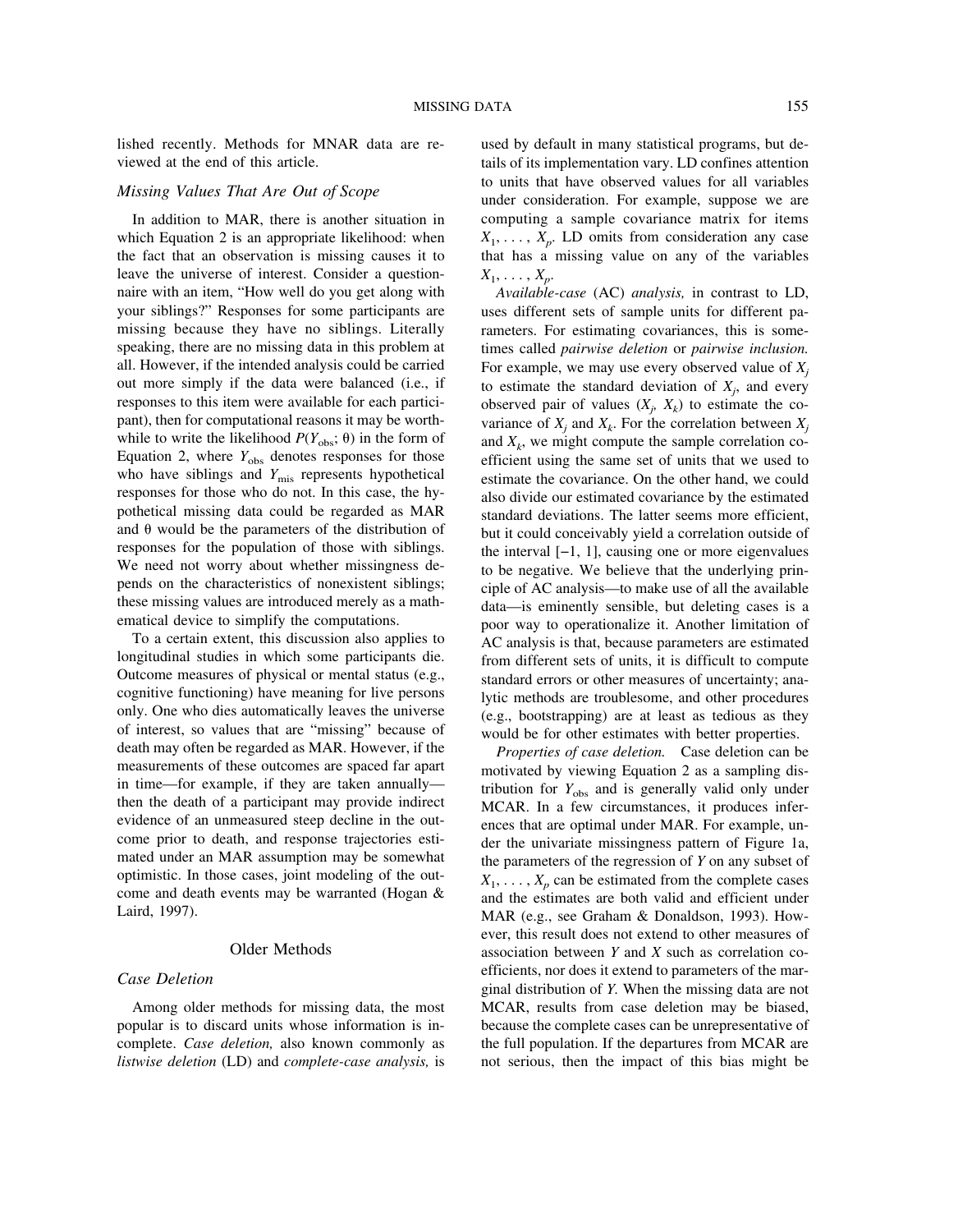lished recently. Methods for MNAR data are reviewed at the end of this article.

### *Missing Values That Are Out of Scope*

In addition to MAR, there is another situation in which Equation 2 is an appropriate likelihood: when the fact that an observation is missing causes it to leave the universe of interest. Consider a questionnaire with an item, "How well do you get along with your siblings?" Responses for some participants are missing because they have no siblings. Literally speaking, there are no missing data in this problem at all. However, if the intended analysis could be carried out more simply if the data were balanced (i.e., if responses to this item were available for each participant), then for computational reasons it may be worthwhile to write the likelihood $P(Y_{\text{obs}}; \theta)$ in the form of Equation 2, where $Y_{\text{obs}}$ denotes responses for those who have siblings and $Y_{\text{mis}}$ represents hypothetical responses for those who do not. In this case, the hypothetical missing data could be regarded as MAR and $\theta$ would be the parameters of the distribution of responses for the population of those with siblings. We need not worry about whether missingness depends on the characteristics of nonexistent siblings; these missing values are introduced merely as a mathematical device to simplify the computations.

To a certain extent, this discussion also applies to longitudinal studies in which some participants die. Outcome measures of physical or mental status (e.g., cognitive functioning) have meaning for live persons only. One who dies automatically leaves the universe of interest, so values that are "missing" because of death may often be regarded as MAR. However, if the measurements of these outcomes are spaced far apart in time—for example, if they are taken annually—then the death of a participant may provide indirect evidence of an unmeasured steep decline in the outcome prior to death, and response trajectories estimated under an MAR assumption may be somewhat optimistic. In those cases, joint modeling of the outcome and death events may be warranted (Hogan & Laird, 1997).

## Older Methods

### *Case Deletion*

Among older methods for missing data, the most popular is to discard units whose information is incomplete. *Case deletion,* also known commonly as *listwise deletion* (LD) and *complete-case analysis,* is used by default in many statistical programs, but details of its implementation vary. LD confines attention to units that have observed values for all variables under consideration. For example, suppose we are computing a sample covariance matrix for items $X_1, \ldots, X_p$. LD omits from consideration any case that has a missing value on any of the variables $X_1, \ldots, X_p$.

*Available-case* (AC) *analysis,* in contrast to LD, uses different sets of sample units for different parameters. For estimating covariances, this is sometimes called *pairwise deletion* or *pairwise inclusion.* For example, we may use every observed value of $X_j$ to estimate the standard deviation of $X_j$, and every observed pair of values $(X_j, X_k)$ to estimate the covariance of $X_j$ and $X_k$. For the correlation between $X_j$ and $X_k$, we might compute the sample correlation coefficient using the same set of units that we used to estimate the covariance. On the other hand, we could also divide our estimated covariance by the estimated standard deviations. The latter seems more efficient, but it could conceivably yield a correlation outside of the interval $[-1, 1]$, causing one or more eigenvalues to be negative. We believe that the underlying principle of AC analysis—to make use of all the available data—is eminently sensible, but deleting cases is a poor way to operationalize it. Another limitation of AC analysis is that, because parameters are estimated from different sets of units, it is difficult to compute standard errors or other measures of uncertainty; analytic methods are troublesome, and other procedures (e.g., bootstrapping) are at least as tedious as they would be for other estimates with better properties.

*Properties of case deletion.* Case deletion can be motivated by viewing Equation 2 as a sampling distribution for $Y_{\text{obs}}$ and is generally valid only under MCAR. In a few circumstances, it produces inferences that are optimal under MAR. For example, under the univariate missingness pattern of Figure 1a, the parameters of the regression of $Y$ on any subset of $X_1, \ldots, X_p$ can be estimated from the complete cases and the estimates are both valid and efficient under MAR (e.g., see Graham & Donaldson, 1993). However, this result does not extend to other measures of association between $Y$ and $X$ such as correlation coefficients, nor does it extend to parameters of the marginal distribution of $Y$. When the missing data are not MCAR, results from case deletion may be biased, because the complete cases can be unrepresentative of the full population. If the departures from MCAR are not serious, then the impact of this bias might be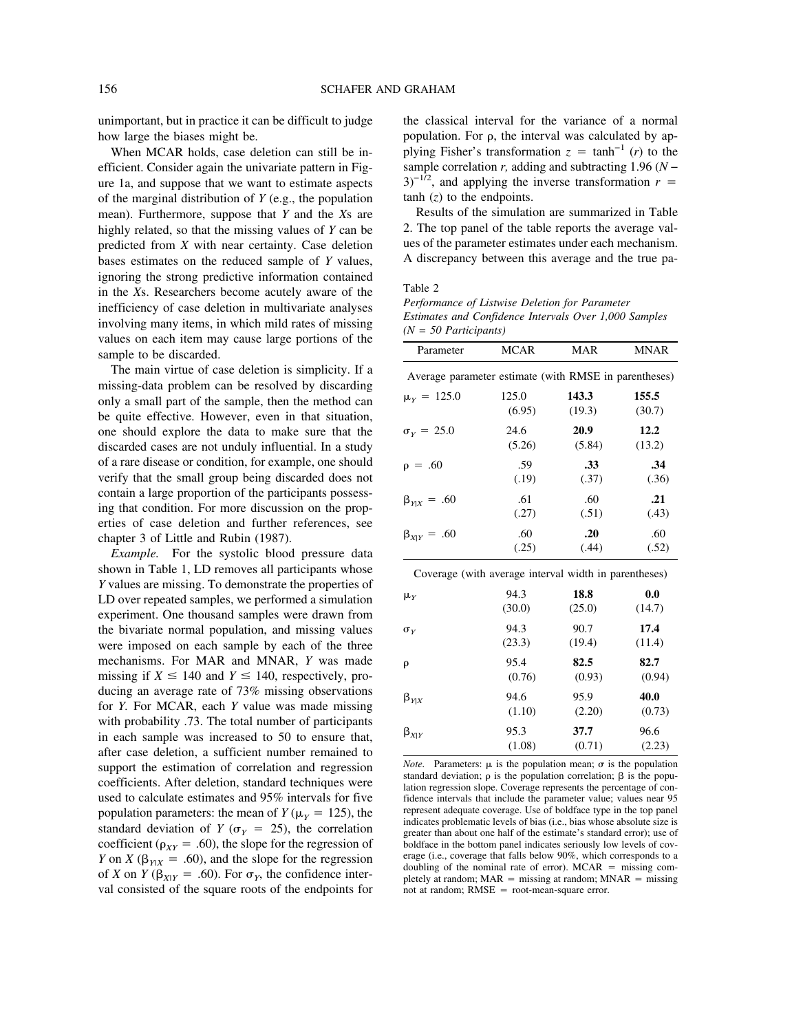unimportant, but in practice it can be difficult to judge how large the biases might be.

When MCAR holds, case deletion can still be inefficient. Consider again the univariate pattern in Figure 1a, and suppose that we want to estimate aspects of the marginal distribution of $Y$ (e.g., the population mean). Furthermore, suppose that $Y$ and the $X$s are highly related, so that the missing values of $Y$ can be predicted from $X$ with near certainty. Case deletion bases estimates on the reduced sample of $Y$ values, ignoring the strong predictive information contained in the $X$s. Researchers become acutely aware of the inefficiency of case deletion in multivariate analyses involving many items, in which mild rates of missing values on each item may cause large portions of the sample to be discarded.

The main virtue of case deletion is simplicity. If a missing-data problem can be resolved by discarding only a small part of the sample, then the method can be quite effective. However, even in that situation, one should explore the data to make sure that the discarded cases are not unduly influential. In a study of a rare disease or condition, for example, one should verify that the small group being discarded does not contain a large proportion of the participants possessing that condition. For more discussion on the properties of case deletion and further references, see chapter 3 of Little and Rubin (1987).

*Example.* For the systolic blood pressure data shown in Table 1, LD removes all participants whose $Y$ values are missing. To demonstrate the properties of LD over repeated samples, we performed a simulation experiment. One thousand samples were drawn from the bivariate normal population, and missing values were imposed on each sample by each of the three mechanisms. For MAR and MNAR, $Y$ was made missing if $X \leq 140$ and $Y \leq 140$, respectively, producing an average rate of 73% missing observations for $Y$. For MCAR, each $Y$ value was made missing with probability .73. The total number of participants in each sample was increased to 50 to ensure that, after case deletion, a sufficient number remained to support the estimation of correlation and regression coefficients. After deletion, standard techniques were used to calculate estimates and 95% intervals for five population parameters: the mean of $Y$ ($\mu_Y = 125$), the standard deviation of $Y$ ($\sigma_Y = 25$), the correlation coefficient ($\rho_{XY} = .60$), the slope for the regression of $Y$ on $X$ ($\beta_{Y|X} = .60$), and the slope for the regression of $X$ on $Y$ ($\beta_{X|Y} = .60$). For $\sigma_Y$, the confidence interval consisted of the square roots of the endpoints for the classical interval for the variance of a normal population. For $\rho$, the interval was calculated by applying Fisher's transformation $z = \tanh^{-1}(r)$ to the sample correlation $r$, adding and subtracting $1.96\,(N - 3)^{-1/2}$, and applying the inverse transformation $r = \tanh(z)$ to the endpoints.

Results of the simulation are summarized in Table 2. The top panel of the table reports the average values of the parameter estimates under each mechanism. A discrepancy between this average and the true pa-

Table 2

*Performance of Listwise Deletion for Parameter Estimates and Confidence Intervals Over 1,000 Samples (N = 50 Participants)*

| Parameter | MCAR | MAR | MNAR |
|---|---|---|---|
| Average parameter estimate (with RMSE in parentheses) | | | |
| $\mu_Y = 125.0$ | 125.0 (6.95) | **143.3** (19.3) | **155.5** (30.7) |
| $\sigma_Y = 25.0$ | 24.6 (5.26) | **20.9** (5.84) | **12.2** (13.2) |
| $\rho = .60$ | .59 (.19) | **.33** (.37) | **.34** (.36) |
| $\beta_{Y\|X} = .60$ | .61 (.27) | .60 (.51) | **.21** (.43) |
| $\beta_{X\|Y} = .60$ | .60 (.25) | **.20** (.44) | .60 (.52) |
| Coverage (with average interval width in parentheses) | | | |
| $\mu_Y$ | 94.3 (30.0) | **18.8** (25.0) | **0.0** (14.7) |
| $\sigma_Y$ | 94.3 (23.3) | 90.7 (19.4) | **17.4** (11.4) |
| $\rho$ | 95.4 (0.76) | **82.5** (0.93) | **82.7** (0.94) |
| $\beta_{Y\|X}$ | 94.6 (1.10) | 95.9 (2.20) | **40.0** (0.73) |
| $\beta_{X\|Y}$ | 95.3 (1.08) | **37.7** (0.71) | 96.6 (2.23) |

*Note.* Parameters: $\mu$ is the population mean; $\sigma$ is the population standard deviation; $\rho$ is the population correlation; $\beta$ is the population regression slope. Coverage represents the percentage of confidence intervals that include the parameter value; values near 95 represent adequate coverage. Use of boldface type in the top panel indicates problematic levels of bias (i.e., bias whose absolute size is greater than about one half of the estimate's standard error); use of boldface in the bottom panel indicates seriously low levels of coverage (i.e., coverage that falls below 90%, which corresponds to a doubling of the nominal rate of error). MCAR = missing completely at random; MAR = missing at random; MNAR = missing not at random; RMSE = root-mean-square error.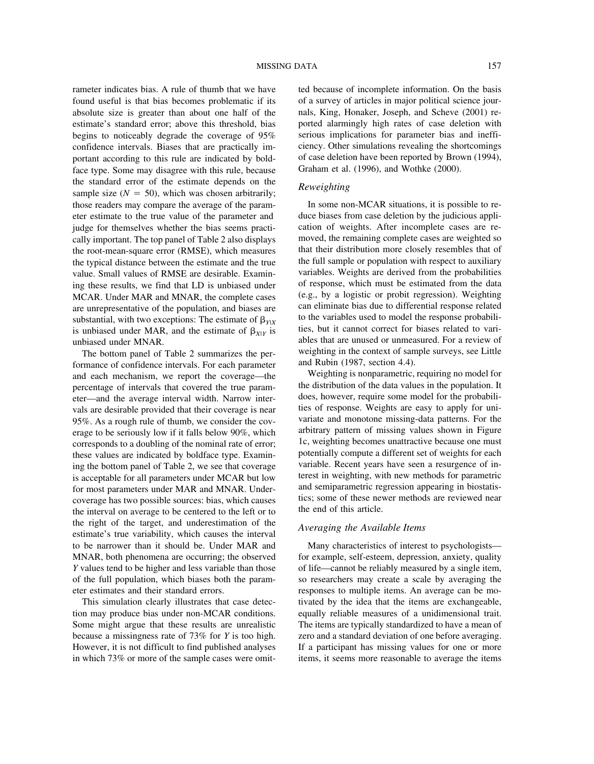rameter indicates bias. A rule of thumb that we have found useful is that bias becomes problematic if its absolute size is greater than about one half of the estimate's standard error; above this threshold, bias begins to noticeably degrade the coverage of 95% confidence intervals. Biases that are practically important according to this rule are indicated by boldface type. Some may disagree with this rule, because the standard error of the estimate depends on the sample size ($N = 50$), which was chosen arbitrarily; those readers may compare the average of the parameter estimate to the true value of the parameter and judge for themselves whether the bias seems practically important. The top panel of Table 2 also displays the root-mean-square error (RMSE), which measures the typical distance between the estimate and the true value. Small values of RMSE are desirable. Examining these results, we find that LD is unbiased under MCAR. Under MAR and MNAR, the complete cases are unrepresentative of the population, and biases are substantial, with two exceptions: The estimate of $\beta_{Y|X}$ is unbiased under MAR, and the estimate of $\beta_{X|Y}$ is unbiased under MNAR.

The bottom panel of Table 2 summarizes the performance of confidence intervals. For each parameter and each mechanism, we report the coverage—the percentage of intervals that covered the true parameter—and the average interval width. Narrow intervals are desirable provided that their coverage is near 95%. As a rough rule of thumb, we consider the coverage to be seriously low if it falls below 90%, which corresponds to a doubling of the nominal rate of error; these values are indicated by boldface type. Examining the bottom panel of Table 2, we see that coverage is acceptable for all parameters under MCAR but low for most parameters under MAR and MNAR. Undercoverage has two possible sources: bias, which causes the interval on average to be centered to the left or to the right of the target, and underestimation of the estimate's true variability, which causes the interval to be narrower than it should be. Under MAR and MNAR, both phenomena are occurring; the observed $Y$ values tend to be higher and less variable than those of the full population, which biases both the parameter estimates and their standard errors.

This simulation clearly illustrates that case detection may produce bias under non-MCAR conditions. Some might argue that these results are unrealistic because a missingness rate of 73% for $Y$ is too high. However, it is not difficult to find published analyses in which 73% or more of the sample cases were omitted because of incomplete information. On the basis of a survey of articles in major political science journals, King, Honaker, Joseph, and Scheve (2001) reported alarmingly high rates of case deletion with serious implications for parameter bias and inefficiency. Other simulations revealing the shortcomings of case deletion have been reported by Brown (1994), Graham et al. (1996), and Wothke (2000).

### *Reweighting*

In some non-MCAR situations, it is possible to reduce biases from case deletion by the judicious application of weights. After incomplete cases are removed, the remaining complete cases are weighted so that their distribution more closely resembles that of the full sample or population with respect to auxiliary variables. Weights are derived from the probabilities of response, which must be estimated from the data (e.g., by a logistic or probit regression). Weighting can eliminate bias due to differential response related to the variables used to model the response probabilities, but it cannot correct for biases related to variables that are unused or unmeasured. For a review of weighting in the context of sample surveys, see Little and Rubin (1987, section 4.4).

Weighting is nonparametric, requiring no model for the distribution of the data values in the population. It does, however, require some model for the probabilities of response. Weights are easy to apply for univariate and monotone missing-data patterns. For the arbitrary pattern of missing values shown in Figure 1c, weighting becomes unattractive because one must potentially compute a different set of weights for each variable. Recent years have seen a resurgence of interest in weighting, with new methods for parametric and semiparametric regression appearing in biostatistics; some of these newer methods are reviewed near the end of this article.

### *Averaging the Available Items*

Many characteristics of interest to psychologists—for example, self-esteem, depression, anxiety, quality of life—cannot be reliably measured by a single item, so researchers may create a scale by averaging the responses to multiple items. An average can be motivated by the idea that the items are exchangeable, equally reliable measures of a unidimensional trait. The items are typically standardized to have a mean of zero and a standard deviation of one before averaging. If a participant has missing values for one or more items, it seems more reasonable to average the items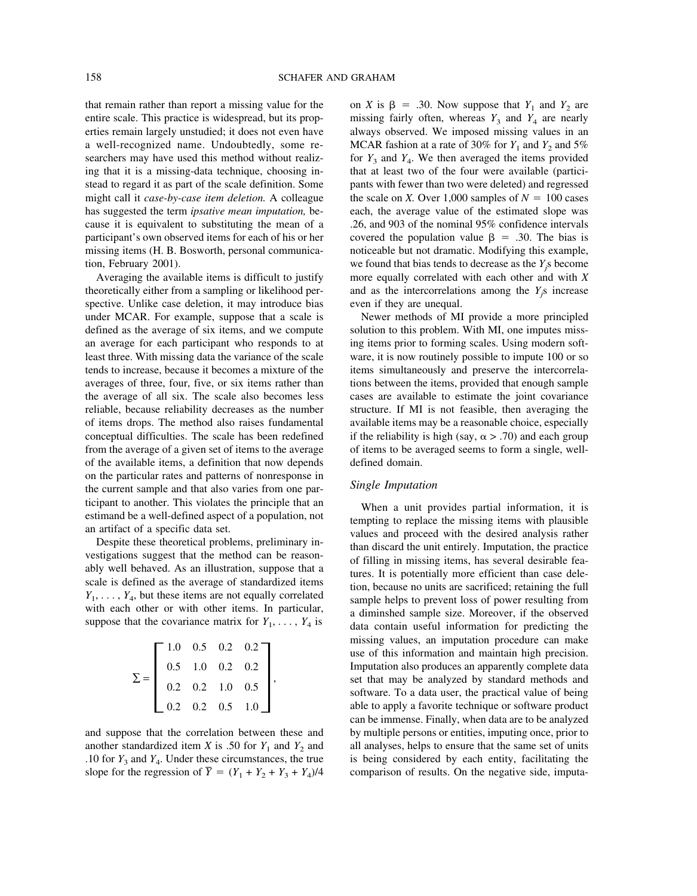that remain rather than report a missing value for the entire scale. This practice is widespread, but its properties remain largely unstudied; it does not even have a well-recognized name. Undoubtedly, some researchers may have used this method without realizing that it is a missing-data technique, choosing instead to regard it as part of the scale definition. Some might call it *case-by-case item deletion.* A colleague has suggested the term *ipsative mean imputation,* because it is equivalent to substituting the mean of a participant's own observed items for each of his or her missing items (H. B. Bosworth, personal communication, February 2001).

Averaging the available items is difficult to justify theoretically either from a sampling or likelihood perspective. Unlike case deletion, it may introduce bias under MCAR. For example, suppose that a scale is defined as the average of six items, and we compute an average for each participant who responds to at least three. With missing data the variance of the scale tends to increase, because it becomes a mixture of the averages of three, four, five, or six items rather than the average of all six. The scale also becomes less reliable, because reliability decreases as the number of items drops. The method also raises fundamental conceptual difficulties. The scale has been redefined from the average of a given set of items to the average of the available items, a definition that now depends on the particular rates and patterns of nonresponse in the current sample and that also varies from one participant to another. This violates the principle that an estimand be a well-defined aspect of a population, not an artifact of a specific data set.

Despite these theoretical problems, preliminary investigations suggest that the method can be reasonably well behaved. As an illustration, suppose that a scale is defined as the average of standardized items $Y_1, \ldots, Y_4$, but these items are not equally correlated with each other or with other items. In particular, suppose that the covariance matrix for $Y_1, \ldots, Y_4$ is

$$\Sigma = \begin{bmatrix} 1.0 & 0.5 & 0.2 & 0.2 \\ 0.5 & 1.0 & 0.2 & 0.2 \\ 0.2 & 0.2 & 1.0 & 0.5 \\ 0.2 & 0.2 & 0.5 & 1.0 \end{bmatrix},$$

and suppose that the correlation between these and another standardized item $X$ is .50 for $Y_1$ and $Y_2$ and .10 for $Y_3$ and $Y_4$. Under these circumstances, the true slope for the regression of $\bar{Y} = (Y_1 + Y_2 + Y_3 + Y_4)/4$ on $X$ is $\beta = .30$. Now suppose that $Y_1$ and $Y_2$ are missing fairly often, whereas $Y_3$ and $Y_4$ are nearly always observed. We imposed missing values in an MCAR fashion at a rate of 30% for $Y_1$ and $Y_2$ and 5% for $Y_3$ and $Y_4$. We then averaged the items provided that at least two of the four were available (participants with fewer than two were deleted) and regressed the scale on $X$. Over 1,000 samples of $N = 100$ cases each, the average value of the estimated slope was .26, and 903 of the nominal 95% confidence intervals covered the population value $\beta = .30$. The bias is noticeable but not dramatic. Modifying this example, we found that bias tends to decrease as the $Y_j$s become more equally correlated with each other and with $X$ and as the intercorrelations among the $Y_j$s increase even if they are unequal.

Newer methods of MI provide a more principled solution to this problem. With MI, one imputes missing items prior to forming scales. Using modern software, it is now routinely possible to impute 100 or so items simultaneously and preserve the intercorrelations between the items, provided that enough sample cases are available to estimate the joint covariance structure. If MI is not feasible, then averaging the available items may be a reasonable choice, especially if the reliability is high (say, $\alpha > .70$) and each group of items to be averaged seems to form a single, well-defined domain.

### *Single Imputation*

When a unit provides partial information, it is tempting to replace the missing items with plausible values and proceed with the desired analysis rather than discard the unit entirely. Imputation, the practice of filling in missing items, has several desirable features. It is potentially more efficient than case deletion, because no units are sacrificed; retaining the full sample helps to prevent loss of power resulting from a diminshed sample size. Moreover, if the observed data contain useful information for predicting the missing values, an imputation procedure can make use of this information and maintain high precision. Imputation also produces an apparently complete data set that may be analyzed by standard methods and software. To a data user, the practical value of being able to apply a favorite technique or software product can be immense. Finally, when data are to be analyzed by multiple persons or entities, imputing once, prior to all analyses, helps to ensure that the same set of units is being considered by each entity, facilitating the comparison of results. On the negative side, imputa-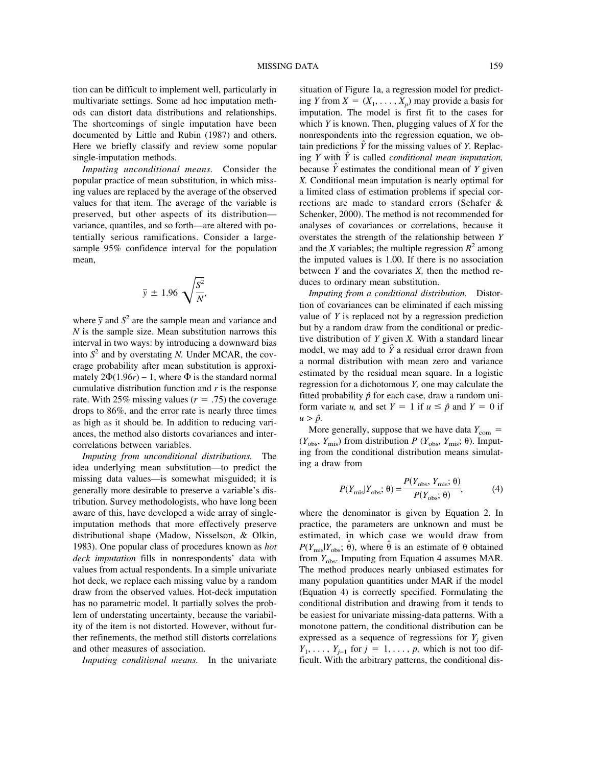tion can be difficult to implement well, particularly in multivariate settings. Some ad hoc imputation methods can distort data distributions and relationships. The shortcomings of single imputation have been documented by Little and Rubin (1987) and others. Here we briefly classify and review some popular single-imputation methods.

*Imputing unconditional means.* Consider the popular practice of mean substitution, in which missing values are replaced by the average of the observed values for that item. The average of the variable is preserved, but other aspects of its distribution—variance, quantiles, and so forth—are altered with potentially serious ramifications. Consider a large-sample 95% confidence interval for the population mean,

$$\bar{y} \pm 1.96\sqrt{\frac{S^2}{N}},$$

where $\bar{y}$ and $S^2$ are the sample mean and variance and $N$ is the sample size. Mean substitution narrows this interval in two ways: by introducing a downward bias into $S^2$ and by overstating $N$. Under MCAR, the coverage probability after mean substitution is approximately $2\Phi(1.96r) - 1$, where $\Phi$ is the standard normal cumulative distribution function and $r$ is the response rate. With 25% missing values ($r = .75$) the coverage drops to 86%, and the error rate is nearly three times as high as it should be. In addition to reducing variances, the method also distorts covariances and intercorrelations between variables.

*Imputing from unconditional distributions.* The idea underlying mean substitution—to predict the missing data values—is somewhat misguided; it is generally more desirable to preserve a variable's distribution. Survey methodologists, who have long been aware of this, have developed a wide array of single-imputation methods that more effectively preserve distributional shape (Madow, Nisselson, & Olkin, 1983). One popular class of procedures known as *hot deck imputation* fills in nonrespondents' data with values from actual respondents. In a simple univariate hot deck, we replace each missing value by a random draw from the observed values. Hot-deck imputation has no parametric model. It partially solves the problem of understating uncertainty, because the variability of the item is not distorted. However, without further refinements, the method still distorts correlations and other measures of association.

*Imputing conditional means.* In the univariate situation of Figure 1a, a regression model for predicting $Y$ from $X = (X_1, \ldots, X_p)$ may provide a basis for imputation. The model is first fit to the cases for which $Y$ is known. Then, plugging values of $X$ for the nonrespondents into the regression equation, we obtain predictions $\hat{Y}$ for the missing values of $Y$. Replacing $Y$ with $\hat{Y}$ is called *conditional mean imputation,* because $\hat{Y}$ estimates the conditional mean of $Y$ given $X$. Conditional mean imputation is nearly optimal for a limited class of estimation problems if special corrections are made to standard errors (Schafer & Schenker, 2000). The method is not recommended for analyses of covariances or correlations, because it overstates the strength of the relationship between $Y$ and the $X$ variables; the multiple regression $R^2$ among the imputed values is 1.00. If there is no association between $Y$ and the covariates $X$, then the method reduces to ordinary mean substitution.

*Imputing from a conditional distribution.* Distortion of covariances can be eliminated if each missing value of $Y$ is replaced not by a regression prediction but by a random draw from the conditional or predictive distribution of $Y$ given $X$. With a standard linear model, we may add to $\hat{Y}$ a residual error drawn from a normal distribution with mean zero and variance estimated by the residual mean square. In a logistic regression for a dichotomous $Y$, one may calculate the fitted probability $\hat{p}$ for each case, draw a random uniform variate $u$, and set $Y = 1$ if $u \leq \hat{p}$ and $Y = 0$ if $u > \hat{p}$.

More generally, suppose that we have data $Y_{\text{com}} = (Y_{\text{obs}}, Y_{\text{mis}})$ from distribution $P(Y_{\text{obs}}, Y_{\text{mis}}; \theta)$. Imputing from the conditional distribution means simulating a draw from

$$P(Y_{\text{mis}}|Y_{\text{obs}}; \theta) = \frac{P(Y_{\text{obs}}, Y_{\text{mis}}; \theta)}{P(Y_{\text{obs}}; \theta)}, \tag{4}$$

where the denominator is given by Equation 2. In practice, the parameters are unknown and must be estimated, in which case we would draw from $P(Y_{\text{mis}}|Y_{\text{obs}}; \hat{\theta})$, where $\hat{\theta}$ is an estimate of $\theta$ obtained from $Y_{\text{obs}}$. Imputing from Equation 4 assumes MAR. The method produces nearly unbiased estimates for many population quantities under MAR if the model (Equation 4) is correctly specified. Formulating the conditional distribution and drawing from it tends to be easiest for univariate missing-data patterns. With a monotone pattern, the conditional distribution can be expressed as a sequence of regressions for $Y_j$ given $Y_1, \ldots, Y_{j-1}$ for $j = 1, \ldots, p$, which is not too difficult. With the arbitrary patterns, the conditional dis-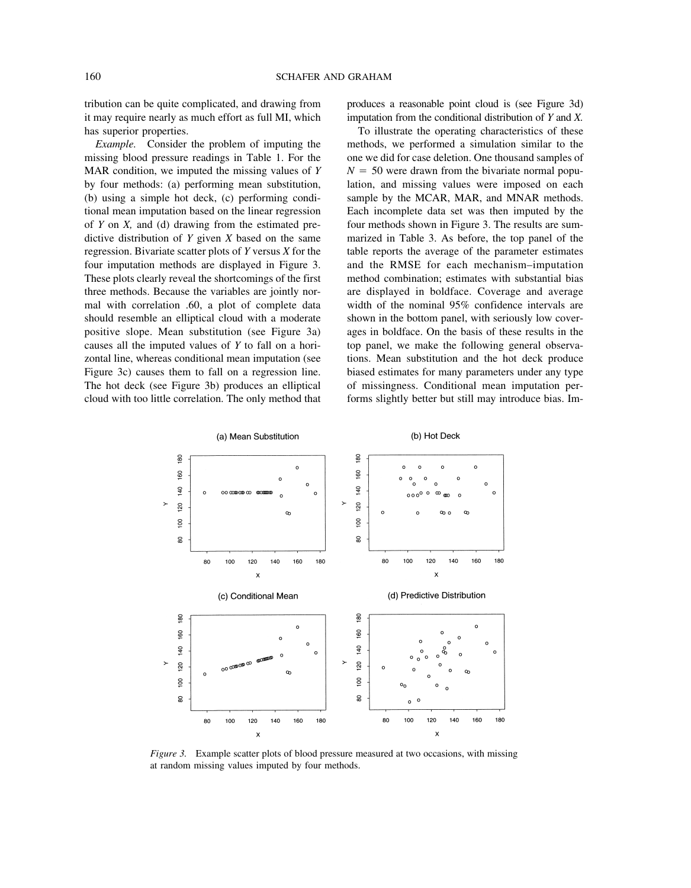tribution can be quite complicated, and drawing from it may require nearly as much effort as full MI, which has superior properties.

*Example.* Consider the problem of imputing the missing blood pressure readings in Table 1. For the MAR condition, we imputed the missing values of *Y* by four methods: (a) performing mean substitution, (b) using a simple hot deck, (c) performing conditional mean imputation based on the linear regression of *Y* on *X,* and (d) drawing from the estimated predictive distribution of *Y* given *X* based on the same regression. Bivariate scatter plots of *Y* versus *X* for the four imputation methods are displayed in Figure 3. These plots clearly reveal the shortcomings of the first three methods. Because the variables are jointly normal with correlation .60, a plot of complete data should resemble an elliptical cloud with a moderate positive slope. Mean substitution (see Figure 3a) causes all the imputed values of *Y* to fall on a horizontal line, whereas conditional mean imputation (see Figure 3c) causes them to fall on a regression line. The hot deck (see Figure 3b) produces an elliptical cloud with too little correlation. The only method that produces a reasonable point cloud is (see Figure 3d) imputation from the conditional distribution of *Y* and *X.*

To illustrate the operating characteristics of these methods, we performed a simulation similar to the one we did for case deletion. One thousand samples of $N = 50$ were drawn from the bivariate normal population, and missing values were imposed on each sample by the MCAR, MAR, and MNAR methods. Each incomplete data set was then imputed by the four methods shown in Figure 3. The results are summarized in Table 3. As before, the top panel of the table reports the average of the parameter estimates and the RMSE for each mechanism–imputation method combination; estimates with substantial bias are displayed in boldface. Coverage and average width of the nominal 95% confidence intervals are shown in the bottom panel, with seriously low coverages in boldface. On the basis of these results in the top panel, we make the following general observations. Mean substitution and the hot deck produce biased estimates for many parameters under any type of missingness. Conditional mean imputation performs slightly better but still may introduce bias. Im-

*Figure 3.* Example scatter plots of blood pressure measured at two occasions, with missing at random missing values imputed by four methods.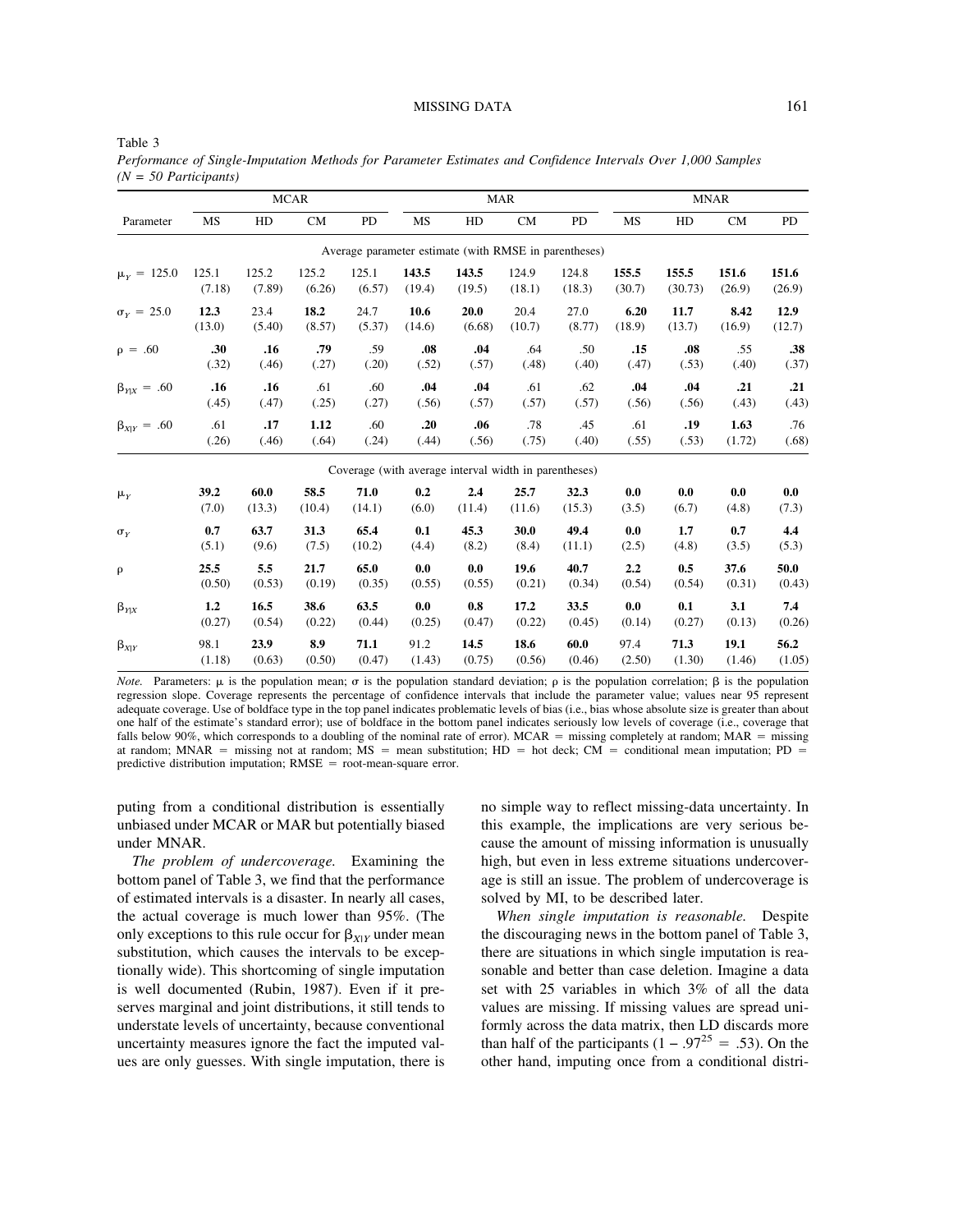Table 3
*Performance of Single-Imputation Methods for Parameter Estimates and Confidence Intervals Over 1,000 Samples (N = 50 Participants)*

| Parameter | MCAR | | | | MAR | | | | MNAR | | | |
|---|---|---|---|---|---|---|---|---|---|---|---|---|
| | MS | HD | CM | PD | MS | HD | CM | PD | MS | HD | CM | PD |
| **Average parameter estimate (with RMSE in parentheses)** | | | | | | | | | | | | |
| $\mu_Y = 125.0$ | 125.1 (7.18) | 125.2 (7.89) | 125.2 (6.26) | 125.1 (6.57) | **143.5** (19.4) | **143.5** (19.5) | 124.9 (18.1) | 124.8 (18.3) | **155.5** (30.7) | **155.5** (30.73) | **151.6** (26.9) | **151.6** (26.9) |
| $\sigma_Y = 25.0$ | **12.3** (13.0) | 23.4 (5.40) | **18.2** (8.57) | 24.7 (5.37) | **10.6** (14.6) | **20.0** (6.68) | 20.4 (10.7) | 27.0 (8.77) | **6.20** (18.9) | **11.7** (13.7) | **8.42** (16.9) | **12.9** (12.7) |
| $\rho = .60$ | **.30** (.32) | **.16** (.46) | **.79** (.27) | .59 (.20) | **.08** (.52) | **.04** (.57) | .64 (.48) | .50 (.40) | **.15** (.47) | **.08** (.53) | .55 (.40) | **.38** (.37) |
| $\beta_{Y\|X} = .60$ | **.16** (.45) | **.16** (.47) | .61 (.25) | .60 (.27) | **.04** (.56) | **.04** (.57) | .61 (.57) | .62 (.57) | **.04** (.56) | **.04** (.56) | **.21** (.43) | **.21** (.43) |
| $\beta_{X\|Y} = .60$ | .61 (.26) | **.17** (.46) | **1.12** (.64) | .60 (.24) | **.20** (.44) | **.06** (.56) | .78 (.75) | .45 (.40) | .61 (.55) | **.19** (.53) | **1.63** (1.72) | .76 (.68) |
| **Coverage (with average interval width in parentheses)** | | | | | | | | | | | | |
| $\mu_Y$ | **39.2** (7.0) | **60.0** (13.3) | **58.5** (10.4) | **71.0** (14.1) | **0.2** (6.0) | **2.4** (11.4) | **25.7** (11.6) | **32.3** (15.3) | **0.0** (3.5) | **0.0** (6.7) | **0.0** (4.8) | **0.0** (7.3) |
| $\sigma_Y$ | **0.7** (5.1) | **63.7** (9.6) | **31.3** (7.5) | **65.4** (10.2) | **0.1** (4.4) | **45.3** (8.2) | **30.0** (8.4) | **49.4** (11.1) | **0.0** (2.5) | **1.7** (4.8) | **0.7** (3.5) | **4.4** (5.3) |
| $\rho$ | **25.5** (0.50) | **5.5** (0.53) | **21.7** (0.19) | **65.0** (0.35) | **0.0** (0.55) | **0.0** (0.55) | **19.6** (0.21) | **40.7** (0.34) | **2.2** (0.54) | **0.5** (0.54) | **37.6** (0.31) | **50.0** (0.43) |
| $\beta_{Y\|X}$ | **1.2** (0.27) | **16.5** (0.54) | **38.6** (0.22) | **63.5** (0.44) | **0.0** (0.25) | **0.8** (0.47) | **17.2** (0.22) | **33.5** (0.45) | **0.0** (0.14) | **0.1** (0.27) | **3.1** (0.13) | **7.4** (0.26) |
| $\beta_{X\|Y}$ | 98.1 (1.18) | **23.9** (0.63) | **8.9** (0.50) | **71.1** (0.47) | 91.2 (1.43) | **14.5** (0.75) | **18.6** (0.56) | **60.0** (0.46) | 97.4 (2.50) | **71.3** (1.30) | **19.1** (1.46) | **56.2** (1.05) |

*Note.* Parameters: $\mu$ is the population mean; $\sigma$ is the population standard deviation; $\rho$ is the population correlation; $\beta$ is the population regression slope. Coverage represents the percentage of confidence intervals that include the parameter value; values near 95 represent adequate coverage. Use of boldface type in the top panel indicates problematic levels of bias (i.e., bias whose absolute size is greater than about one half of the estimate's standard error); use of boldface in the bottom panel indicates seriously low levels of coverage (i.e., coverage that falls below 90%, which corresponds to a doubling of the nominal rate of error). MCAR = missing completely at random; MAR = missing at random; MNAR = missing not at random; MS = mean substitution; HD = hot deck; CM = conditional mean imputation; PD = predictive distribution imputation; RMSE = root-mean-square error.

puting from a conditional distribution is essentially unbiased under MCAR or MAR but potentially biased under MNAR.

*The problem of undercoverage.* Examining the bottom panel of Table 3, we find that the performance of estimated intervals is a disaster. In nearly all cases, the actual coverage is much lower than 95%. (The only exceptions to this rule occur for $\beta_{X|Y}$ under mean substitution, which causes the intervals to be exceptionally wide). This shortcoming of single imputation is well documented (Rubin, 1987). Even if it preserves marginal and joint distributions, it still tends to understate levels of uncertainty, because conventional uncertainty measures ignore the fact the imputed values are only guesses. With single imputation, there is no simple way to reflect missing-data uncertainty. In this example, the implications are very serious because the amount of missing information is unusually high, but even in less extreme situations undercoverage is still an issue. The problem of undercoverage is solved by MI, to be described later.

*When single imputation is reasonable.* Despite the discouraging news in the bottom panel of Table 3, there are situations in which single imputation is reasonable and better than case deletion. Imagine a data set with 25 variables in which 3% of all the data values are missing. If missing values are spread uniformly across the data matrix, then LD discards more than half of the participants ($1 - .97^{25} = .53$). On the other hand, imputing once from a conditional distri-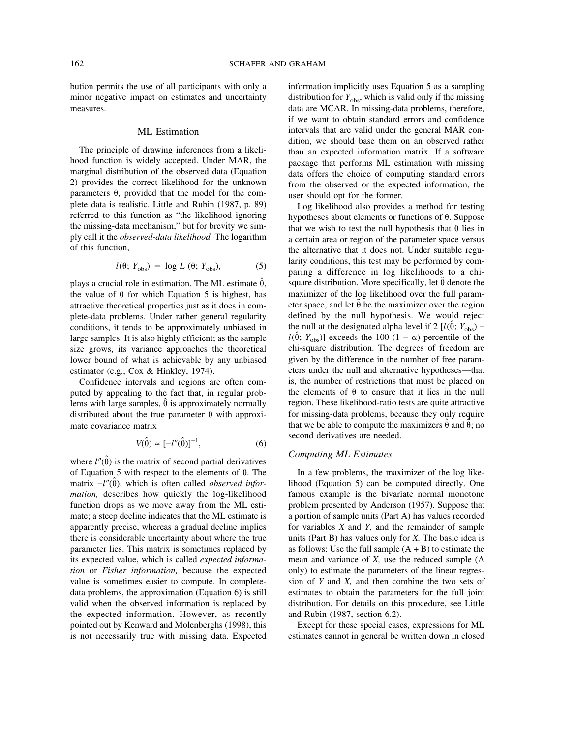bution permits the use of all participants with only a minor negative impact on estimates and uncertainty measures.

## ML Estimation

The principle of drawing inferences from a likelihood function is widely accepted. Under MAR, the marginal distribution of the observed data (Equation 2) provides the correct likelihood for the unknown parameters θ, provided that the model for the complete data is realistic. Little and Rubin (1987, p. 89) referred to this function as "the likelihood ignoring the missing-data mechanism," but for brevity we simply call it the *observed-data likelihood.* The logarithm of this function,

$$l(\theta;\, Y_{\text{obs}}) = \log L\,(\theta;\, Y_{\text{obs}}), \tag{5}$$

plays a crucial role in estimation. The ML estimate $\hat{\theta}$, the value of θ for which Equation 5 is highest, has attractive theoretical properties just as it does in complete-data problems. Under rather general regularity conditions, it tends to be approximately unbiased in large samples. It is also highly efficient; as the sample size grows, its variance approaches the theoretical lower bound of what is achievable by any unbiased estimator (e.g., Cox & Hinkley, 1974).

Confidence intervals and regions are often computed by appealing to the fact that, in regular problems with large samples, $\hat{\theta}$ is approximately normally distributed about the true parameter θ with approximate covariance matrix

$$V(\hat{\theta}) \approx [-l''(\hat{\theta})]^{-1}, \tag{6}$$

where $l''(\hat{\theta})$ is the matrix of second partial derivatives of Equation 5 with respect to the elements of θ. The matrix $-l''(\hat{\theta})$, which is often called *observed information,* describes how quickly the log-likelihood function drops as we move away from the ML estimate; a steep decline indicates that the ML estimate is apparently precise, whereas a gradual decline implies there is considerable uncertainty about where the true parameter lies. This matrix is sometimes replaced by its expected value, which is called *expected information* or *Fisher information,* because the expected value is sometimes easier to compute. In complete-data problems, the approximation (Equation 6) is still valid when the observed information is replaced by the expected information. However, as recently pointed out by Kenward and Molenberghs (1998), this is not necessarily true with missing data. Expected information implicitly uses Equation 5 as a sampling distribution for $Y_{\text{obs}}$, which is valid only if the missing data are MCAR. In missing-data problems, therefore, if we want to obtain standard errors and confidence intervals that are valid under the general MAR condition, we should base them on an observed rather than an expected information matrix. If a software package that performs ML estimation with missing data offers the choice of computing standard errors from the observed or the expected information, the user should opt for the former.

Log likelihood also provides a method for testing hypotheses about elements or functions of θ. Suppose that we wish to test the null hypothesis that θ lies in a certain area or region of the parameter space versus the alternative that it does not. Under suitable regularity conditions, this test may be performed by comparing a difference in log likelihoods to a chi-square distribution. More specifically, let $\hat{\theta}$ denote the maximizer of the log likelihood over the full parameter space, and let $\tilde{\theta}$ be the maximizer over the region defined by the null hypothesis. We would reject the null at the designated alpha level if $2\,[l(\hat{\theta};\, Y_{\text{obs}}) - l(\tilde{\theta};\, Y_{\text{obs}})]$ exceeds the $100\,(1 - \alpha)$ percentile of the chi-square distribution. The degrees of freedom are given by the difference in the number of free parameters under the null and alternative hypotheses—that is, the number of restrictions that must be placed on the elements of θ to ensure that it lies in the null region. These likelihood-ratio tests are quite attractive for missing-data problems, because they only require that we be able to compute the maximizers $\hat{\theta}$ and $\tilde{\theta}$; no second derivatives are needed.

### Computing ML Estimates

In a few problems, the maximizer of the log likelihood (Equation 5) can be computed directly. One famous example is the bivariate normal monotone problem presented by Anderson (1957). Suppose that a portion of sample units (Part A) has values recorded for variables *X* and *Y,* and the remainder of sample units (Part B) has values only for *X.* The basic idea is as follows: Use the full sample (A + B) to estimate the mean and variance of *X,* use the reduced sample (A only) to estimate the parameters of the linear regression of *Y* and *X,* and then combine the two sets of estimates to obtain the parameters for the full joint distribution. For details on this procedure, see Little and Rubin (1987, section 6.2).

Except for these special cases, expressions for ML estimates cannot in general be written down in closed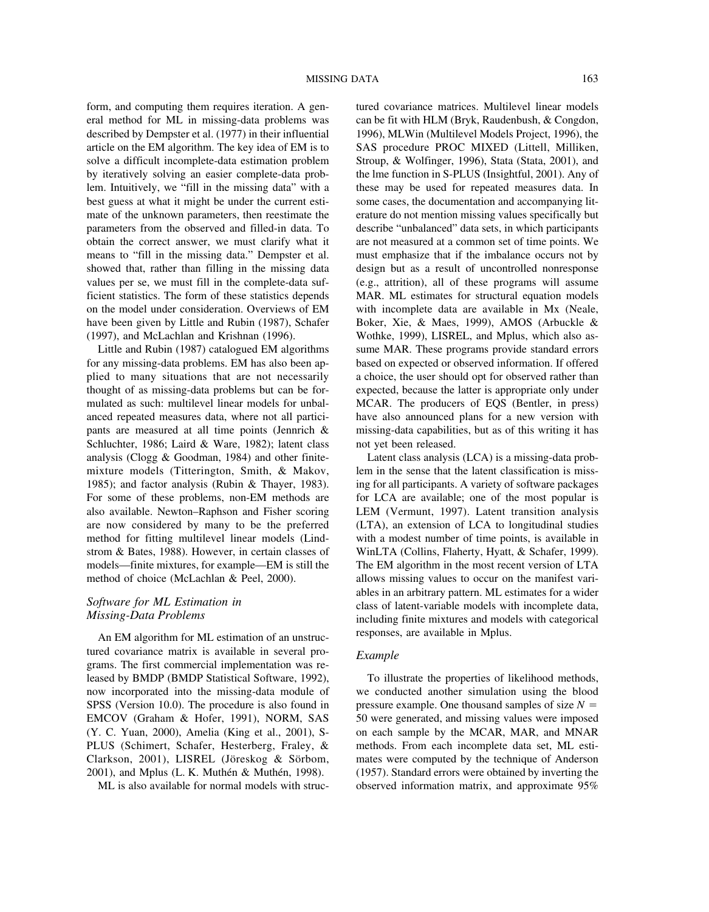form, and computing them requires iteration. A general method for ML in missing-data problems was described by Dempster et al. (1977) in their influential article on the EM algorithm. The key idea of EM is to solve a difficult incomplete-data estimation problem by iteratively solving an easier complete-data problem. Intuitively, we "fill in the missing data" with a best guess at what it might be under the current estimate of the unknown parameters, then reestimate the parameters from the observed and filled-in data. To obtain the correct answer, we must clarify what it means to "fill in the missing data." Dempster et al. showed that, rather than filling in the missing data values per se, we must fill in the complete-data sufficient statistics. The form of these statistics depends on the model under consideration. Overviews of EM have been given by Little and Rubin (1987), Schafer (1997), and McLachlan and Krishnan (1996).

Little and Rubin (1987) catalogued EM algorithms for any missing-data problems. EM has also been applied to many situations that are not necessarily thought of as missing-data problems but can be formulated as such: multilevel linear models for unbalanced repeated measures data, where not all participants are measured at all time points (Jennrich & Schluchter, 1986; Laird & Ware, 1982); latent class analysis (Clogg & Goodman, 1984) and other finite-mixture models (Titterington, Smith, & Makov, 1985); and factor analysis (Rubin & Thayer, 1983). For some of these problems, non-EM methods are also available. Newton–Raphson and Fisher scoring are now considered by many to be the preferred method for fitting multilevel linear models (Lindstrom & Bates, 1988). However, in certain classes of models—finite mixtures, for example—EM is still the method of choice (McLachlan & Peel, 2000).

### *Software for ML Estimation in Missing-Data Problems*

An EM algorithm for ML estimation of an unstructured covariance matrix is available in several programs. The first commercial implementation was released by BMDP (BMDP Statistical Software, 1992), now incorporated into the missing-data module of SPSS (Version 10.0). The procedure is also found in EMCOV (Graham & Hofer, 1991), NORM, SAS (Y. C. Yuan, 2000), Amelia (King et al., 2001), S-PLUS (Schimert, Schafer, Hesterberg, Fraley, & Clarkson, 2001), LISREL (Jöreskog & Sörbom, 2001), and Mplus (L. K. Muthén & Muthén, 1998).

ML is also available for normal models with structured covariance matrices. Multilevel linear models can be fit with HLM (Bryk, Raudenbush, & Congdon, 1996), MLWin (Multilevel Models Project, 1996), the SAS procedure PROC MIXED (Littell, Milliken, Stroup, & Wolfinger, 1996), Stata (Stata, 2001), and the lme function in S-PLUS (Insightful, 2001). Any of these may be used for repeated measures data. In some cases, the documentation and accompanying literature do not mention missing values specifically but describe "unbalanced" data sets, in which participants are not measured at a common set of time points. We must emphasize that if the imbalance occurs not by design but as a result of uncontrolled nonresponse (e.g., attrition), all of these programs will assume MAR. ML estimates for structural equation models with incomplete data are available in Mx (Neale, Boker, Xie, & Maes, 1999), AMOS (Arbuckle & Wothke, 1999), LISREL, and Mplus, which also assume MAR. These programs provide standard errors based on expected or observed information. If offered a choice, the user should opt for observed rather than expected, because the latter is appropriate only under MCAR. The producers of EQS (Bentler, in press) have also announced plans for a new version with missing-data capabilities, but as of this writing it has not yet been released.

Latent class analysis (LCA) is a missing-data problem in the sense that the latent classification is missing for all participants. A variety of software packages for LCA are available; one of the most popular is LEM (Vermunt, 1997). Latent transition analysis (LTA), an extension of LCA to longitudinal studies with a modest number of time points, is available in WinLTA (Collins, Flaherty, Hyatt, & Schafer, 1999). The EM algorithm in the most recent version of LTA allows missing values to occur on the manifest variables in an arbitrary pattern. ML estimates for a wider class of latent-variable models with incomplete data, including finite mixtures and models with categorical responses, are available in Mplus.

### *Example*

To illustrate the properties of likelihood methods, we conducted another simulation using the blood pressure example. One thousand samples of size $N = 50$ were generated, and missing values were imposed on each sample by the MCAR, MAR, and MNAR methods. From each incomplete data set, ML estimates were computed by the technique of Anderson (1957). Standard errors were obtained by inverting the observed information matrix, and approximate 95%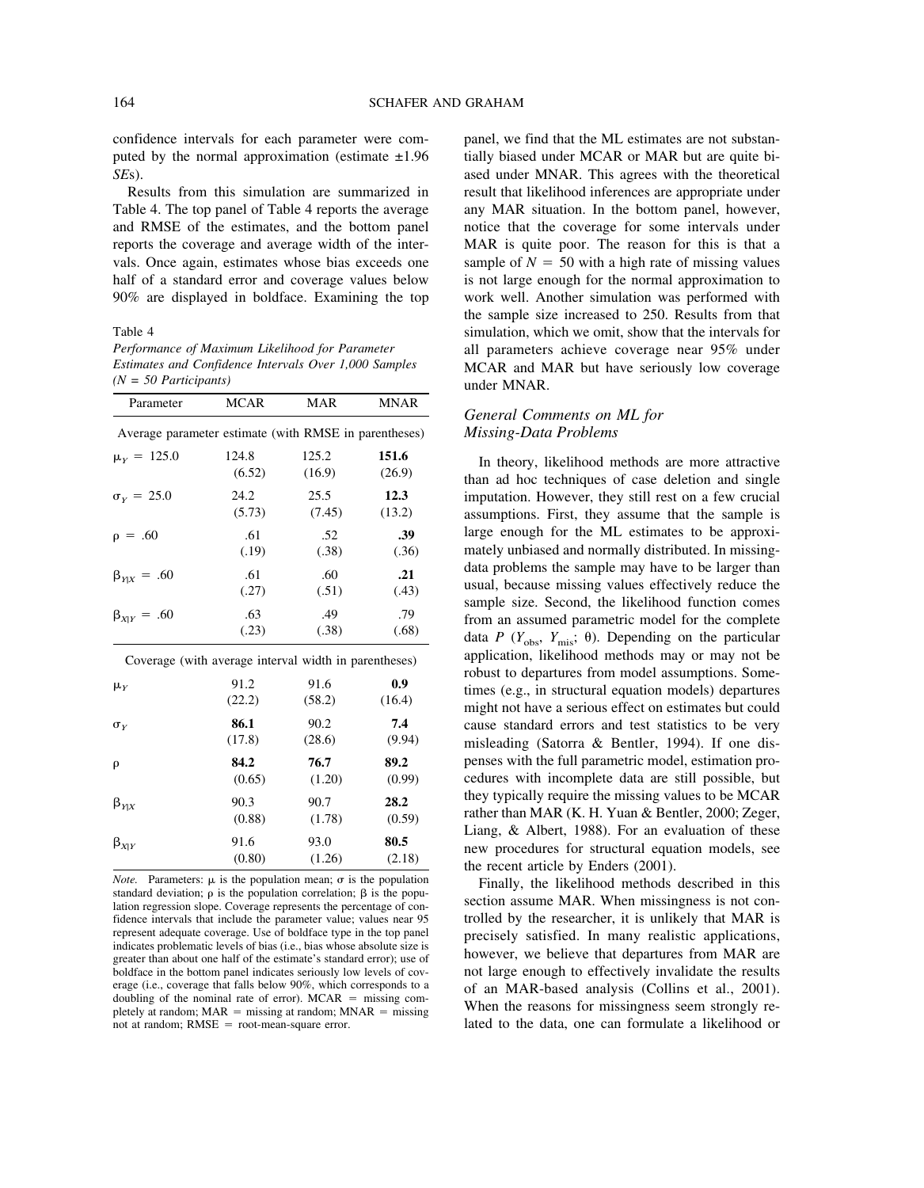confidence intervals for each parameter were computed by the normal approximation (estimate ±1.96 *SE*s).

Results from this simulation are summarized in Table 4. The top panel of Table 4 reports the average and RMSE of the estimates, and the bottom panel reports the coverage and average width of the intervals. Once again, estimates whose bias exceeds one half of a standard error and coverage values below 90% are displayed in boldface. Examining the top panel, we find that the ML estimates are not substantially biased under MCAR or MAR but are quite biased under MNAR. This agrees with the theoretical result that likelihood inferences are appropriate under any MAR situation. In the bottom panel, however, notice that the coverage for some intervals under MAR is quite poor. The reason for this is that a sample of $N = 50$ with a high rate of missing values is not large enough for the normal approximation to work well. Another simulation was performed with the sample size increased to 250. Results from that simulation, which we omit, show that the intervals for all parameters achieve coverage near 95% under MCAR and MAR but have seriously low coverage under MNAR.

Table 4

*Performance of Maximum Likelihood for Parameter Estimates and Confidence Intervals Over 1,000 Samples (N = 50 Participants)*

| Parameter | MCAR | MAR | MNAR |
|---|---|---|---|
| Average parameter estimate (with RMSE in parentheses) | | | |
| $\mu_Y = 125.0$ | 124.8 (6.52) | 125.2 (16.9) | **151.6** (26.9) |
| $\sigma_Y = 25.0$ | 24.2 (5.73) | 25.5 (7.45) | **12.3** (13.2) |
| $\rho = .60$ | .61 (.19) | .52 (.38) | **.39** (.36) |
| $\beta_{Y\mid X} = .60$ | .61 (.27) | .60 (.51) | **.21** (.43) |
| $\beta_{X\mid Y} = .60$ | .63 (.23) | .49 (.38) | .79 (.68) |
| Coverage (with average interval width in parentheses) | | | |
| $\mu_Y$ | 91.2 (22.2) | 91.6 (58.2) | **0.9** (16.4) |
| $\sigma_Y$ | **86.1** (17.8) | 90.2 (28.6) | **7.4** (9.94) |
| $\rho$ | **84.2** (0.65) | **76.7** (1.20) | **89.2** (0.99) |
| $\beta_{Y\mid X}$ | 90.3 (0.88) | 90.7 (1.78) | **28.2** (0.59) |
| $\beta_{X\mid Y}$ | 91.6 (0.80) | 93.0 (1.26) | **80.5** (2.18) |

*Note.* Parameters: $\mu$ is the population mean; $\sigma$ is the population standard deviation; $\rho$ is the population correlation; $\beta$ is the population regression slope. Coverage represents the percentage of confidence intervals that include the parameter value; values near 95 represent adequate coverage. Use of boldface type in the top panel indicates problematic levels of bias (i.e., bias whose absolute size is greater than about one half of the estimate's standard error); use of boldface in the bottom panel indicates seriously low levels of coverage (i.e., coverage that falls below 90%, which corresponds to a doubling of the nominal rate of error). MCAR = missing completely at random; MAR = missing at random; MNAR = missing not at random; RMSE = root-mean-square error.

### *General Comments on ML for Missing-Data Problems*

In theory, likelihood methods are more attractive than ad hoc techniques of case deletion and single imputation. However, they still rest on a few crucial assumptions. First, they assume that the sample is large enough for the ML estimates to be approximately unbiased and normally distributed. In missing-data problems the sample may have to be larger than usual, because missing values effectively reduce the sample size. Second, the likelihood function comes from an assumed parametric model for the complete data $P(Y_{\text{obs}}, Y_{\text{mis}}; \theta)$. Depending on the particular application, likelihood methods may or may not be robust to departures from model assumptions. Sometimes (e.g., in structural equation models) departures might not have a serious effect on estimates but could cause standard errors and test statistics to be very misleading (Satorra & Bentler, 1994). If one dispenses with the full parametric model, estimation procedures with incomplete data are still possible, but they typically require the missing values to be MCAR rather than MAR (K. H. Yuan & Bentler, 2000; Zeger, Liang, & Albert, 1988). For an evaluation of these new procedures for structural equation models, see the recent article by Enders (2001).

Finally, the likelihood methods described in this section assume MAR. When missingness is not controlled by the researcher, it is unlikely that MAR is precisely satisfied. In many realistic applications, however, we believe that departures from MAR are not large enough to effectively invalidate the results of an MAR-based analysis (Collins et al., 2001). When the reasons for missingness seem strongly related to the data, one can formulate a likelihood or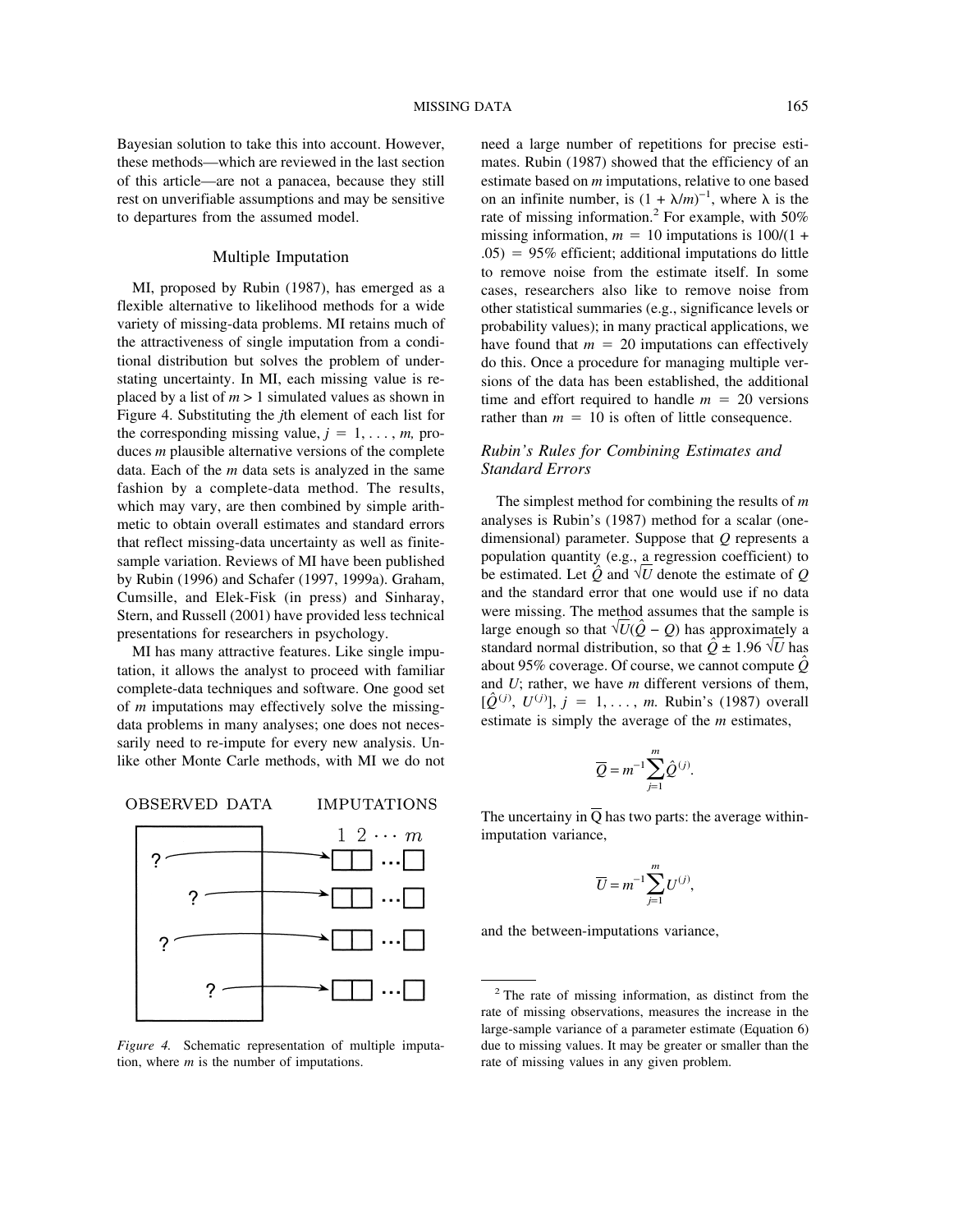Bayesian solution to take this into account. However, these methods—which are reviewed in the last section of this article—are not a panacea, because they still rest on unverifiable assumptions and may be sensitive to departures from the assumed model.

## Multiple Imputation

MI, proposed by Rubin (1987), has emerged as a flexible alternative to likelihood methods for a wide variety of missing-data problems. MI retains much of the attractiveness of single imputation from a conditional distribution but solves the problem of understating uncertainty. In MI, each missing value is replaced by a list of $m > 1$ simulated values as shown in Figure 4. Substituting the $j$th element of each list for the corresponding missing value, $j = 1, \ldots, m$, produces $m$ plausible alternative versions of the complete data. Each of the $m$ data sets is analyzed in the same fashion by a complete-data method. The results, which may vary, are then combined by simple arithmetic to obtain overall estimates and standard errors that reflect missing-data uncertainty as well as finite-sample variation. Reviews of MI have been published by Rubin (1996) and Schafer (1997, 1999a). Graham, Cumsille, and Elek-Fisk (in press) and Sinharay, Stern, and Russell (2001) have provided less technical presentations for researchers in psychology.

MI has many attractive features. Like single imputation, it allows the analyst to proceed with familiar complete-data techniques and software. One good set of $m$ imputations may effectively solve the missing-data problems in many analyses; one does not necessarily need to re-impute for every new analysis. Unlike other Monte Carlo methods, with MI we do not need a large number of repetitions for precise estimates. Rubin (1987) showed that the efficiency of an estimate based on $m$ imputations, relative to one based on an infinite number, is $(1 + \lambda/m)^{-1}$, where $\lambda$ is the rate of missing information.[2] For example, with 50% missing information, $m = 10$ imputations is $100/(1 + .05) = 95\%$ efficient; additional imputations do little to remove noise from the estimate itself. In some cases, researchers also like to remove noise from other statistical summaries (e.g., significance levels or probability values); in many practical applications, we have found that $m = 20$ imputations can effectively do this. Once a procedure for managing multiple versions of the data has been established, the additional time and effort required to handle $m = 20$ versions rather than $m = 10$ is often of little consequence.

*Figure 4.* Schematic representation of multiple imputation, where $m$ is the number of imputations.

### Rubin's Rules for Combining Estimates and Standard Errors

The simplest method for combining the results of $m$ analyses is Rubin's (1987) method for a scalar (one-dimensional) parameter. Suppose that $Q$ represents a population quantity (e.g., a regression coefficient) to be estimated. Let $\hat{Q}$ and $\sqrt{U}$ denote the estimate of $Q$ and the standard error that one would use if no data were missing. The method assumes that the sample is large enough so that $\sqrt{U}(\hat{Q} - Q)$ has approximately a standard normal distribution, so that $\hat{Q} \pm 1.96\sqrt{U}$ has about 95% coverage. Of course, we cannot compute $\hat{Q}$ and $U$; rather, we have $m$ different versions of them, $[\hat{Q}^{(j)}, U^{(j)}]$, $j = 1, \ldots, m$. Rubin's (1987) overall estimate is simply the average of the $m$ estimates,

$$\overline{Q} = m^{-1}\sum_{j=1}^{m}\hat{Q}^{(j)}.$$

The uncertainy in $\overline{Q}$ has two parts: the average within-imputation variance,

$$\overline{U} = m^{-1}\sum_{j=1}^{m}U^{(j)},$$

and the between-imputations variance,

[2] The rate of missing information, as distinct from the rate of missing observations, measures the increase in the large-sample variance of a parameter estimate (Equation 6) due to missing values. It may be greater or smaller than the rate of missing values in any given problem.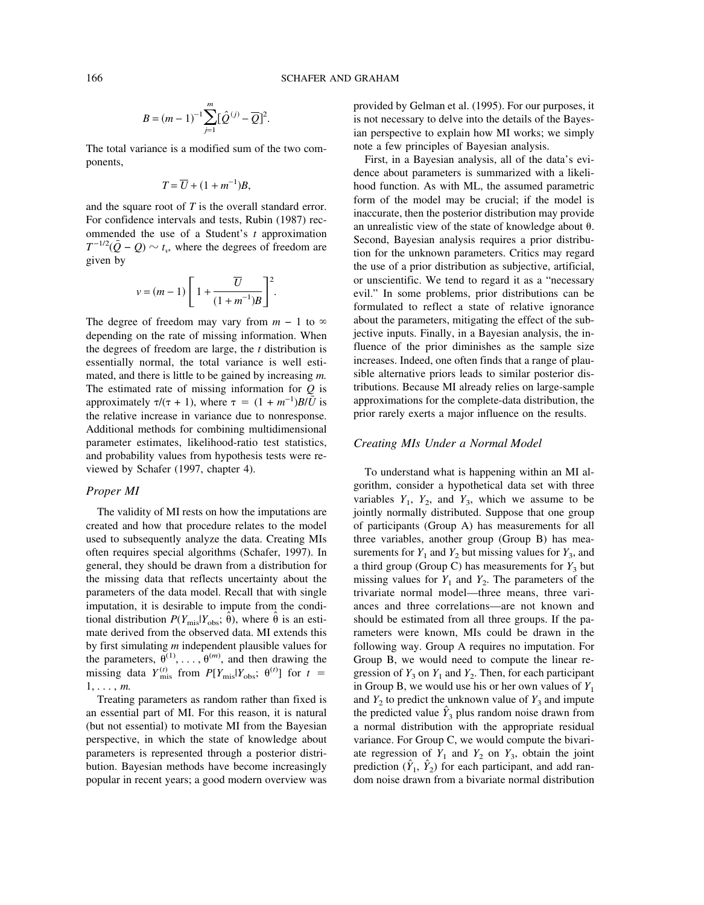$$B = (m - 1)^{-1} \sum_{j=1}^{m} [\hat{Q}^{(j)} - \overline{Q}]^2.$$

The total variance is a modified sum of the two components,

$$T = \overline{U} + (1 + m^{-1})B,$$

and the square root of $T$ is the overall standard error. For confidence intervals and tests, Rubin (1987) recommended the use of a Student's $t$ approximation $T^{-1/2}(\bar{Q} - Q) \sim t_v$, where the degrees of freedom are given by

$$v = (m - 1) \left[ 1 + \frac{\overline{U}}{(1 + m^{-1})B} \right]^2.$$

The degree of freedom may vary from $m - 1$ to $\infty$ depending on the rate of missing information. When the degrees of freedom are large, the $t$ distribution is essentially normal, the total variance is well estimated, and there is little to be gained by increasing $m$. The estimated rate of missing information for $Q$ is approximately $\tau/(\tau + 1)$, where $\tau = (1 + m^{-1})B/\bar{U}$ is the relative increase in variance due to nonresponse. Additional methods for combining multidimensional parameter estimates, likelihood-ratio test statistics, and probability values from hypothesis tests were reviewed by Schafer (1997, chapter 4).

### *Proper MI*

The validity of MI rests on how the imputations are created and how that procedure relates to the model used to subsequently analyze the data. Creating MIs often requires special algorithms (Schafer, 1997). In general, they should be drawn from a distribution for the missing data that reflects uncertainty about the parameters of the data model. Recall that with single imputation, it is desirable to impute from the conditional distribution $P(Y_{\text{mis}}|Y_{\text{obs}}; \hat{\theta})$, where $\hat{\theta}$ is an estimate derived from the observed data. MI extends this by first simulating $m$ independent plausible values for the parameters, $\theta^{(1)}, \ldots, \theta^{(m)}$, and then drawing the missing data $Y_{\text{mis}}^{(t)}$ from $P[Y_{\text{mis}}|Y_{\text{obs}}; \theta^{(t)}]$ for $t = 1, \ldots, m$.

Treating parameters as random rather than fixed is an essential part of MI. For this reason, it is natural (but not essential) to motivate MI from the Bayesian perspective, in which the state of knowledge about parameters is represented through a posterior distribution. Bayesian methods have become increasingly popular in recent years; a good modern overview was provided by Gelman et al. (1995). For our purposes, it is not necessary to delve into the details of the Bayesian perspective to explain how MI works; we simply note a few principles of Bayesian analysis.

First, in a Bayesian analysis, all of the data's evidence about parameters is summarized with a likelihood function. As with ML, the assumed parametric form of the model may be crucial; if the model is inaccurate, then the posterior distribution may provide an unrealistic view of the state of knowledge about $\theta$. Second, Bayesian analysis requires a prior distribution for the unknown parameters. Critics may regard the use of a prior distribution as subjective, artificial, or unscientific. We tend to regard it as a "necessary evil." In some problems, prior distributions can be formulated to reflect a state of relative ignorance about the parameters, mitigating the effect of the subjective inputs. Finally, in a Bayesian analysis, the influence of the prior diminishes as the sample size increases. Indeed, one often finds that a range of plausible alternative priors leads to similar posterior distributions. Because MI already relies on large-sample approximations for the complete-data distribution, the prior rarely exerts a major influence on the results.

### *Creating MIs Under a Normal Model*

To understand what is happening within an MI algorithm, consider a hypothetical data set with three variables $Y_1$, $Y_2$, and $Y_3$, which we assume to be jointly normally distributed. Suppose that one group of participants (Group A) has measurements for all three variables, another group (Group B) has measurements for $Y_1$ and $Y_2$ but missing values for $Y_3$, and a third group (Group C) has measurements for $Y_3$ but missing values for $Y_1$ and $Y_2$. The parameters of the trivariate normal model—three means, three variances and three correlations—are not known and should be estimated from all three groups. If the parameters were known, MIs could be drawn in the following way. Group A requires no imputation. For Group B, we would need to compute the linear regression of $Y_3$ on $Y_1$ and $Y_2$. Then, for each participant in Group B, we would use his or her own values of $Y_1$ and $Y_2$ to predict the unknown value of $Y_3$ and impute the predicted value $\hat{Y}_3$ plus random noise drawn from a normal distribution with the appropriate residual variance. For Group C, we would compute the bivariate regression of $Y_1$ and $Y_2$ on $Y_3$, obtain the joint prediction $(\hat{Y}_1, \hat{Y}_2)$ for each participant, and add random noise drawn from a bivariate normal distribution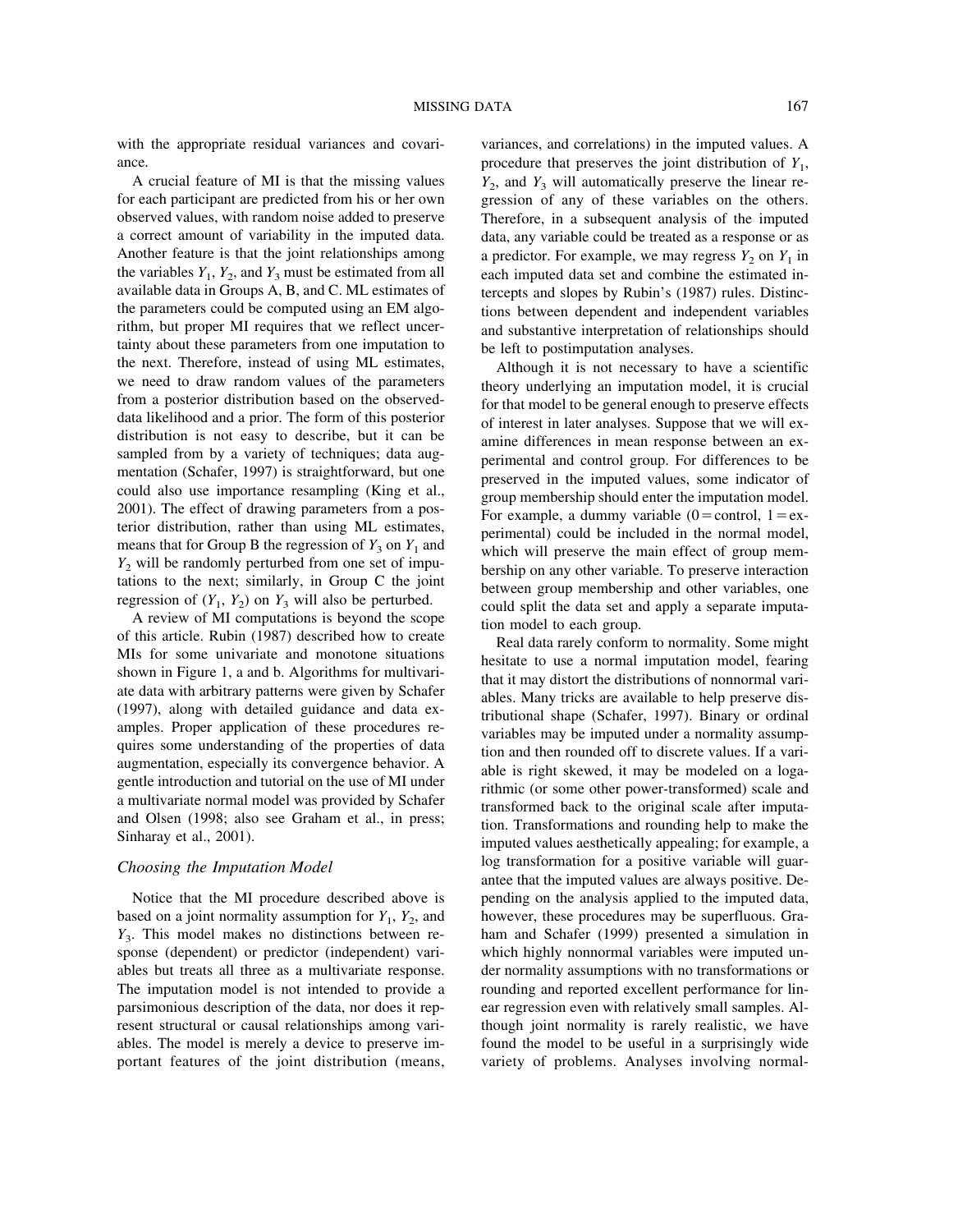with the appropriate residual variances and covariance.

A crucial feature of MI is that the missing values for each participant are predicted from his or her own observed values, with random noise added to preserve a correct amount of variability in the imputed data. Another feature is that the joint relationships among the variables $Y_1$, $Y_2$, and $Y_3$ must be estimated from all available data in Groups A, B, and C. ML estimates of the parameters could be computed using an EM algorithm, but proper MI requires that we reflect uncertainty about these parameters from one imputation to the next. Therefore, instead of using ML estimates, we need to draw random values of the parameters from a posterior distribution based on the observed-data likelihood and a prior. The form of this posterior distribution is not easy to describe, but it can be sampled from by a variety of techniques; data augmentation (Schafer, 1997) is straightforward, but one could also use importance resampling (King et al., 2001). The effect of drawing parameters from a posterior distribution, rather than using ML estimates, means that for Group B the regression of $Y_3$ on $Y_1$ and $Y_2$ will be randomly perturbed from one set of imputations to the next; similarly, in Group C the joint regression of $(Y_1, Y_2)$ on $Y_3$ will also be perturbed.

A review of MI computations is beyond the scope of this article. Rubin (1987) described how to create MIs for some univariate and monotone situations shown in Figure 1, a and b. Algorithms for multivariate data with arbitrary patterns were given by Schafer (1997), along with detailed guidance and data examples. Proper application of these procedures requires some understanding of the properties of data augmentation, especially its convergence behavior. A gentle introduction and tutorial on the use of MI under a multivariate normal model was provided by Schafer and Olsen (1998; also see Graham et al., in press; Sinharay et al., 2001).

### *Choosing the Imputation Model*

Notice that the MI procedure described above is based on a joint normality assumption for $Y_1$, $Y_2$, and $Y_3$. This model makes no distinctions between response (dependent) or predictor (independent) variables but treats all three as a multivariate response. The imputation model is not intended to provide a parsimonious description of the data, nor does it represent structural or causal relationships among variables. The model is merely a device to preserve important features of the joint distribution (means, variances, and correlations) in the imputed values. A procedure that preserves the joint distribution of $Y_1$, $Y_2$, and $Y_3$ will automatically preserve the linear regression of any of these variables on the others. Therefore, in a subsequent analysis of the imputed data, any variable could be treated as a response or as a predictor. For example, we may regress $Y_2$ on $Y_1$ in each imputed data set and combine the estimated intercepts and slopes by Rubin's (1987) rules. Distinctions between dependent and independent variables and substantive interpretation of relationships should be left to postimputation analyses.

Although it is not necessary to have a scientific theory underlying an imputation model, it is crucial for that model to be general enough to preserve effects of interest in later analyses. Suppose that we will examine differences in mean response between an experimental and control group. For differences to be preserved in the imputed values, some indicator of group membership should enter the imputation model. For example, a dummy variable (0 = control, 1 = experimental) could be included in the normal model, which will preserve the main effect of group membership on any other variable. To preserve interaction between group membership and other variables, one could split the data set and apply a separate imputation model to each group.

Real data rarely conform to normality. Some might hesitate to use a normal imputation model, fearing that it may distort the distributions of nonnormal variables. Many tricks are available to help preserve distributional shape (Schafer, 1997). Binary or ordinal variables may be imputed under a normality assumption and then rounded off to discrete values. If a variable is right skewed, it may be modeled on a logarithmic (or some other power-transformed) scale and transformed back to the original scale after imputation. Transformations and rounding help to make the imputed values aesthetically appealing; for example, a log transformation for a positive variable will guarantee that the imputed values are always positive. Depending on the analysis applied to the imputed data, however, these procedures may be superfluous. Graham and Schafer (1999) presented a simulation in which highly nonnormal variables were imputed under normality assumptions with no transformations or rounding and reported excellent performance for linear regression even with relatively small samples. Although joint normality is rarely realistic, we have found the model to be useful in a surprisingly wide variety of problems. Analyses involving normal-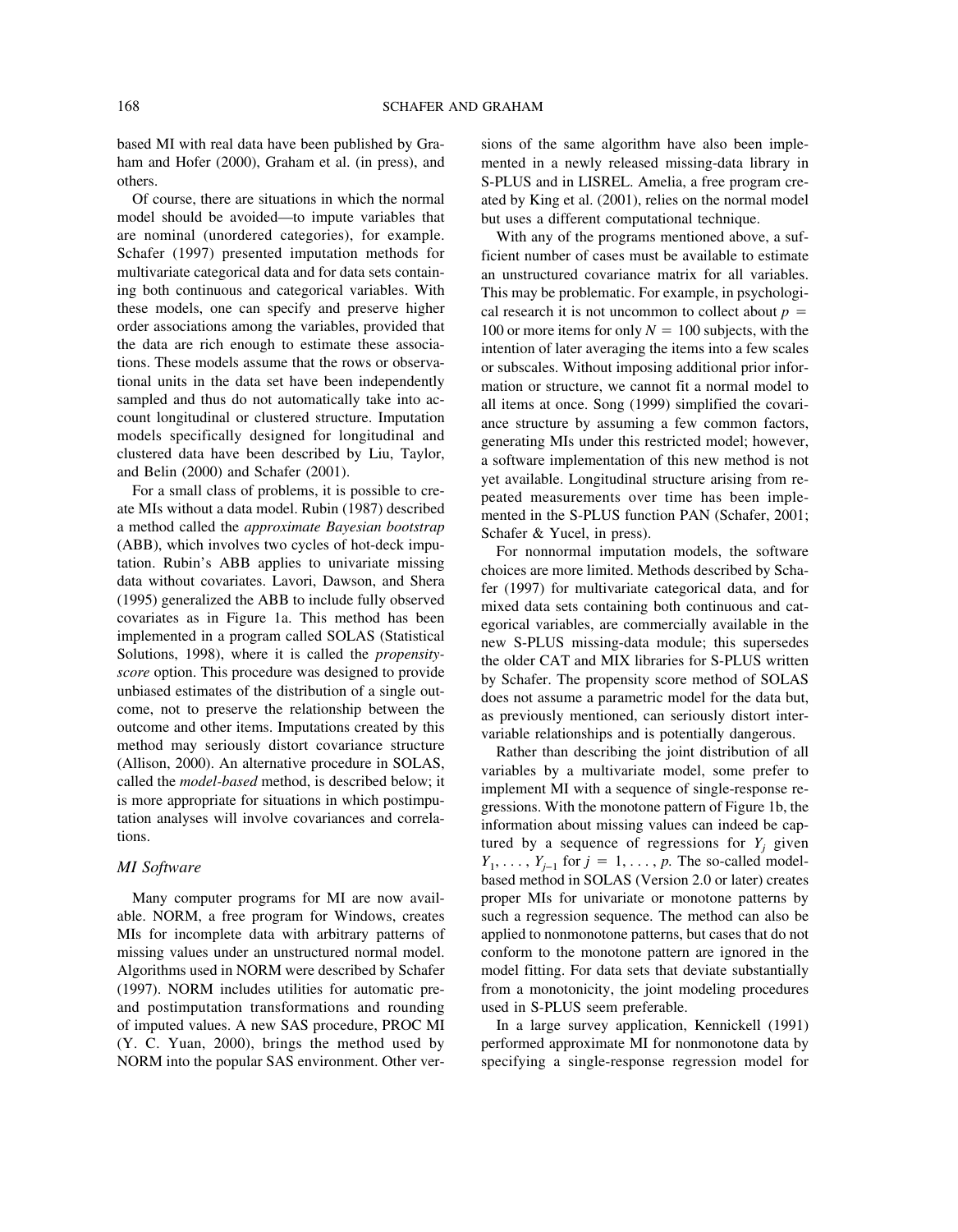based MI with real data have been published by Graham and Hofer (2000), Graham et al. (in press), and others.

Of course, there are situations in which the normal model should be avoided—to impute variables that are nominal (unordered categories), for example. Schafer (1997) presented imputation methods for multivariate categorical data and for data sets containing both continuous and categorical variables. With these models, one can specify and preserve higher order associations among the variables, provided that the data are rich enough to estimate these associations. These models assume that the rows or observational units in the data set have been independently sampled and thus do not automatically take into account longitudinal or clustered structure. Imputation models specifically designed for longitudinal and clustered data have been described by Liu, Taylor, and Belin (2000) and Schafer (2001).

For a small class of problems, it is possible to create MIs without a data model. Rubin (1987) described a method called the *approximate Bayesian bootstrap* (ABB), which involves two cycles of hot-deck imputation. Rubin's ABB applies to univariate missing data without covariates. Lavori, Dawson, and Shera (1995) generalized the ABB to include fully observed covariates as in Figure 1a. This method has been implemented in a program called SOLAS (Statistical Solutions, 1998), where it is called the *propensity-score* option. This procedure was designed to provide unbiased estimates of the distribution of a single outcome, not to preserve the relationship between the outcome and other items. Imputations created by this method may seriously distort covariance structure (Allison, 2000). An alternative procedure in SOLAS, called the *model-based* method, is described below; it is more appropriate for situations in which postimputation analyses will involve covariances and correlations.

### MI Software

Many computer programs for MI are now available. NORM, a free program for Windows, creates MIs for incomplete data with arbitrary patterns of missing values under an unstructured normal model. Algorithms used in NORM were described by Schafer (1997). NORM includes utilities for automatic pre- and postimputation transformations and rounding of imputed values. A new SAS procedure, PROC MI (Y. C. Yuan, 2000), brings the method used by NORM into the popular SAS environment. Other versions of the same algorithm have also been implemented in a newly released missing-data library in S-PLUS and in LISREL. Amelia, a free program created by King et al. (2001), relies on the normal model but uses a different computational technique.

With any of the programs mentioned above, a sufficient number of cases must be available to estimate an unstructured covariance matrix for all variables. This may be problematic. For example, in psychological research it is not uncommon to collect about $p = 100$ or more items for only $N = 100$ subjects, with the intention of later averaging the items into a few scales or subscales. Without imposing additional prior information or structure, we cannot fit a normal model to all items at once. Song (1999) simplified the covariance structure by assuming a few common factors, generating MIs under this restricted model; however, a software implementation of this new method is not yet available. Longitudinal structure arising from repeated measurements over time has been implemented in the S-PLUS function PAN (Schafer, 2001; Schafer & Yucel, in press).

For nonnormal imputation models, the software choices are more limited. Methods described by Schafer (1997) for multivariate categorical data, and for mixed data sets containing both continuous and categorical variables, are commercially available in the new S-PLUS missing-data module; this supersedes the older CAT and MIX libraries for S-PLUS written by Schafer. The propensity score method of SOLAS does not assume a parametric model for the data but, as previously mentioned, can seriously distort intervariable relationships and is potentially dangerous.

Rather than describing the joint distribution of all variables by a multivariate model, some prefer to implement MI with a sequence of single-response regressions. With the monotone pattern of Figure 1b, the information about missing values can indeed be captured by a sequence of regressions for $Y_j$ given $Y_1, \ldots, Y_{j-1}$ for $j = 1, \ldots, p$. The so-called model-based method in SOLAS (Version 2.0 or later) creates proper MIs for univariate or monotone patterns by such a regression sequence. The method can also be applied to nonmonotone patterns, but cases that do not conform to the monotone pattern are ignored in the model fitting. For data sets that deviate substantially from a monotonicity, the joint modeling procedures used in S-PLUS seem preferable.

In a large survey application, Kennickell (1991) performed approximate MI for nonmonotone data by specifying a single-response regression model for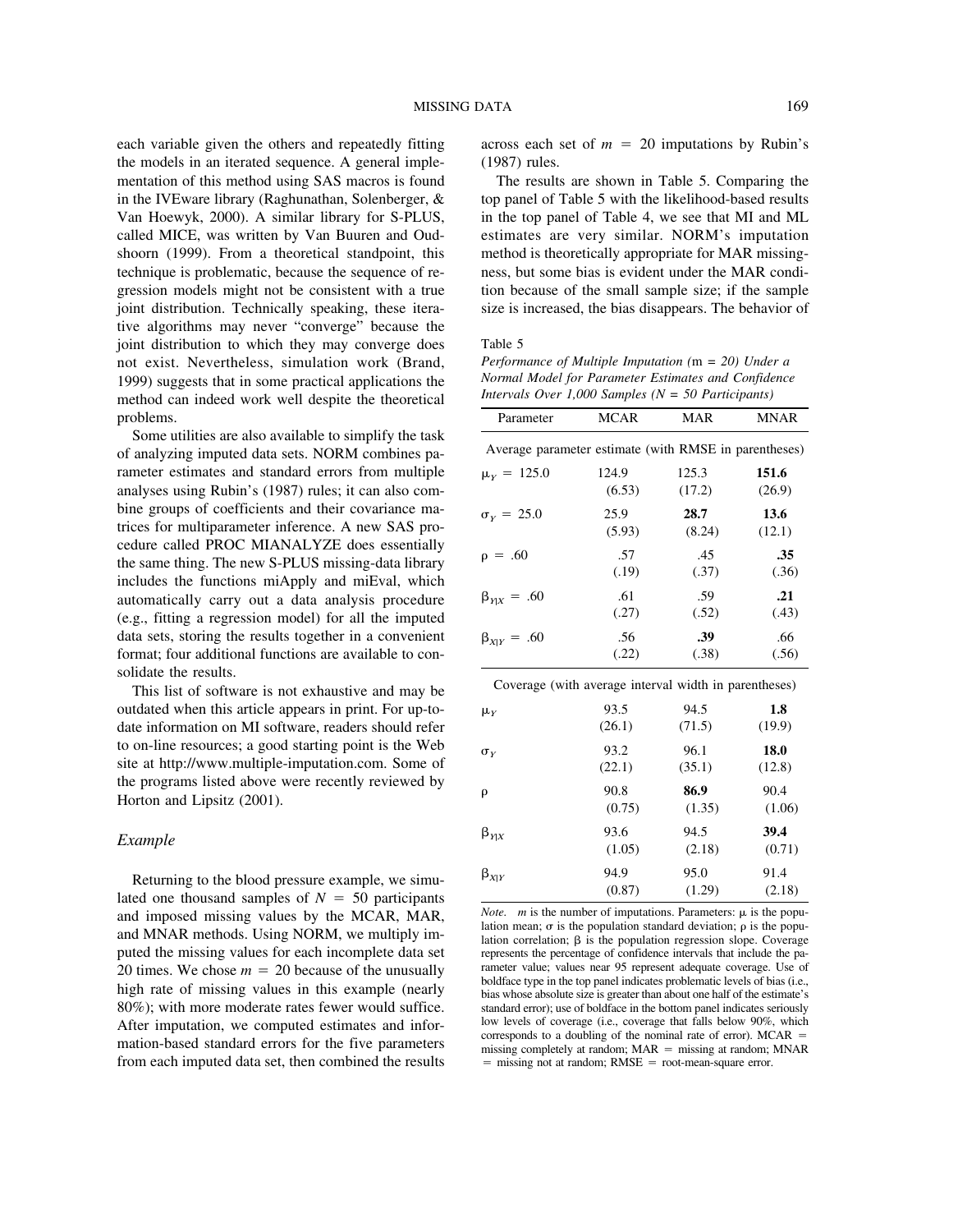each variable given the others and repeatedly fitting the models in an iterated sequence. A general implementation of this method using SAS macros is found in the IVEware library (Raghunathan, Solenberger, & Van Hoewyk, 2000). A similar library for S-PLUS, called MICE, was written by Van Buuren and Oudshoorn (1999). From a theoretical standpoint, this technique is problematic, because the sequence of regression models might not be consistent with a true joint distribution. Technically speaking, these iterative algorithms may never "converge" because the joint distribution to which they may converge does not exist. Nevertheless, simulation work (Brand, 1999) suggests that in some practical applications the method can indeed work well despite the theoretical problems.

Some utilities are also available to simplify the task of analyzing imputed data sets. NORM combines parameter estimates and standard errors from multiple analyses using Rubin's (1987) rules; it can also combine groups of coefficients and their covariance matrices for multiparameter inference. A new SAS procedure called PROC MIANALYZE does essentially the same thing. The new S-PLUS missing-data library includes the functions miApply and miEval, which automatically carry out a data analysis procedure (e.g., fitting a regression model) for all the imputed data sets, storing the results together in a convenient format; four additional functions are available to consolidate the results.

This list of software is not exhaustive and may be outdated when this article appears in print. For up-to-date information on MI software, readers should refer to on-line resources; a good starting point is the Web site at http://www.multiple-imputation.com. Some of the programs listed above were recently reviewed by Horton and Lipsitz (2001).

### *Example*

Returning to the blood pressure example, we simulated one thousand samples of $N = 50$ participants and imposed missing values by the MCAR, MAR, and MNAR methods. Using NORM, we multiply imputed the missing values for each incomplete data set 20 times. We chose $m = 20$ because of the unusually high rate of missing values in this example (nearly 80%); with more moderate rates fewer would suffice. After imputation, we computed estimates and information-based standard errors for the five parameters from each imputed data set, then combined the results across each set of $m = 20$ imputations by Rubin's (1987) rules.

The results are shown in Table 5. Comparing the top panel of Table 5 with the likelihood-based results in the top panel of Table 4, we see that MI and ML estimates are very similar. NORM's imputation method is theoretically appropriate for MAR missingness, but some bias is evident under the MAR condition because of the small sample size; if the sample size is increased, the bias disappears. The behavior of

Table 5
*Performance of Multiple Imputation (*$m = 20$*) Under a Normal Model for Parameter Estimates and Confidence Intervals Over 1,000 Samples (*$N = 50$ *Participants)*

| Parameter | MCAR | MAR | MNAR |
|---|---|---|---|
| Average parameter estimate (with RMSE in parentheses) | | | |
| $\mu_Y = 125.0$ | 124.9 (6.53) | 125.3 (17.2) | **151.6** (26.9) |
| $\sigma_Y = 25.0$ | 25.9 (5.93) | **28.7** (8.24) | **13.6** (12.1) |
| $\rho = .60$ | .57 (.19) | .45 (.37) | **.35** (.36) |
| $\beta_{Y\|X} = .60$ | .61 (.27) | .59 (.52) | **.21** (.43) |
| $\beta_{X\|Y} = .60$ | .56 (.22) | **.39** (.38) | .66 (.56) |
| Coverage (with average interval width in parentheses) | | | |
| $\mu_Y$ | 93.5 (26.1) | 94.5 (71.5) | **1.8** (19.9) |
| $\sigma_Y$ | 93.2 (22.1) | 96.1 (35.1) | **18.0** (12.8) |
| $\rho$ | 90.8 (0.75) | **86.9** (1.35) | 90.4 (1.06) |
| $\beta_{Y\|X}$ | 93.6 (1.05) | 94.5 (2.18) | **39.4** (0.71) |
| $\beta_{X\|Y}$ | 94.9 (0.87) | 95.0 (1.29) | 91.4 (2.18) |

*Note.* $m$ is the number of imputations. Parameters: $\mu$ is the population mean; $\sigma$ is the population standard deviation; $\rho$ is the population correlation; $\beta$ is the population regression slope. Coverage represents the percentage of confidence intervals that include the parameter value; values near 95 represent adequate coverage. Use of boldface type in the top panel indicates problematic levels of bias (i.e., bias whose absolute size is greater than about one half of the estimate's standard error); use of boldface in the bottom panel indicates seriously low levels of coverage (i.e., coverage that falls below 90%, which corresponds to a doubling of the nominal rate of error). MCAR = missing completely at random; MAR = missing at random; MNAR = missing not at random; RMSE = root-mean-square error.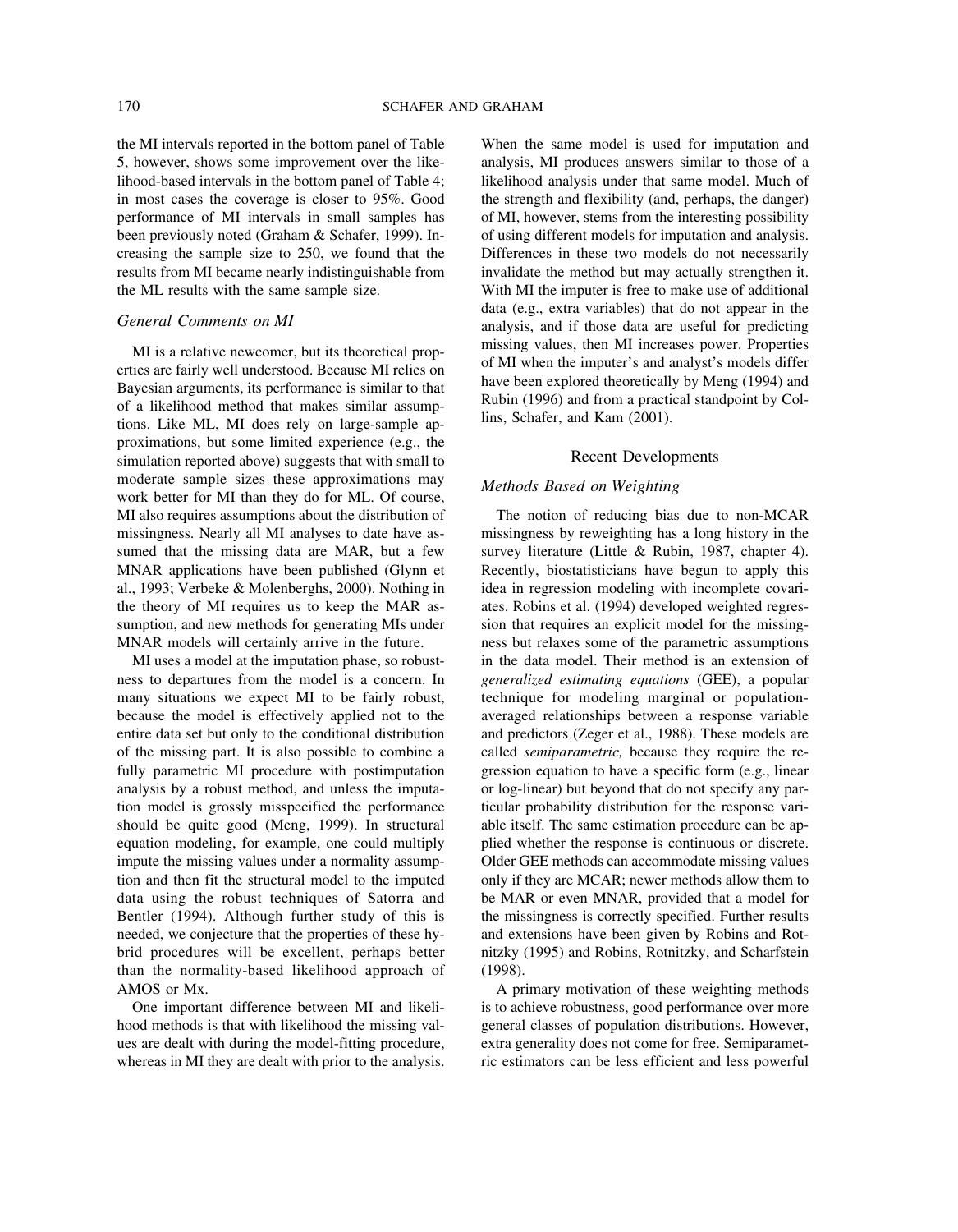the MI intervals reported in the bottom panel of Table 5, however, shows some improvement over the likelihood-based intervals in the bottom panel of Table 4; in most cases the coverage is closer to 95%. Good performance of MI intervals in small samples has been previously noted (Graham & Schafer, 1999). Increasing the sample size to 250, we found that the results from MI became nearly indistinguishable from the ML results with the same sample size.

### *General Comments on MI*

MI is a relative newcomer, but its theoretical properties are fairly well understood. Because MI relies on Bayesian arguments, its performance is similar to that of a likelihood method that makes similar assumptions. Like ML, MI does rely on large-sample approximations, but some limited experience (e.g., the simulation reported above) suggests that with small to moderate sample sizes these approximations may work better for MI than they do for ML. Of course, MI also requires assumptions about the distribution of missingness. Nearly all MI analyses to date have assumed that the missing data are MAR, but a few MNAR applications have been published (Glynn et al., 1993; Verbeke & Molenberghs, 2000). Nothing in the theory of MI requires us to keep the MAR assumption, and new methods for generating MIs under MNAR models will certainly arrive in the future.

MI uses a model at the imputation phase, so robustness to departures from the model is a concern. In many situations we expect MI to be fairly robust, because the model is effectively applied not to the entire data set but only to the conditional distribution of the missing part. It is also possible to combine a fully parametric MI procedure with postimputation analysis by a robust method, and unless the imputation model is grossly misspecified the performance should be quite good (Meng, 1999). In structural equation modeling, for example, one could multiply impute the missing values under a normality assumption and then fit the structural model to the imputed data using the robust techniques of Satorra and Bentler (1994). Although further study of this is needed, we conjecture that the properties of these hybrid procedures will be excellent, perhaps better than the normality-based likelihood approach of AMOS or Mx.

One important difference between MI and likelihood methods is that with likelihood the missing values are dealt with during the model-fitting procedure, whereas in MI they are dealt with prior to the analysis. When the same model is used for imputation and analysis, MI produces answers similar to those of a likelihood analysis under that same model. Much of the strength and flexibility (and, perhaps, the danger) of MI, however, stems from the interesting possibility of using different models for imputation and analysis. Differences in these two models do not necessarily invalidate the method but may actually strengthen it. With MI the imputer is free to make use of additional data (e.g., extra variables) that do not appear in the analysis, and if those data are useful for predicting missing values, then MI increases power. Properties of MI when the imputer's and analyst's models differ have been explored theoretically by Meng (1994) and Rubin (1996) and from a practical standpoint by Collins, Schafer, and Kam (2001).

## Recent Developments

### *Methods Based on Weighting*

The notion of reducing bias due to non-MCAR missingness by reweighting has a long history in the survey literature (Little & Rubin, 1987, chapter 4). Recently, biostatisticians have begun to apply this idea in regression modeling with incomplete covariates. Robins et al. (1994) developed weighted regression that requires an explicit model for the missingness but relaxes some of the parametric assumptions in the data model. Their method is an extension of *generalized estimating equations* (GEE), a popular technique for modeling marginal or population-averaged relationships between a response variable and predictors (Zeger et al., 1988). These models are called *semiparametric,* because they require the regression equation to have a specific form (e.g., linear or log-linear) but beyond that do not specify any particular probability distribution for the response variable itself. The same estimation procedure can be applied whether the response is continuous or discrete. Older GEE methods can accommodate missing values only if they are MCAR; newer methods allow them to be MAR or even MNAR, provided that a model for the missingness is correctly specified. Further results and extensions have been given by Robins and Rotnitzky (1995) and Robins, Rotnitzky, and Scharfstein (1998).

A primary motivation of these weighting methods is to achieve robustness, good performance over more general classes of population distributions. However, extra generality does not come for free. Semiparametric estimators can be less efficient and less powerful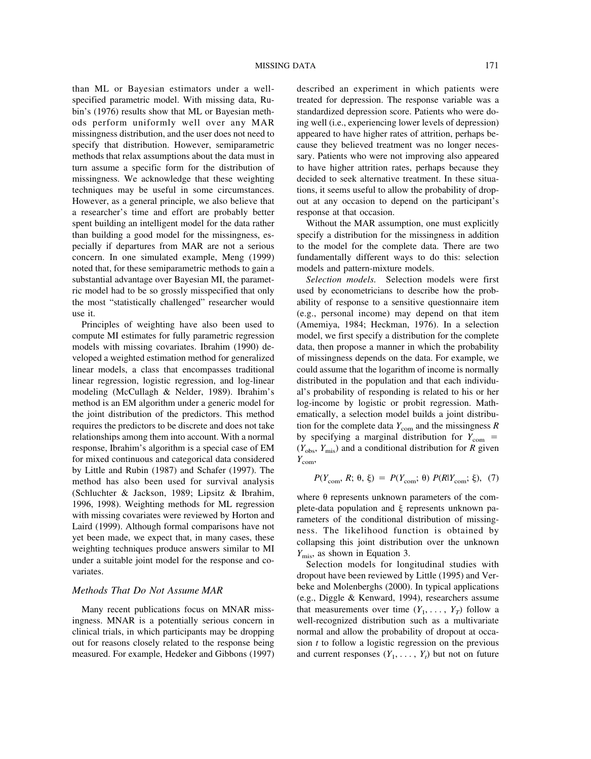than ML or Bayesian estimators under a well-specified parametric model. With missing data, Rubin's (1976) results show that ML or Bayesian methods perform uniformly well over any MAR missingness distribution, and the user does not need to specify that distribution. However, semiparametric methods that relax assumptions about the data must in turn assume a specific form for the distribution of missingness. We acknowledge that these weighting techniques may be useful in some circumstances. However, as a general principle, we also believe that a researcher's time and effort are probably better spent building an intelligent model for the data rather than building a good model for the missingness, especially if departures from MAR are not a serious concern. In one simulated example, Meng (1999) noted that, for these semiparametric methods to gain a substantial advantage over Bayesian MI, the parametric model had to be so grossly misspecified that only the most "statistically challenged" researcher would use it.

Principles of weighting have also been used to compute MI estimates for fully parametric regression models with missing covariates. Ibrahim (1990) developed a weighted estimation method for generalized linear models, a class that encompasses traditional linear regression, logistic regression, and log-linear modeling (McCullagh & Nelder, 1989). Ibrahim's method is an EM algorithm under a generic model for the joint distribution of the predictors. This method requires the predictors to be discrete and does not take relationships among them into account. With a normal response, Ibrahim's algorithm is a special case of EM for mixed continuous and categorical data considered by Little and Rubin (1987) and Schafer (1997). The method has also been used for survival analysis (Schluchter & Jackson, 1989; Lipsitz & Ibrahim, 1996, 1998). Weighting methods for ML regression with missing covariates were reviewed by Horton and Laird (1999). Although formal comparisons have not yet been made, we expect that, in many cases, these weighting techniques produce answers similar to MI under a suitable joint model for the response and covariates.

### *Methods That Do Not Assume MAR*

Many recent publications focus on MNAR missingness. MNAR is a potentially serious concern in clinical trials, in which participants may be dropping out for reasons closely related to the response being measured. For example, Hedeker and Gibbons (1997) described an experiment in which patients were treated for depression. The response variable was a standardized depression score. Patients who were doing well (i.e., experiencing lower levels of depression) appeared to have higher rates of attrition, perhaps because they believed treatment was no longer necessary. Patients who were not improving also appeared to have higher attrition rates, perhaps because they decided to seek alternative treatment. In these situations, it seems useful to allow the probability of dropout at any occasion to depend on the participant's response at that occasion.

Without the MAR assumption, one must explicitly specify a distribution for the missingness in addition to the model for the complete data. There are two fundamentally different ways to do this: selection models and pattern-mixture models.

*Selection models.* Selection models were first used by econometricians to describe how the probability of response to a sensitive questionnaire item (e.g., personal income) may depend on that item (Amemiya, 1984; Heckman, 1976). In a selection model, we first specify a distribution for the complete data, then propose a manner in which the probability of missingness depends on the data. For example, we could assume that the logarithm of income is normally distributed in the population and that each individual's probability of responding is related to his or her log-income by logistic or probit regression. Mathematically, a selection model builds a joint distribution for the complete data $Y_{com}$ and the missingness $R$ by specifying a marginal distribution for $Y_{com} = (Y_{obs}, Y_{mis})$ and a conditional distribution for $R$ given $Y_{com}$,

$$P(Y_{com}, R; \theta, \xi) = P(Y_{com}; \theta)\, P(R|Y_{com}; \xi), \quad (7)$$

where $\theta$ represents unknown parameters of the complete-data population and $\xi$ represents unknown parameters of the conditional distribution of missingness. The likelihood function is obtained by collapsing this joint distribution over the unknown $Y_{mis}$, as shown in Equation 3.

Selection models for longitudinal studies with dropout have been reviewed by Little (1995) and Verbeke and Molenberghs (2000). In typical applications (e.g., Diggle & Kenward, 1994), researchers assume that measurements over time $(Y_1, \ldots, Y_T)$ follow a well-recognized distribution such as a multivariate normal and allow the probability of dropout at occasion $t$ to follow a logistic regression on the previous and current responses $(Y_1, \ldots, Y_t)$ but not on future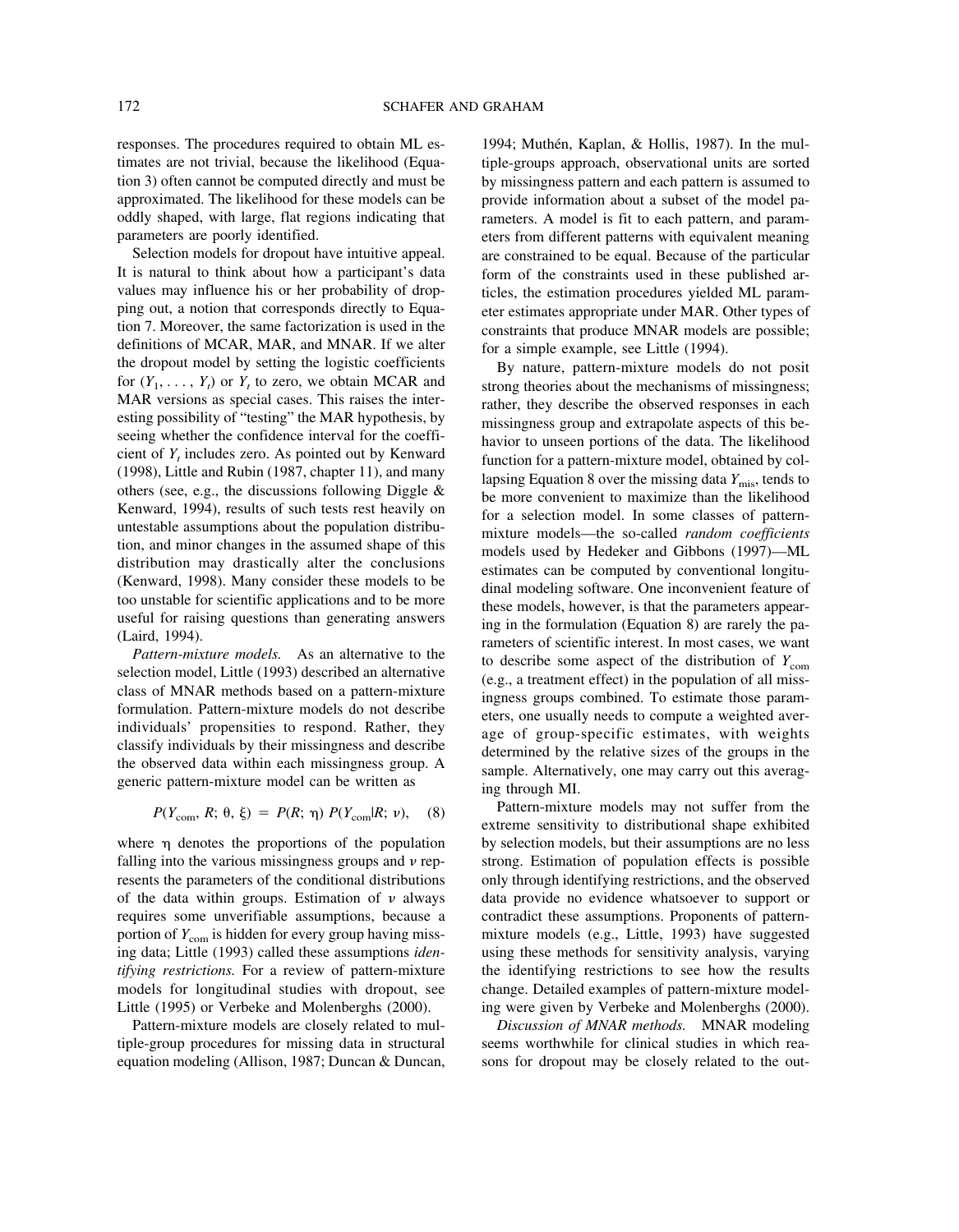responses. The procedures required to obtain ML estimates are not trivial, because the likelihood (Equation 3) often cannot be computed directly and must be approximated. The likelihood for these models can be oddly shaped, with large, flat regions indicating that parameters are poorly identified.

Selection models for dropout have intuitive appeal. It is natural to think about how a participant's data values may influence his or her probability of dropping out, a notion that corresponds directly to Equation 7. Moreover, the same factorization is used in the definitions of MCAR, MAR, and MNAR. If we alter the dropout model by setting the logistic coefficients for $(Y_1, \ldots, Y_t)$ or $Y_t$ to zero, we obtain MCAR and MAR versions as special cases. This raises the interesting possibility of "testing" the MAR hypothesis, by seeing whether the confidence interval for the coefficient of $Y_t$ includes zero. As pointed out by Kenward (1998), Little and Rubin (1987, chapter 11), and many others (see, e.g., the discussions following Diggle & Kenward, 1994), results of such tests rest heavily on untestable assumptions about the population distribution, and minor changes in the assumed shape of this distribution may drastically alter the conclusions (Kenward, 1998). Many consider these models to be too unstable for scientific applications and to be more useful for raising questions than generating answers (Laird, 1994).

*Pattern-mixture models.* As an alternative to the selection model, Little (1993) described an alternative class of MNAR methods based on a pattern-mixture formulation. Pattern-mixture models do not describe individuals' propensities to respond. Rather, they classify individuals by their missingness and describe the observed data within each missingness group. A generic pattern-mixture model can be written as

$$P(Y_{\text{com}}, R; \theta, \xi) = P(R; \eta)\, P(Y_{\text{com}} | R; \nu), \quad (8)$$

where $\eta$ denotes the proportions of the population falling into the various missingness groups and $\nu$ represents the parameters of the conditional distributions of the data within groups. Estimation of $\nu$ always requires some unverifiable assumptions, because a portion of $Y_{\text{com}}$ is hidden for every group having missing data; Little (1993) called these assumptions *identifying restrictions.* For a review of pattern-mixture models for longitudinal studies with dropout, see Little (1995) or Verbeke and Molenberghs (2000).

Pattern-mixture models are closely related to multiple-group procedures for missing data in structural equation modeling (Allison, 1987; Duncan & Duncan, 1994; Muthén, Kaplan, & Hollis, 1987). In the multiple-groups approach, observational units are sorted by missingness pattern and each pattern is assumed to provide information about a subset of the model parameters. A model is fit to each pattern, and parameters from different patterns with equivalent meaning are constrained to be equal. Because of the particular form of the constraints used in these published articles, the estimation procedures yielded ML parameter estimates appropriate under MAR. Other types of constraints that produce MNAR models are possible; for a simple example, see Little (1994).

By nature, pattern-mixture models do not posit strong theories about the mechanisms of missingness; rather, they describe the observed responses in each missingness group and extrapolate aspects of this behavior to unseen portions of the data. The likelihood function for a pattern-mixture model, obtained by collapsing Equation 8 over the missing data $Y_{\text{mis}}$, tends to be more convenient to maximize than the likelihood for a selection model. In some classes of pattern-mixture models—the so-called *random coefficients* models used by Hedeker and Gibbons (1997)—ML estimates can be computed by conventional longitudinal modeling software. One inconvenient feature of these models, however, is that the parameters appearing in the formulation (Equation 8) are rarely the parameters of scientific interest. In most cases, we want to describe some aspect of the distribution of $Y_{\text{com}}$ (e.g., a treatment effect) in the population of all missingness groups combined. To estimate those parameters, one usually needs to compute a weighted average of group-specific estimates, with weights determined by the relative sizes of the groups in the sample. Alternatively, one may carry out this averaging through MI.

Pattern-mixture models may not suffer from the extreme sensitivity to distributional shape exhibited by selection models, but their assumptions are no less strong. Estimation of population effects is possible only through identifying restrictions, and the observed data provide no evidence whatsoever to support or contradict these assumptions. Proponents of pattern-mixture models (e.g., Little, 1993) have suggested using these methods for sensitivity analysis, varying the identifying restrictions to see how the results change. Detailed examples of pattern-mixture modeling were given by Verbeke and Molenberghs (2000).

*Discussion of MNAR methods.* MNAR modeling seems worthwhile for clinical studies in which reasons for dropout may be closely related to the out-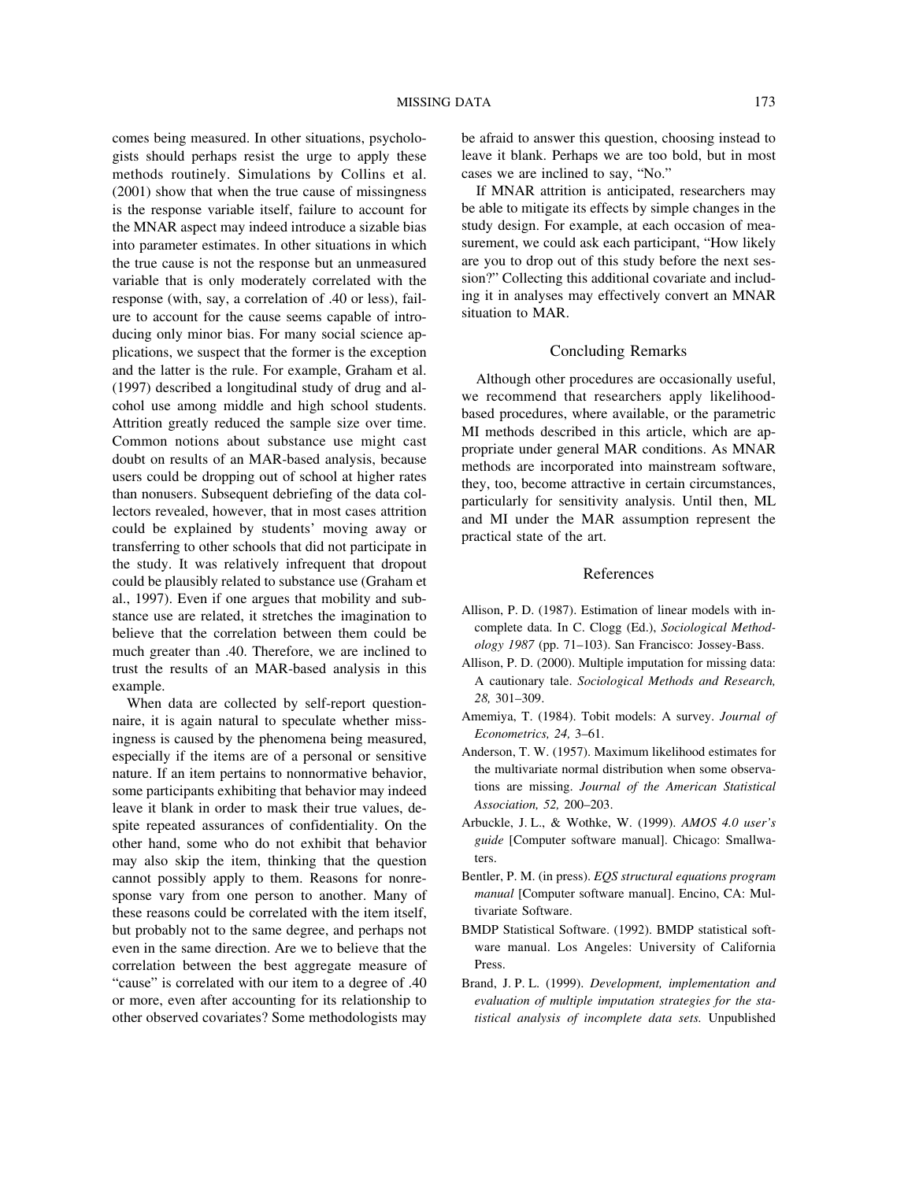comes being measured. In other situations, psychologists should perhaps resist the urge to apply these methods routinely. Simulations by Collins et al. (2001) show that when the true cause of missingness is the response variable itself, failure to account for the MNAR aspect may indeed introduce a sizable bias into parameter estimates. In other situations in which the true cause is not the response but an unmeasured variable that is only moderately correlated with the response (with, say, a correlation of .40 or less), failure to account for the cause seems capable of introducing only minor bias. For many social science applications, we suspect that the former is the exception and the latter is the rule. For example, Graham et al. (1997) described a longitudinal study of drug and alcohol use among middle and high school students. Attrition greatly reduced the sample size over time. Common notions about substance use might cast doubt on results of an MAR-based analysis, because users could be dropping out of school at higher rates than nonusers. Subsequent debriefing of the data collectors revealed, however, that in most cases attrition could be explained by students' moving away or transferring to other schools that did not participate in the study. It was relatively infrequent that dropout could be plausibly related to substance use (Graham et al., 1997). Even if one argues that mobility and substance use are related, it stretches the imagination to believe that the correlation between them could be much greater than .40. Therefore, we are inclined to trust the results of an MAR-based analysis in this example.

When data are collected by self-report questionnaire, it is again natural to speculate whether missingness is caused by the phenomena being measured, especially if the items are of a personal or sensitive nature. If an item pertains to nonnormative behavior, some participants exhibiting that behavior may indeed leave it blank in order to mask their true values, despite repeated assurances of confidentiality. On the other hand, some who do not exhibit that behavior may also skip the item, thinking that the question cannot possibly apply to them. Reasons for nonresponse vary from one person to another. Many of these reasons could be correlated with the item itself, but probably not to the same degree, and perhaps not even in the same direction. Are we to believe that the correlation between the best aggregate measure of "cause" is correlated with our item to a degree of .40 or more, even after accounting for its relationship to other observed covariates? Some methodologists may be afraid to answer this question, choosing instead to leave it blank. Perhaps we are too bold, but in most cases we are inclined to say, "No."

If MNAR attrition is anticipated, researchers may be able to mitigate its effects by simple changes in the study design. For example, at each occasion of measurement, we could ask each participant, "How likely are you to drop out of this study before the next session?" Collecting this additional covariate and including it in analyses may effectively convert an MNAR situation to MAR.

## Concluding Remarks

Although other procedures are occasionally useful, we recommend that researchers apply likelihood-based procedures, where available, or the parametric MI methods described in this article, which are appropriate under general MAR conditions. As MNAR methods are incorporated into mainstream software, they, too, become attractive in certain circumstances, particularly for sensitivity analysis. Until then, ML and MI under the MAR assumption represent the practical state of the art.

## References

Allison, P. D. (1987). Estimation of linear models with incomplete data. In C. Clogg (Ed.), *Sociological Methodology 1987* (pp. 71–103). San Francisco: Jossey-Bass.

Allison, P. D. (2000). Multiple imputation for missing data: A cautionary tale. *Sociological Methods and Research, 28,* 301–309.

Amemiya, T. (1984). Tobit models: A survey. *Journal of Econometrics, 24,* 3–61.

Anderson, T. W. (1957). Maximum likelihood estimates for the multivariate normal distribution when some observations are missing. *Journal of the American Statistical Association, 52,* 200–203.

Arbuckle, J. L., & Wothke, W. (1999). *AMOS 4.0 user's guide* [Computer software manual]. Chicago: Smallwaters.

Bentler, P. M. (in press). *EQS structural equations program manual* [Computer software manual]. Encino, CA: Multivariate Software.

BMDP Statistical Software. (1992). BMDP statistical software manual. Los Angeles: University of California Press.

Brand, J. P. L. (1999). *Development, implementation and evaluation of multiple imputation strategies for the statistical analysis of incomplete data sets.* Unpublished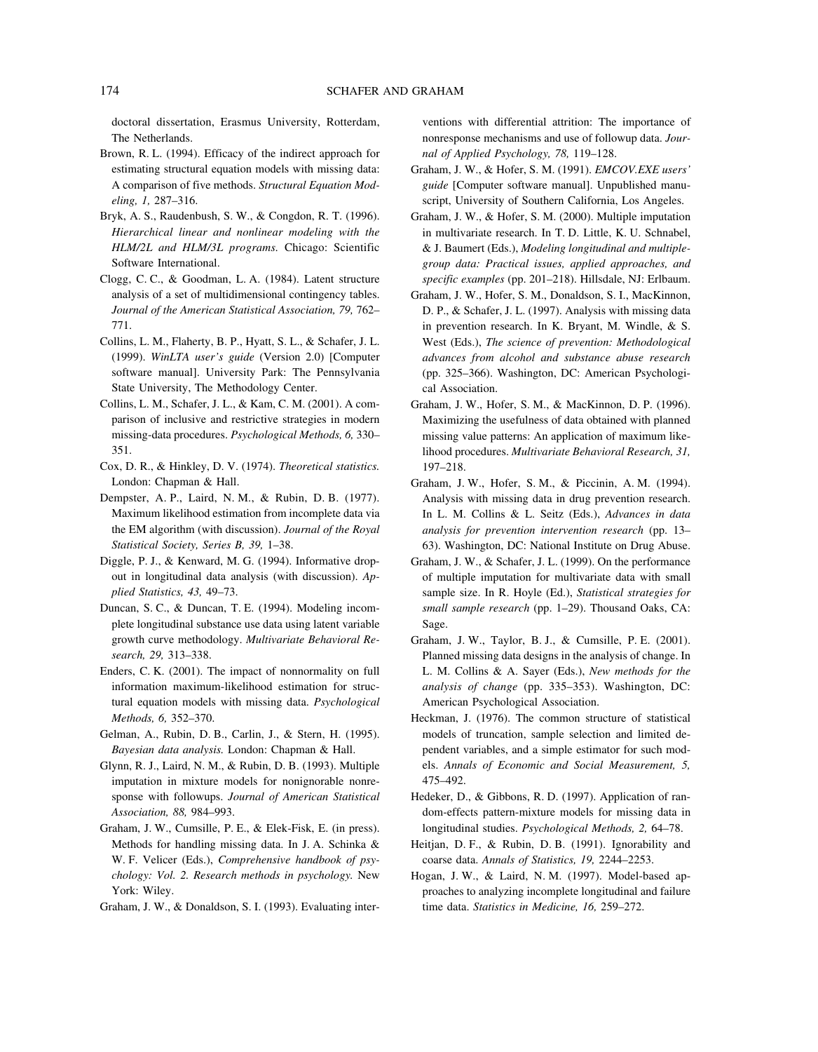doctoral dissertation, Erasmus University, Rotterdam, The Netherlands.

Brown, R. L. (1994). Efficacy of the indirect approach for estimating structural equation models with missing data: A comparison of five methods. *Structural Equation Modeling, 1,* 287–316.

Bryk, A. S., Raudenbush, S. W., & Congdon, R. T. (1996). *Hierarchical linear and nonlinear modeling with the HLM/2L and HLM/3L programs.* Chicago: Scientific Software International.

Clogg, C. C., & Goodman, L. A. (1984). Latent structure analysis of a set of multidimensional contingency tables. *Journal of the American Statistical Association, 79,* 762–771.

Collins, L. M., Flaherty, B. P., Hyatt, S. L., & Schafer, J. L. (1999). *WinLTA user's guide* (Version 2.0) [Computer software manual]. University Park: The Pennsylvania State University, The Methodology Center.

Collins, L. M., Schafer, J. L., & Kam, C. M. (2001). A comparison of inclusive and restrictive strategies in modern missing-data procedures. *Psychological Methods, 6,* 330–351.

Cox, D. R., & Hinkley, D. V. (1974). *Theoretical statistics.* London: Chapman & Hall.

Dempster, A. P., Laird, N. M., & Rubin, D. B. (1977). Maximum likelihood estimation from incomplete data via the EM algorithm (with discussion). *Journal of the Royal Statistical Society, Series B, 39,* 1–38.

Diggle, P. J., & Kenward, M. G. (1994). Informative dropout in longitudinal data analysis (with discussion). *Applied Statistics, 43,* 49–73.

Duncan, S. C., & Duncan, T. E. (1994). Modeling incomplete longitudinal substance use data using latent variable growth curve methodology. *Multivariate Behavioral Research, 29,* 313–338.

Enders, C. K. (2001). The impact of nonnormality on full information maximum-likelihood estimation for structural equation models with missing data. *Psychological Methods, 6,* 352–370.

Gelman, A., Rubin, D. B., Carlin, J., & Stern, H. (1995). *Bayesian data analysis.* London: Chapman & Hall.

Glynn, R. J., Laird, N. M., & Rubin, D. B. (1993). Multiple imputation in mixture models for nonignorable nonresponse with followups. *Journal of American Statistical Association, 88,* 984–993.

Graham, J. W., Cumsille, P. E., & Elek-Fisk, E. (in press). Methods for handling missing data. In J. A. Schinka & W. F. Velicer (Eds.), *Comprehensive handbook of psychology: Vol. 2. Research methods in psychology.* New York: Wiley.

Graham, J. W., & Donaldson, S. I. (1993). Evaluating interventions with differential attrition: The importance of nonresponse mechanisms and use of followup data. *Journal of Applied Psychology, 78,* 119–128.

Graham, J. W., & Hofer, S. M. (1991). *EMCOV.EXE users' guide* [Computer software manual]. Unpublished manuscript, University of Southern California, Los Angeles.

Graham, J. W., & Hofer, S. M. (2000). Multiple imputation in multivariate research. In T. D. Little, K. U. Schnabel, & J. Baumert (Eds.), *Modeling longitudinal and multiple-group data: Practical issues, applied approaches, and specific examples* (pp. 201–218). Hillsdale, NJ: Erlbaum.

Graham, J. W., Hofer, S. M., Donaldson, S. I., MacKinnon, D. P., & Schafer, J. L. (1997). Analysis with missing data in prevention research. In K. Bryant, M. Windle, & S. West (Eds.), *The science of prevention: Methodological advances from alcohol and substance abuse research* (pp. 325–366). Washington, DC: American Psychological Association.

Graham, J. W., Hofer, S. M., & MacKinnon, D. P. (1996). Maximizing the usefulness of data obtained with planned missing value patterns: An application of maximum likelihood procedures. *Multivariate Behavioral Research, 31,* 197–218.

Graham, J. W., Hofer, S. M., & Piccinin, A. M. (1994). Analysis with missing data in drug prevention research. In L. M. Collins & L. Seitz (Eds.), *Advances in data analysis for prevention intervention research* (pp. 13–63). Washington, DC: National Institute on Drug Abuse.

Graham, J. W., & Schafer, J. L. (1999). On the performance of multiple imputation for multivariate data with small sample size. In R. Hoyle (Ed.), *Statistical strategies for small sample research* (pp. 1–29). Thousand Oaks, CA: Sage.

Graham, J. W., Taylor, B. J., & Cumsille, P. E. (2001). Planned missing data designs in the analysis of change. In L. M. Collins & A. Sayer (Eds.), *New methods for the analysis of change* (pp. 335–353). Washington, DC: American Psychological Association.

Heckman, J. (1976). The common structure of statistical models of truncation, sample selection and limited dependent variables, and a simple estimator for such models. *Annals of Economic and Social Measurement, 5,* 475–492.

Hedeker, D., & Gibbons, R. D. (1997). Application of random-effects pattern-mixture models for missing data in longitudinal studies. *Psychological Methods, 2,* 64–78.

Heitjan, D. F., & Rubin, D. B. (1991). Ignorability and coarse data. *Annals of Statistics, 19,* 2244–2253.

Hogan, J. W., & Laird, N. M. (1997). Model-based approaches to analyzing incomplete longitudinal and failure time data. *Statistics in Medicine, 16,* 259–272.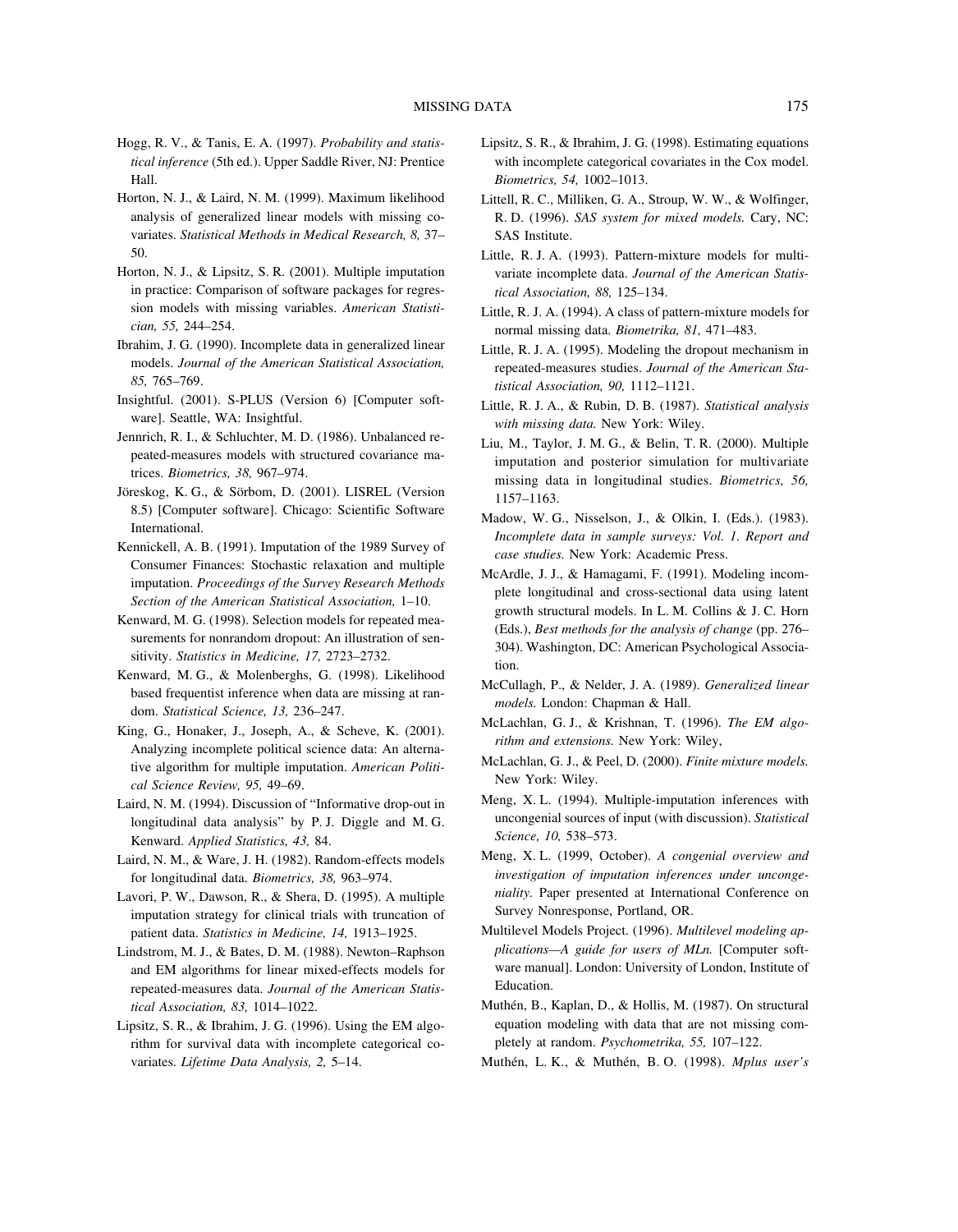Hogg, R. V., & Tanis, E. A. (1997). *Probability and statistical inference* (5th ed.). Upper Saddle River, NJ: Prentice Hall.

Horton, N. J., & Laird, N. M. (1999). Maximum likelihood analysis of generalized linear models with missing covariates. *Statistical Methods in Medical Research, 8,* 37–50.

Horton, N. J., & Lipsitz, S. R. (2001). Multiple imputation in practice: Comparison of software packages for regression models with missing variables. *American Statistician, 55,* 244–254.

Ibrahim, J. G. (1990). Incomplete data in generalized linear models. *Journal of the American Statistical Association, 85,* 765–769.

Insightful. (2001). S-PLUS (Version 6) [Computer software]. Seattle, WA: Insightful.

Jennrich, R. I., & Schluchter, M. D. (1986). Unbalanced repeated-measures models with structured covariance matrices. *Biometrics, 38,* 967–974.

Jöreskog, K. G., & Sörbom, D. (2001). LISREL (Version 8.5) [Computer software]. Chicago: Scientific Software International.

Kennickell, A. B. (1991). Imputation of the 1989 Survey of Consumer Finances: Stochastic relaxation and multiple imputation. *Proceedings of the Survey Research Methods Section of the American Statistical Association,* 1–10.

Kenward, M. G. (1998). Selection models for repeated measurements for nonrandom dropout: An illustration of sensitivity. *Statistics in Medicine, 17,* 2723–2732.

Kenward, M. G., & Molenberghs, G. (1998). Likelihood based frequentist inference when data are missing at random. *Statistical Science, 13,* 236–247.

King, G., Honaker, J., Joseph, A., & Scheve, K. (2001). Analyzing incomplete political science data: An alternative algorithm for multiple imputation. *American Political Science Review, 95,* 49–69.

Laird, N. M. (1994). Discussion of "Informative drop-out in longitudinal data analysis" by P. J. Diggle and M. G. Kenward. *Applied Statistics, 43,* 84.

Laird, N. M., & Ware, J. H. (1982). Random-effects models for longitudinal data. *Biometrics, 38,* 963–974.

Lavori, P. W., Dawson, R., & Shera, D. (1995). A multiple imputation strategy for clinical trials with truncation of patient data. *Statistics in Medicine, 14,* 1913–1925.

Lindstrom, M. J., & Bates, D. M. (1988). Newton–Raphson and EM algorithms for linear mixed-effects models for repeated-measures data. *Journal of the American Statistical Association, 83,* 1014–1022.

Lipsitz, S. R., & Ibrahim, J. G. (1996). Using the EM algorithm for survival data with incomplete categorical covariates. *Lifetime Data Analysis, 2,* 5–14.

Lipsitz, S. R., & Ibrahim, J. G. (1998). Estimating equations with incomplete categorical covariates in the Cox model. *Biometrics, 54,* 1002–1013.

Littell, R. C., Milliken, G. A., Stroup, W. W., & Wolfinger, R. D. (1996). *SAS system for mixed models.* Cary, NC: SAS Institute.

Little, R. J. A. (1993). Pattern-mixture models for multivariate incomplete data. *Journal of the American Statistical Association, 88,* 125–134.

Little, R. J. A. (1994). A class of pattern-mixture models for normal missing data. *Biometrika, 81,* 471–483.

Little, R. J. A. (1995). Modeling the dropout mechanism in repeated-measures studies. *Journal of the American Statistical Association, 90,* 1112–1121.

Little, R. J. A., & Rubin, D. B. (1987). *Statistical analysis with missing data.* New York: Wiley.

Liu, M., Taylor, J. M. G., & Belin, T. R. (2000). Multiple imputation and posterior simulation for multivariate missing data in longitudinal studies. *Biometrics, 56,* 1157–1163.

Madow, W. G., Nisselson, J., & Olkin, I. (Eds.). (1983). *Incomplete data in sample surveys: Vol. 1. Report and case studies.* New York: Academic Press.

McArdle, J. J., & Hamagami, F. (1991). Modeling incomplete longitudinal and cross-sectional data using latent growth structural models. In L. M. Collins & J. C. Horn (Eds.), *Best methods for the analysis of change* (pp. 276–304). Washington, DC: American Psychological Association.

McCullagh, P., & Nelder, J. A. (1989). *Generalized linear models.* London: Chapman & Hall.

McLachlan, G. J., & Krishnan, T. (1996). *The EM algorithm and extensions.* New York: Wiley,

McLachlan, G. J., & Peel, D. (2000). *Finite mixture models.* New York: Wiley.

Meng, X. L. (1994). Multiple-imputation inferences with uncongenial sources of input (with discussion). *Statistical Science, 10,* 538–573.

Meng, X. L. (1999, October). *A congenial overview and investigation of imputation inferences under uncongeniality.* Paper presented at International Conference on Survey Nonresponse, Portland, OR.

Multilevel Models Project. (1996). *Multilevel modeling applications—A guide for users of MLn.* [Computer software manual]. London: University of London, Institute of Education.

Muthén, B., Kaplan, D., & Hollis, M. (1987). On structural equation modeling with data that are not missing completely at random. *Psychometrika, 55,* 107–122.

Muthén, L. K., & Muthén, B. O. (1998). *Mplus user's*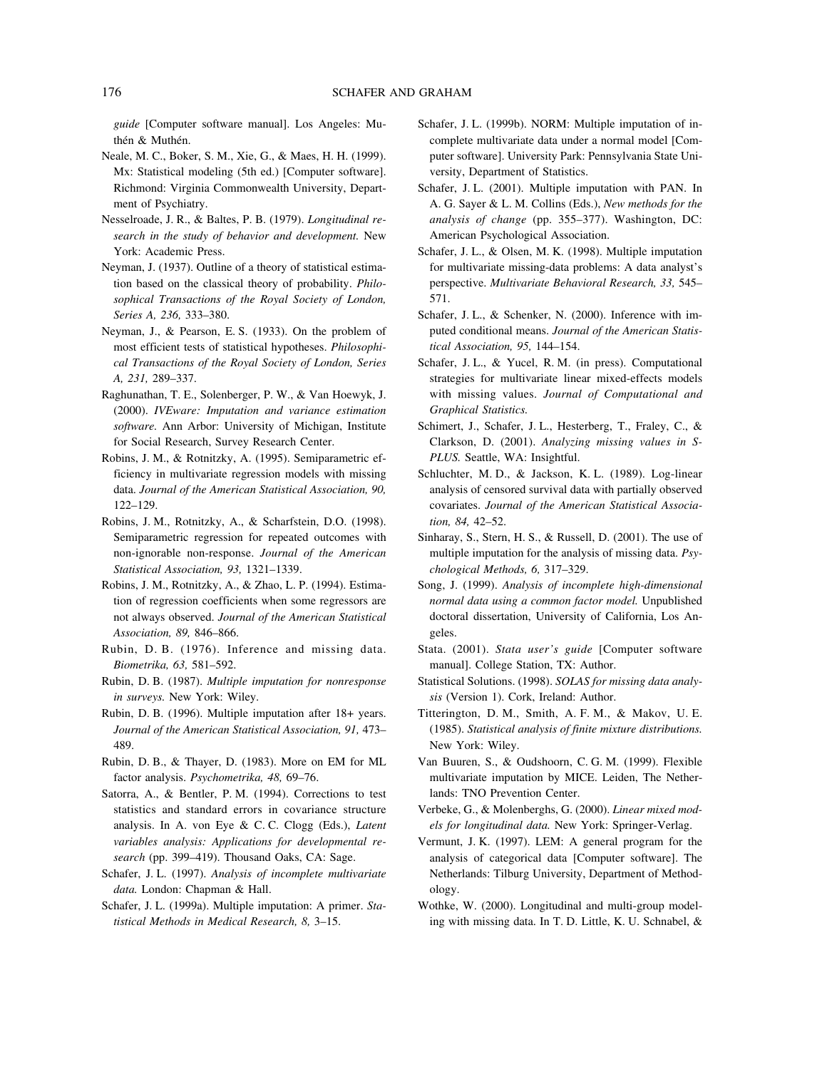*guide* [Computer software manual]. Los Angeles: Muthén & Muthén.

Neale, M. C., Boker, S. M., Xie, G., & Maes, H. H. (1999). Mx: Statistical modeling (5th ed.) [Computer software]. Richmond: Virginia Commonwealth University, Department of Psychiatry.

Nesselroade, J. R., & Baltes, P. B. (1979). *Longitudinal research in the study of behavior and development.* New York: Academic Press.

Neyman, J. (1937). Outline of a theory of statistical estimation based on the classical theory of probability. *Philosophical Transactions of the Royal Society of London, Series A, 236,* 333–380.

Neyman, J., & Pearson, E. S. (1933). On the problem of most efficient tests of statistical hypotheses. *Philosophical Transactions of the Royal Society of London, Series A, 231,* 289–337.

Raghunathan, T. E., Solenberger, P. W., & Van Hoewyk, J. (2000). *IVEware: Imputation and variance estimation software.* Ann Arbor: University of Michigan, Institute for Social Research, Survey Research Center.

Robins, J. M., & Rotnitzky, A. (1995). Semiparametric efficiency in multivariate regression models with missing data. *Journal of the American Statistical Association, 90,* 122–129.

Robins, J. M., Rotnitzky, A., & Scharfstein, D.O. (1998). Semiparametric regression for repeated outcomes with non-ignorable non-response. *Journal of the American Statistical Association, 93,* 1321–1339.

Robins, J. M., Rotnitzky, A., & Zhao, L. P. (1994). Estimation of regression coefficients when some regressors are not always observed. *Journal of the American Statistical Association, 89,* 846–866.

Rubin, D. B. (1976). Inference and missing data. *Biometrika, 63,* 581–592.

Rubin, D. B. (1987). *Multiple imputation for nonresponse in surveys.* New York: Wiley.

Rubin, D. B. (1996). Multiple imputation after 18+ years. *Journal of the American Statistical Association, 91,* 473–489.

Rubin, D. B., & Thayer, D. (1983). More on EM for ML factor analysis. *Psychometrika, 48,* 69–76.

Satorra, A., & Bentler, P. M. (1994). Corrections to test statistics and standard errors in covariance structure analysis. In A. von Eye & C. C. Clogg (Eds.), *Latent variables analysis: Applications for developmental research* (pp. 399–419). Thousand Oaks, CA: Sage.

Schafer, J. L. (1997). *Analysis of incomplete multivariate data.* London: Chapman & Hall.

Schafer, J. L. (1999a). Multiple imputation: A primer. *Statistical Methods in Medical Research, 8,* 3–15.

Schafer, J. L. (1999b). NORM: Multiple imputation of incomplete multivariate data under a normal model [Computer software]. University Park: Pennsylvania State University, Department of Statistics.

Schafer, J. L. (2001). Multiple imputation with PAN. In A. G. Sayer & L. M. Collins (Eds.), *New methods for the analysis of change* (pp. 355–377). Washington, DC: American Psychological Association.

Schafer, J. L., & Olsen, M. K. (1998). Multiple imputation for multivariate missing-data problems: A data analyst's perspective. *Multivariate Behavioral Research, 33,* 545–571.

Schafer, J. L., & Schenker, N. (2000). Inference with imputed conditional means. *Journal of the American Statistical Association, 95,* 144–154.

Schafer, J. L., & Yucel, R. M. (in press). Computational strategies for multivariate linear mixed-effects models with missing values. *Journal of Computational and Graphical Statistics.*

Schimert, J., Schafer, J. L., Hesterberg, T., Fraley, C., & Clarkson, D. (2001). *Analyzing missing values in S-PLUS.* Seattle, WA: Insightful.

Schluchter, M. D., & Jackson, K. L. (1989). Log-linear analysis of censored survival data with partially observed covariates. *Journal of the American Statistical Association, 84,* 42–52.

Sinharay, S., Stern, H. S., & Russell, D. (2001). The use of multiple imputation for the analysis of missing data. *Psychological Methods, 6,* 317–329.

Song, J. (1999). *Analysis of incomplete high-dimensional normal data using a common factor model.* Unpublished doctoral dissertation, University of California, Los Angeles.

Stata. (2001). *Stata user's guide* [Computer software manual]. College Station, TX: Author.

Statistical Solutions. (1998). *SOLAS for missing data analysis* (Version 1). Cork, Ireland: Author.

Titterington, D. M., Smith, A. F. M., & Makov, U. E. (1985). *Statistical analysis of finite mixture distributions.* New York: Wiley.

Van Buuren, S., & Oudshoorn, C. G. M. (1999). Flexible multivariate imputation by MICE. Leiden, The Netherlands: TNO Prevention Center.

Verbeke, G., & Molenberghs, G. (2000). *Linear mixed models for longitudinal data.* New York: Springer-Verlag.

Vermunt, J. K. (1997). LEM: A general program for the analysis of categorical data [Computer software]. The Netherlands: Tilburg University, Department of Methodology.

Wothke, W. (2000). Longitudinal and multi-group modeling with missing data. In T. D. Little, K. U. Schnabel, &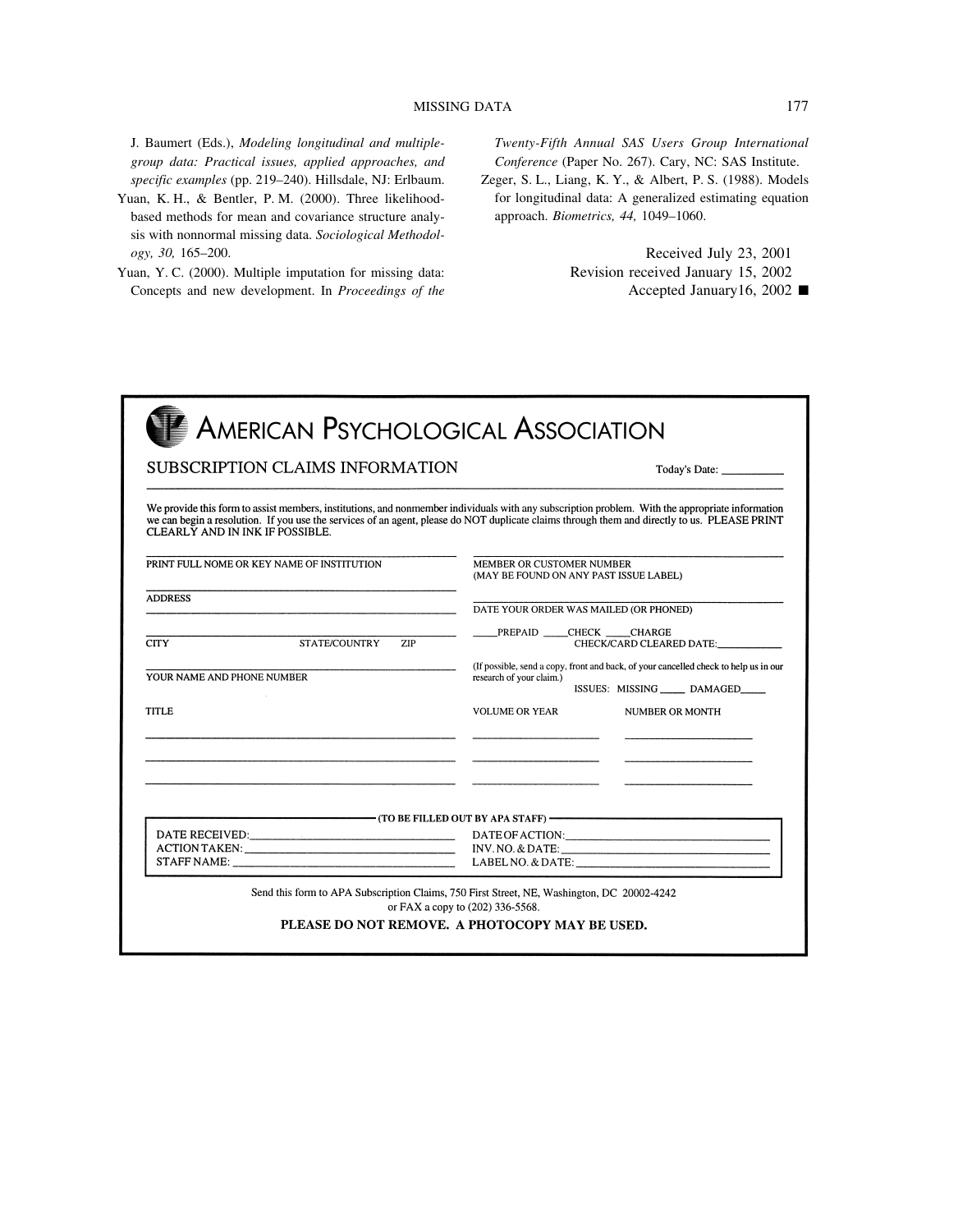J. Baumert (Eds.), *Modeling longitudinal and multiple-group data: Practical issues, applied approaches, and specific examples* (pp. 219–240). Hillsdale, NJ: Erlbaum.

Yuan, K. H., & Bentler, P. M. (2000). Three likelihood-based methods for mean and covariance structure analysis with nonnormal missing data. *Sociological Methodology, 30,* 165–200.

Yuan, Y. C. (2000). Multiple imputation for missing data: Concepts and new development. In *Proceedings of the Twenty-Fifth Annual SAS Users Group International Conference* (Paper No. 267). Cary, NC: SAS Institute.

Zeger, S. L., Liang, K. Y., & Albert, P. S. (1988). Models for longitudinal data: A generalized estimating equation approach. *Biometrics, 44,* 1049–1060.

Received July 23, 2001
Revision received January 15, 2002
Accepted January16, 2002 ■

---

# AMERICAN PSYCHOLOGICAL ASSOCIATION

## SUBSCRIPTION CLAIMS INFORMATION

Today's Date: __________

We provide this form to assist members, institutions, and nonmember individuals with any subscription problem. With the appropriate information we can begin a resolution. If you use the services of an agent, please do NOT duplicate claims through them and directly to us. PLEASE PRINT CLEARLY AND IN INK IF POSSIBLE.

PRINT FULL NOME OR KEY NAME OF INSTITUTION

MEMBER OR CUSTOMER NUMBER
(MAY BE FOUND ON ANY PAST ISSUE LABEL)

ADDRESS

DATE YOUR ORDER WAS MAILED (OR PHONED)

CITY STATE/COUNTRY ZIP

____PREPAID ____CHECK ____CHARGE
CHECK/CARD CLEARED DATE:__________

YOUR NAME AND PHONE NUMBER

(If possible, send a copy, front and back, of your cancelled check to help us in our research of your claim.)

ISSUES: MISSING ____ DAMAGED____

| TITLE | VOLUME OR YEAR | NUMBER OR MONTH |
|---|---|---|
| | | |
| | | |
| | | |

**(TO BE FILLED OUT BY APA STAFF)**

DATE RECEIVED:__________
ACTION TAKEN:__________
STAFF NAME:__________
DATE OF ACTION:__________
INV. NO. & DATE:__________
LABEL NO. & DATE:__________

Send this form to APA Subscription Claims, 750 First Street, NE, Washington, DC 20002-4242
or FAX a copy to (202) 336-5568.

**PLEASE DO NOT REMOVE. A PHOTOCOPY MAY BE USED.**